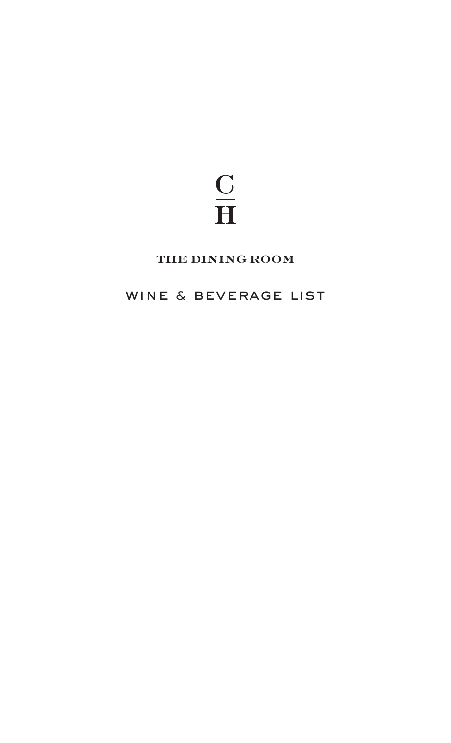C
—
H

# THE DINING ROOM

## WINE & BEVERAGE LIST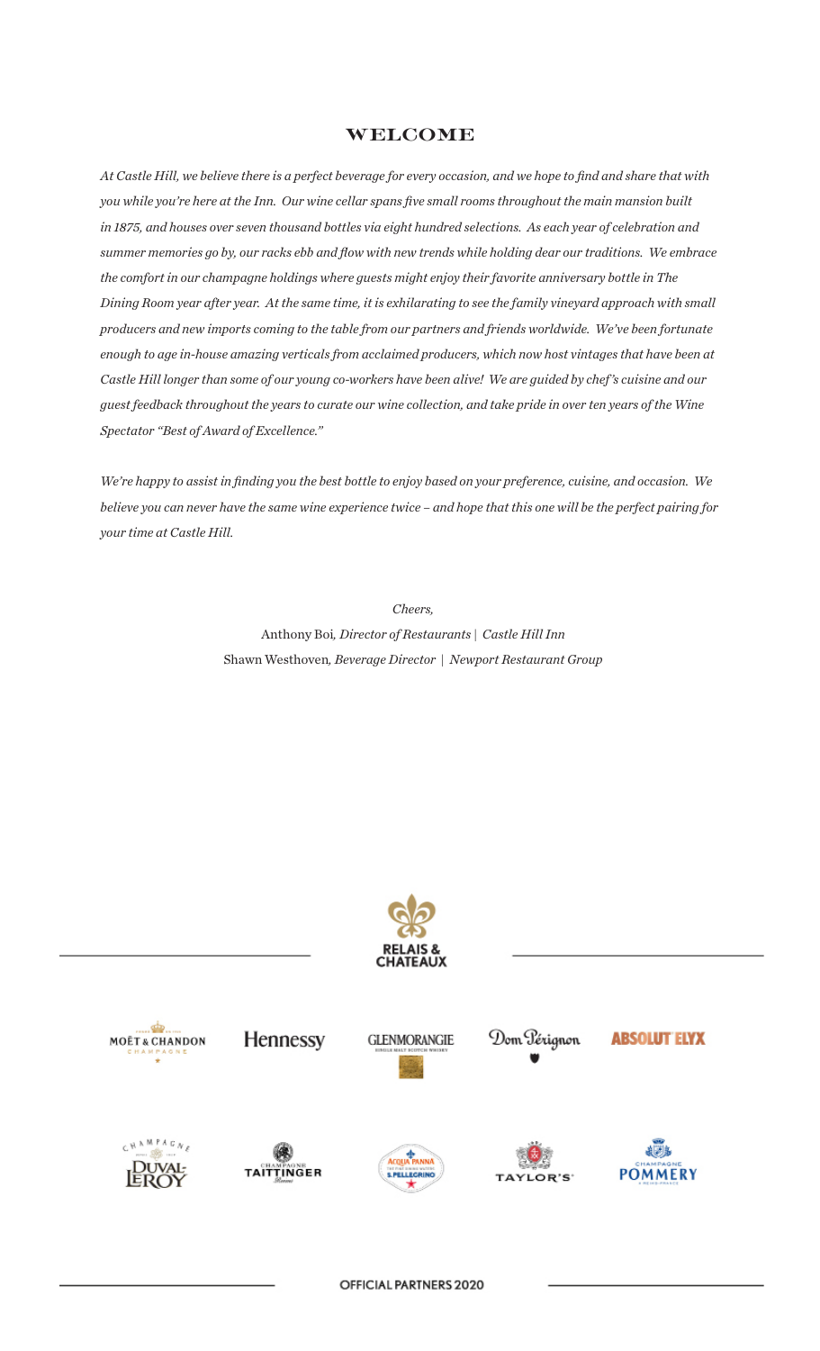# WELCOME

*At Castle Hill, we believe there is a perfect beverage for every occasion, and we hope to find and share that with you while you're here at the Inn. Our wine cellar spans five small rooms throughout the main mansion built in 1875, and houses over seven thousand bottles via eight hundred selections. As each year of celebration and summer memories go by, our racks ebb and flow with new trends while holding dear our traditions. We embrace the comfort in our champagne holdings where guests might enjoy their favorite anniversary bottle in The Dining Room year after year. At the same time, it is exhilarating to see the family vineyard approach with small producers and new imports coming to the table from our partners and friends worldwide. We've been fortunate enough to age in-house amazing verticals from acclaimed producers, which now host vintages that have been at Castle Hill longer than some of our young co-workers have been alive! We are guided by chef's cuisine and our guest feedback throughout the years to curate our wine collection, and take pride in over ten years of the Wine Spectator "Best of Award of Excellence."*

*We're happy to assist in finding you the best bottle to enjoy based on your preference, cuisine, and occasion. We believe you can never have the same wine experience twice – and hope that this one will be the perfect pairing for your time at Castle Hill.*

*Cheers,*

Anthony Boi, *Director of Restaurants | Castle Hill Inn*

Shawn Westhoven, *Beverage Director | Newport Restaurant Group*

RELAIS & CHATEAUX

MOËT & CHANDON CHAMPAGNE | Hennessy | GLENMORANGIE SINGLE MALT SCOTCH WHISKY | Dom Pérignon | ABSOLUT ELYX

CHAMPAGNE DUVAL-LEROY | CHAMPAGNE TAITTINGER | ACQUA PANNA S.PELLEGRINO | TAYLOR'S | CHAMPAGNE POMMERY

OFFICIAL PARTNERS 2020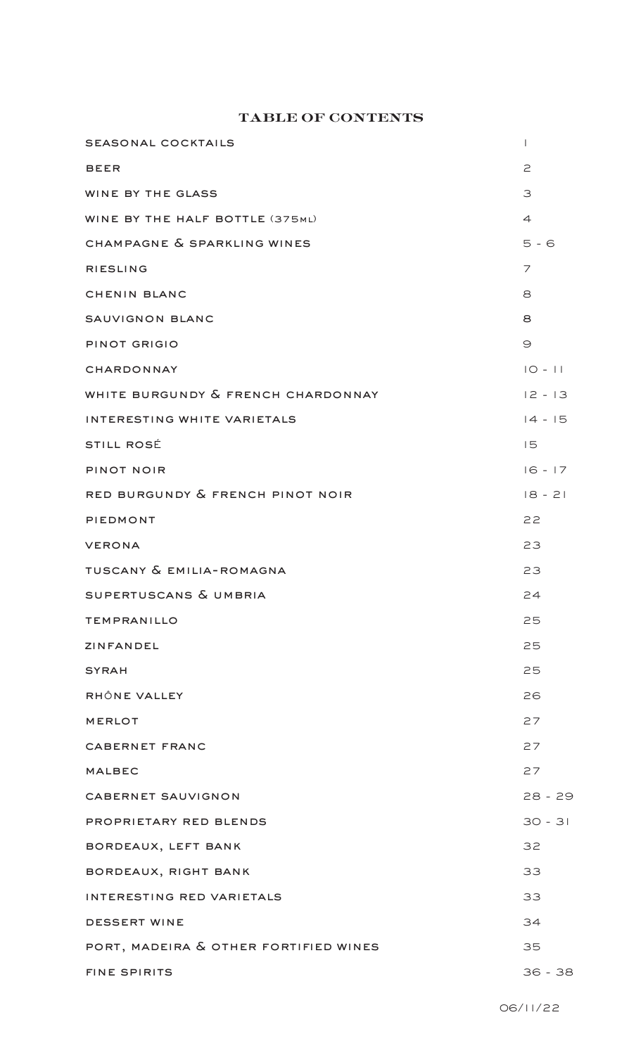# TABLE OF CONTENTS

| Section | Page |
|---|---|
| SEASONAL COCKTAILS | 1 |
| BEER | 2 |
| WINE BY THE GLASS | 3 |
| WINE BY THE HALF BOTTLE (375ML) | 4 |
| CHAMPAGNE & SPARKLING WINES | 5 - 6 |
| RIESLING | 7 |
| CHENIN BLANC | 8 |
| SAUVIGNON BLANC | 8 |
| PINOT GRIGIO | 9 |
| CHARDONNAY | 10 - 11 |
| WHITE BURGUNDY & FRENCH CHARDONNAY | 12 - 13 |
| INTERESTING WHITE VARIETALS | 14 - 15 |
| STILL ROSÉ | 15 |
| PINOT NOIR | 16 - 17 |
| RED BURGUNDY & FRENCH PINOT NOIR | 18 - 21 |
| PIEDMONT | 22 |
| VERONA | 23 |
| TUSCANY & EMILIA-ROMAGNA | 23 |
| SUPERTUSCANS & UMBRIA | 24 |
| TEMPRANILLO | 25 |
| ZINFANDEL | 25 |
| SYRAH | 25 |
| RHÔNE VALLEY | 26 |
| MERLOT | 27 |
| CABERNET FRANC | 27 |
| MALBEC | 27 |
| CABERNET SAUVIGNON | 28 - 29 |
| PROPRIETARY RED BLENDS | 30 - 31 |
| BORDEAUX, LEFT BANK | 32 |
| BORDEAUX, RIGHT BANK | 33 |
| INTERESTING RED VARIETALS | 33 |
| DESSERT WINE | 34 |
| PORT, MADEIRA & OTHER FORTIFIED WINES | 35 |
| FINE SPIRITS | 36 - 38 |

06/11/22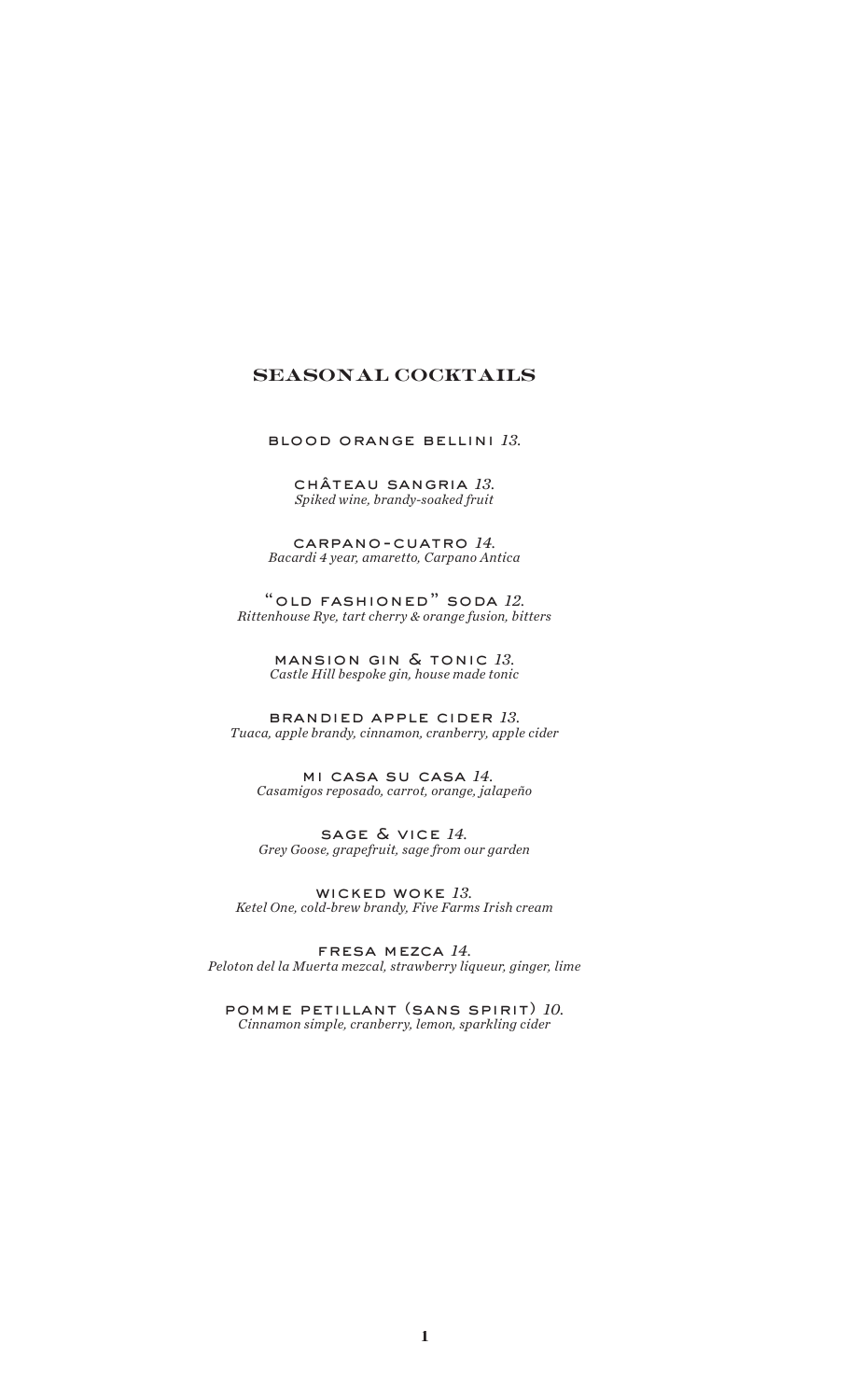## SEASONAL COCKTAILS

BLOOD ORANGE BELLINI *13.*

CHÂTEAU SANGRIA *13.*
*Spiked wine, brandy-soaked fruit*

CARPANO-CUATRO *14.*
*Bacardi 4 year, amaretto, Carpano Antica*

"OLD FASHIONED" SODA *12.*
*Rittenhouse Rye, tart cherry & orange fusion, bitters*

MANSION GIN & TONIC *13.*
*Castle Hill bespoke gin, house made tonic*

BRANDIED APPLE CIDER *13.*
*Tuaca, apple brandy, cinnamon, cranberry, apple cider*

MI CASA SU CASA *14.*
*Casamigos reposado, carrot, orange, jalapeño*

SAGE & VICE *14.*
*Grey Goose, grapefruit, sage from our garden*

WICKED WOKE *13.*
*Ketel One, cold-brew brandy, Five Farms Irish cream*

FRESA MEZCA *14.*
*Peloton del la Muerta mezcal, strawberry liqueur, ginger, lime*

POMME PETILLANT (SANS SPIRIT) *10.*
*Cinnamon simple, cranberry, lemon, sparkling cider*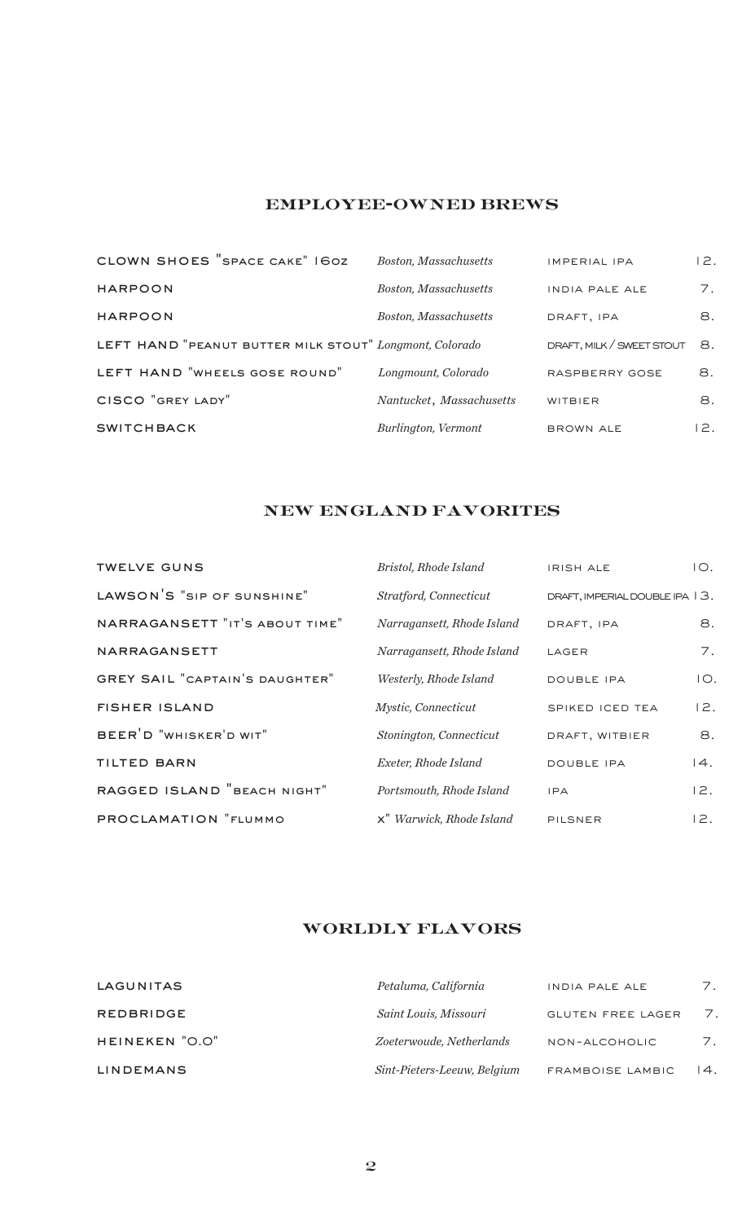## EMPLOYEE-OWNED BREWS

| | | | |
|---|---|---|---|
| CLOWN SHOES "SPACE CAKE" 16OZ | *Boston, Massachusetts* | IMPERIAL IPA | 12. |
| HARPOON | *Boston, Massachusetts* | INDIA PALE ALE | 7. |
| HARPOON | *Boston, Massachusetts* | DRAFT, IPA | 8. |
| LEFT HAND "PEANUT BUTTER MILK STOUT" | *Longmont, Colorado* | DRAFT, MILK / SWEET STOUT | 8. |
| LEFT HAND "WHEELS GOSE ROUND" | *Longmount, Colorado* | RASPBERRY GOSE | 8. |
| CISCO "GREY LADY" | *Nantucket, Massachusetts* | WITBIER | 8. |
| SWITCHBACK | *Burlington, Vermont* | BROWN ALE | 12. |

## NEW ENGLAND FAVORITES

| | | | |
|---|---|---|---|
| TWELVE GUNS | *Bristol, Rhode Island* | IRISH ALE | 10. |
| LAWSON'S "SIP OF SUNSHINE" | *Stratford, Connecticut* | DRAFT, IMPERIAL DOUBLE IPA | 13. |
| NARRAGANSETT "IT'S ABOUT TIME" | *Narragansett, Rhode Island* | DRAFT, IPA | 8. |
| NARRAGANSETT | *Narragansett, Rhode Island* | LAGER | 7. |
| GREY SAIL "CAPTAIN'S DAUGHTER" | *Westerly, Rhode Island* | DOUBLE IPA | 10. |
| FISHER ISLAND | *Mystic, Connecticut* | SPIKED ICED TEA | 12. |
| BEER'D "WHISKER'D WIT" | *Stonington, Connecticut* | DRAFT, WITBIER | 8. |
| TILTED BARN | *Exeter, Rhode Island* | DOUBLE IPA | 14. |
| RAGGED ISLAND "BEACH NIGHT" | *Portsmouth, Rhode Island* | IPA | 12. |
| PROCLAMATION "FLUMMOX" | *Warwick, Rhode Island* | PILSNER | 12. |

## WORLDLY FLAVORS

| | | | |
|---|---|---|---|
| LAGUNITAS | *Petaluma, California* | INDIA PALE ALE | 7. |
| REDBRIDGE | *Saint Louis, Missouri* | GLUTEN FREE LAGER | 7. |
| HEINEKEN "0.0" | *Zoeterwoude, Netherlands* | NON-ALCOHOLIC | 7. |
| LINDEMANS | *Sint-Pieters-Leeuw, Belgium* | FRAMBOISE LAMBIC | 14. |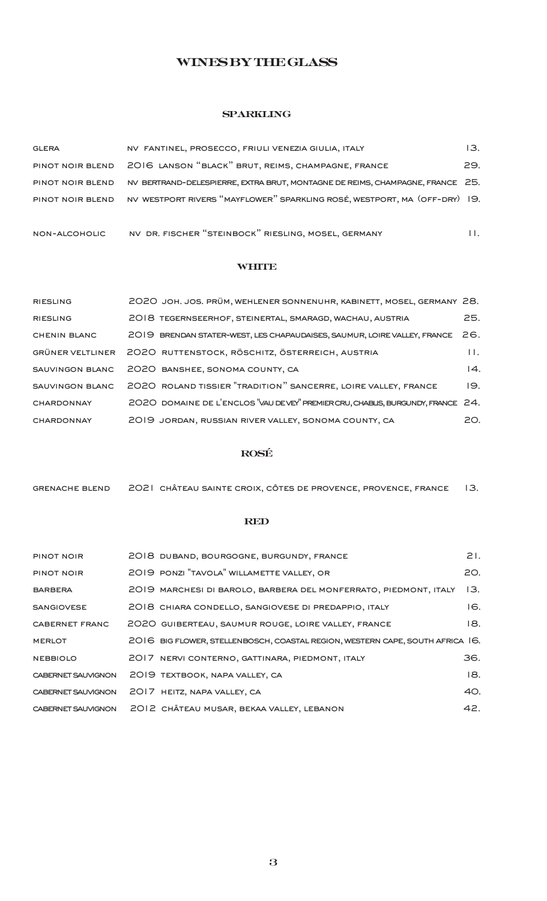# WINES BY THE GLASS

## SPARKLING

| | | |
|---|---|---|
| GLERA | NV FANTINEL, PROSECCO, FRIULI VENEZIA GIULIA, ITALY | 13. |
| PINOT NOIR BLEND | 2016 LANSON "BLACK" BRUT, REIMS, CHAMPAGNE, FRANCE | 29. |
| PINOT NOIR BLEND | NV BERTRAND-DELESPIERRE, EXTRA BRUT, MONTAGNE DE REIMS, CHAMPAGNE, FRANCE | 25. |
| PINOT NOIR BLEND | NV WESTPORT RIVERS "MAYFLOWER" SPARKLING ROSÉ, WESTPORT, MA (OFF-DRY) | 19. |
| NON-ALCOHOLIC | NV DR. FISCHER "STEINBOCK" RIESLING, MOSEL, GERMANY | 11. |

## WHITE

| | | |
|---|---|---|
| RIESLING | 2020 JOH. JOS. PRÜM, WEHLENER SONNENUHR, KABINETT, MOSEL, GERMANY | 28. |
| RIESLING | 2018 TEGERNSEERHOF, STEINERTAL, SMARAGD, WACHAU, AUSTRIA | 25. |
| CHENIN BLANC | 2019 BRENDAN STATER-WEST, LES CHAPAUDAISES, SAUMUR, LOIRE VALLEY, FRANCE | 26. |
| GRÜNER VELTLINER | 2020 RUTTENSTOCK, RÖSCHITZ, ÖSTERREICH, AUSTRIA | 11. |
| SAUVIGNON BLANC | 2020 BANSHEE, SONOMA COUNTY, CA | 14. |
| SAUVIGNON BLANC | 2020 ROLAND TISSIER "TRADITION" SANCERRE, LOIRE VALLEY, FRANCE | 19. |
| CHARDONNAY | 2020 DOMAINE DE L'ENCLOS "VAU DE VEY" PREMIER CRU, CHABLIS, BURGUNDY, FRANCE | 24. |
| CHARDONNAY | 2019 JORDAN, RUSSIAN RIVER VALLEY, SONOMA COUNTY, CA | 20. |

## ROSÉ

| | | |
|---|---|---|
| GRENACHE BLEND | 2021 CHÂTEAU SAINTE CROIX, CÔTES DE PROVENCE, PROVENCE, FRANCE | 13. |

## RED

| | | |
|---|---|---|
| PINOT NOIR | 2018 DUBAND, BOURGOGNE, BURGUNDY, FRANCE | 21. |
| PINOT NOIR | 2019 PONZI "TAVOLA" WILLAMETTE VALLEY, OR | 20. |
| BARBERA | 2019 MARCHESI DI BAROLO, BARBERA DEL MONFERRATO, PIEDMONT, ITALY | 13. |
| SANGIOVESE | 2018 CHIARA CONDELLO, SANGIOVESE DI PREDAPPIO, ITALY | 16. |
| CABERNET FRANC | 2020 GUIBERTEAU, SAUMUR ROUGE, LOIRE VALLEY, FRANCE | 18. |
| MERLOT | 2016 BIG FLOWER, STELLENBOSCH, COASTAL REGION, WESTERN CAPE, SOUTH AFRICA | 16. |
| NEBBIOLO | 2017 NERVI CONTERNO, GATTINARA, PIEDMONT, ITALY | 36. |
| CABERNET SAUVIGNON | 2019 TEXTBOOK, NAPA VALLEY, CA | 18. |
| CABERNET SAUVIGNON | 2017 HEITZ, NAPA VALLEY, CA | 40. |
| CABERNET SAUVIGNON | 2012 CHÂTEAU MUSAR, BEKAA VALLEY, LEBANON | 42. |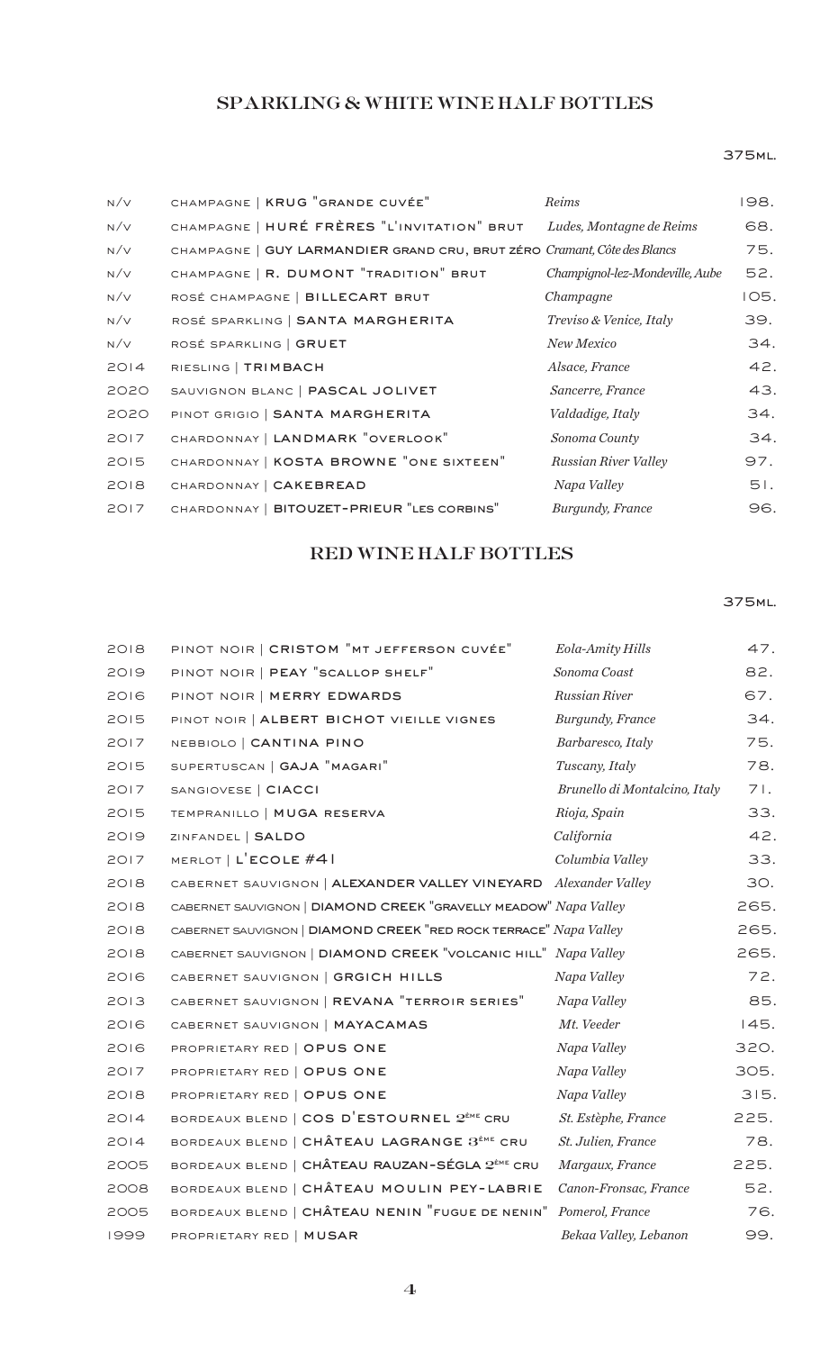## SPARKLING & WHITE WINE HALF BOTTLES

375ML.

| | | | |
|---|---|---|---|
| N/V | CHAMPAGNE \| KRUG "GRANDE CUVÉE" | *Reims* | 198. |
| N/V | CHAMPAGNE \| HURÉ FRÈRES "L'INVITATION" BRUT | *Ludes, Montagne de Reims* | 68. |
| N/V | CHAMPAGNE \| GUY LARMANDIER GRAND CRU, BRUT ZÉRO | *Cramant, Côte des Blancs* | 75. |
| N/V | CHAMPAGNE \| R. DUMONT "TRADITION" BRUT | *Champignol-lez-Mondeville, Aube* | 52. |
| N/V | ROSÉ CHAMPAGNE \| BILLECART BRUT | *Champagne* | 105. |
| N/V | ROSÉ SPARKLING \| SANTA MARGHERITA | *Treviso & Venice, Italy* | 39. |
| N/V | ROSÉ SPARKLING \| GRUET | *New Mexico* | 34. |
| 2014 | RIESLING \| TRIMBACH | *Alsace, France* | 42. |
| 2020 | SAUVIGNON BLANC \| PASCAL JOLIVET | *Sancerre, France* | 43. |
| 2020 | PINOT GRIGIO \| SANTA MARGHERITA | *Valdadige, Italy* | 34. |
| 2017 | CHARDONNAY \| LANDMARK "OVERLOOK" | *Sonoma County* | 34. |
| 2015 | CHARDONNAY \| KOSTA BROWNE "ONE SIXTEEN" | *Russian River Valley* | 97. |
| 2018 | CHARDONNAY \| CAKEBREAD | *Napa Valley* | 51. |
| 2017 | CHARDONNAY \| BITOUZET-PRIEUR "LES CORBINS" | *Burgundy, France* | 96. |

## RED WINE HALF BOTTLES

375ML.

| | | | |
|---|---|---|---|
| 2018 | PINOT NOIR \| CRISTOM "MT JEFFERSON CUVÉE" | *Eola-Amity Hills* | 47. |
| 2019 | PINOT NOIR \| PEAY "SCALLOP SHELF" | *Sonoma Coast* | 82. |
| 2016 | PINOT NOIR \| MERRY EDWARDS | *Russian River* | 67. |
| 2015 | PINOT NOIR \| ALBERT BICHOT VIEILLE VIGNES | *Burgundy, France* | 34. |
| 2017 | NEBBIOLO \| CANTINA PINO | *Barbaresco, Italy* | 75. |
| 2015 | SUPERTUSCAN \| GAJA "MAGARI" | *Tuscany, Italy* | 78. |
| 2017 | SANGIOVESE \| CIACCI | *Brunello di Montalcino, Italy* | 71. |
| 2015 | TEMPRANILLO \| MUGA RESERVA | *Rioja, Spain* | 33. |
| 2019 | ZINFANDEL \| SALDO | *California* | 42. |
| 2017 | MERLOT \| L'ECOLE #41 | *Columbia Valley* | 33. |
| 2018 | CABERNET SAUVIGNON \| ALEXANDER VALLEY VINEYARD | *Alexander Valley* | 30. |
| 2018 | CABERNET SAUVIGNON \| DIAMOND CREEK "GRAVELLY MEADOW" | *Napa Valley* | 265. |
| 2018 | CABERNET SAUVIGNON \| DIAMOND CREEK "RED ROCK TERRACE" | *Napa Valley* | 265. |
| 2018 | CABERNET SAUVIGNON \| DIAMOND CREEK "VOLCANIC HILL" | *Napa Valley* | 265. |
| 2016 | CABERNET SAUVIGNON \| GRGICH HILLS | *Napa Valley* | 72. |
| 2013 | CABERNET SAUVIGNON \| REVANA "TERROIR SERIES" | *Napa Valley* | 85. |
| 2016 | CABERNET SAUVIGNON \| MAYACAMAS | *Mt. Veeder* | 145. |
| 2016 | PROPRIETARY RED \| OPUS ONE | *Napa Valley* | 320. |
| 2017 | PROPRIETARY RED \| OPUS ONE | *Napa Valley* | 305. |
| 2018 | PROPRIETARY RED \| OPUS ONE | *Napa Valley* | 315. |
| 2014 | BORDEAUX BLEND \| COS D'ESTOURNEL 2ÈME CRU | *St. Estèphe, France* | 225. |
| 2014 | BORDEAUX BLEND \| CHÂTEAU LAGRANGE 3ÈME CRU | *St. Julien, France* | 78. |
| 2005 | BORDEAUX BLEND \| CHÂTEAU RAUZAN-SÉGLA 2ÈME CRU | *Margaux, France* | 225. |
| 2008 | BORDEAUX BLEND \| CHÂTEAU MOULIN PEY-LABRIE | *Canon-Fronsac, France* | 52. |
| 2005 | BORDEAUX BLEND \| CHÂTEAU NENIN "FUGUE DE NENIN" | *Pomerol, France* | 76. |
| 1999 | PROPRIETARY RED \| MUSAR | *Bekaa Valley, Lebanon* | 99. |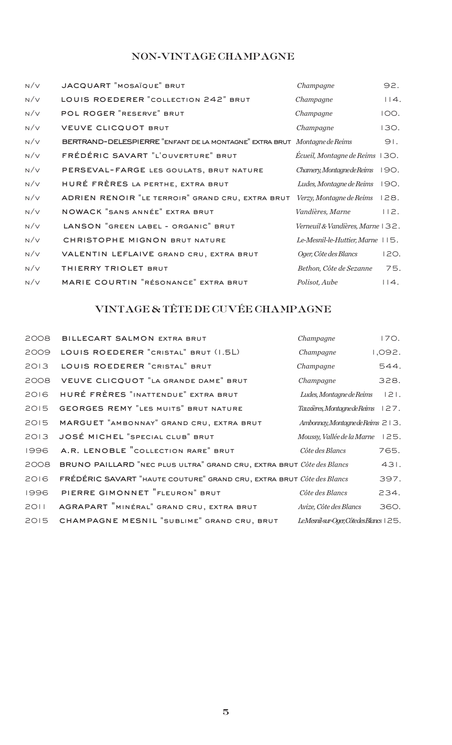## NON-VINTAGE CHAMPAGNE

| | | | |
|---|---|---|---|
| N/V | JACQUART "MOSAÏQUE" BRUT | *Champagne* | 92. |
| N/V | LOUIS ROEDERER "COLLECTION 242" BRUT | *Champagne* | 114. |
| N/V | POL ROGER "RESERVE" BRUT | *Champagne* | 100. |
| N/V | VEUVE CLICQUOT BRUT | *Champagne* | 130. |
| N/V | BERTRAND-DELESPIERRE "ENFANT DE LA MONTAGNE" EXTRA BRUT | *Montagne de Reims* | 91. |
| N/V | FRÉDÉRIC SAVART "L'OUVERTURE" BRUT | *Écueil, Montagne de Reims* | 130. |
| N/V | PERSEVAL-FARGE LES GOULATS, BRUT NATURE | *Chamery, Montagne de Reims* | 190. |
| N/V | HURÉ FRÈRES LA PERTHE, EXTRA BRUT | *Ludes, Montagne de Reims* | 190. |
| N/V | ADRIEN RENOIR "LE TERROIR" GRAND CRU, EXTRA BRUT | *Verzy, Montagne de Reims* | 128. |
| N/V | NOWACK "SANS ANNÉE" EXTRA BRUT | *Vandières, Marne* | 112. |
| N/V | LANSON "GREEN LABEL - ORGANIC" BRUT | *Verneuil & Vandières, Marne* | 132. |
| N/V | CHRISTOPHE MIGNON BRUT NATURE | *Le-Mesnil-le-Huttier, Marne* | 115. |
| N/V | VALENTIN LEFLAIVE GRAND CRU, EXTRA BRUT | *Oger, Côte des Blancs* | 120. |
| N/V | THIERRY TRIOLET BRUT | *Bethon, Côte de Sezanne* | 75. |
| N/V | MARIE COURTIN "RÉSONANCE" EXTRA BRUT | *Polisot, Aube* | 114. |

## VINTAGE & TÊTE DE CUVÉE CHAMPAGNE

| | | | |
|---|---|---|---|
| 2008 | BILLECART SALMON EXTRA BRUT | *Champagne* | 170. |
| 2009 | LOUIS ROEDERER "CRISTAL" BRUT (1.5L) | *Champagne* | 1,092. |
| 2013 | LOUIS ROEDERER "CRISTAL" BRUT | *Champagne* | 544. |
| 2008 | VEUVE CLICQUOT "LA GRANDE DAME" BRUT | *Champagne* | 328. |
| 2016 | HURÉ FRÈRES "INATTENDUE" EXTRA BRUT | *Ludes, Montagne de Reims* | 121. |
| 2015 | GEORGES REMY "LES MUITS" BRUT NATURE | *Tauxières, Montagne de Reims* | 127. |
| 2015 | MARGUET "AMBONNAY" GRAND CRU, EXTRA BRUT | *Ambonnay, Montagne de Reims* | 213. |
| 2013 | JOSÉ MICHEL "SPECIAL CLUB" BRUT | *Moussy, Vallée de la Marne* | 125. |
| 1996 | A.R. LENOBLE "COLLECTION RARE" BRUT | *Côte des Blancs* | 765. |
| 2008 | BRUNO PAILLARD "NEC PLUS ULTRA" GRAND CRU, EXTRA BRUT | *Côte des Blancs* | 431. |
| 2016 | FRÉDÉRIC SAVART "HAUTE COUTURE" GRAND CRU, EXTRA BRUT | *Côte des Blancs* | 397. |
| 1996 | PIERRE GIMONNET "FLEURON" BRUT | *Côte des Blancs* | 234. |
| 2011 | AGRAPART "MINÉRAL" GRAND CRU, EXTRA BRUT | *Avize, Côte des Blancs* | 360. |
| 2015 | CHAMPAGNE MESNIL "SUBLIME" GRAND CRU, BRUT | *Le Mesnil-sur-Oger, Côte des Blancs* | 125. |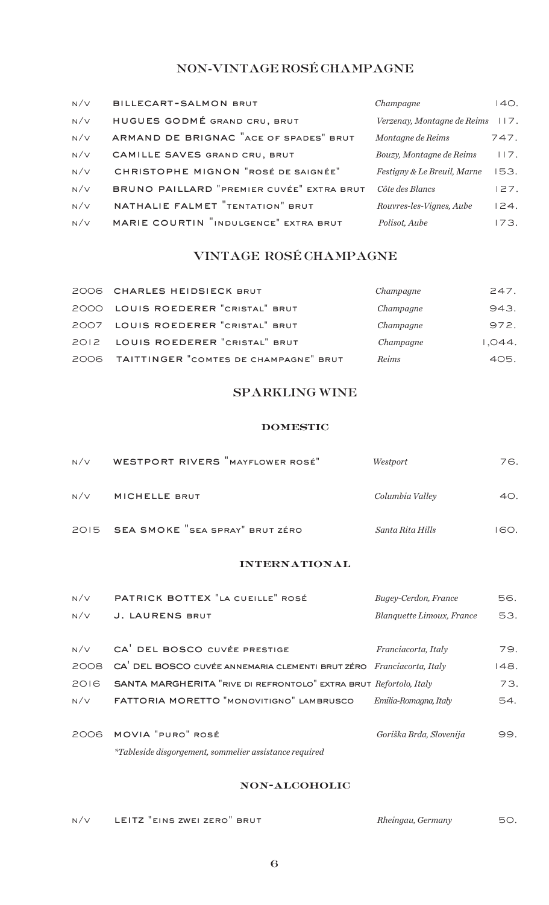## NON-VINTAGE ROSÉ CHAMPAGNE

| | | | |
|---|---|---|---|
| N/V | BILLECART-SALMON BRUT | *Champagne* | 140. |
| N/V | HUGUES GODMÉ GRAND CRU, BRUT | *Verzenay, Montagne de Reims* | 117. |
| N/V | ARMAND DE BRIGNAC "ACE OF SPADES" BRUT | *Montagne de Reims* | 747. |
| N/V | CAMILLE SAVES GRAND CRU, BRUT | *Bouzy, Montagne de Reims* | 117. |
| N/V | CHRISTOPHE MIGNON "ROSÉ DE SAIGNÉE" | *Festigny & Le Breuil, Marne* | 153. |
| N/V | BRUNO PAILLARD "PREMIER CUVÉE" EXTRA BRUT | *Côte des Blancs* | 127. |
| N/V | NATHALIE FALMET "TENTATION" BRUT | *Rouvres-les-Vignes, Aube* | 124. |
| N/V | MARIE COURTIN "INDULGENCE" EXTRA BRUT | *Polisot, Aube* | 173. |

## VINTAGE ROSÉ CHAMPAGNE

| | | | |
|---|---|---|---|
| 2006 | CHARLES HEIDSIECK BRUT | *Champagne* | 247. |
| 2000 | LOUIS ROEDERER "CRISTAL" BRUT | *Champagne* | 943. |
| 2007 | LOUIS ROEDERER "CRISTAL" BRUT | *Champagne* | 972. |
| 2012 | LOUIS ROEDERER "CRISTAL" BRUT | *Champagne* | 1,044. |
| 2006 | TAITTINGER "COMTES DE CHAMPAGNE" BRUT | *Reims* | 405. |

## SPARKLING WINE

### DOMESTIC

| | | | |
|---|---|---|---|
| N/V | WESTPORT RIVERS "MAYFLOWER ROSÉ" | *Westport* | 76. |
| N/V | MICHELLE BRUT | *Columbia Valley* | 40. |
| 2015 | SEA SMOKE "SEA SPRAY" BRUT ZÉRO | *Santa Rita Hills* | 160. |

### INTERNATIONAL

| | | | |
|---|---|---|---|
| N/V | PATRICK BOTTEX "LA CUEILLE" ROSÉ | *Bugey-Cerdon, France* | 56. |
| N/V | J. LAURENS BRUT | *Blanquette Limoux, France* | 53. |
| N/V | CA' DEL BOSCO CUVÉE PRESTIGE | *Franciacorta, Italy* | 79. |
| 2008 | CA' DEL BOSCO CUVÉE ANNEMARIA CLEMENTI BRUT ZÉRO | *Franciacorta, Italy* | 148. |
| 2016 | SANTA MARGHERITA "RIVE DI REFRONTOLO" EXTRA BRUT | *Refortolo, Italy* | 73. |
| N/V | FATTORIA MORETTO "MONOVITIGNO" LAMBRUSCO | *Emilia-Romagna, Italy* | 54. |
| 2006 | MOVIA "PURO" ROSÉ | *Goriška Brda, Slovenija* | 99. |

*\*Tableside disgorgement, sommelier assistance required*

### NON-ALCOHOLIC

| | | | |
|---|---|---|---|
| N/V | LEITZ "EINS ZWEI ZERO" BRUT | *Rheingau, Germany* | 50. |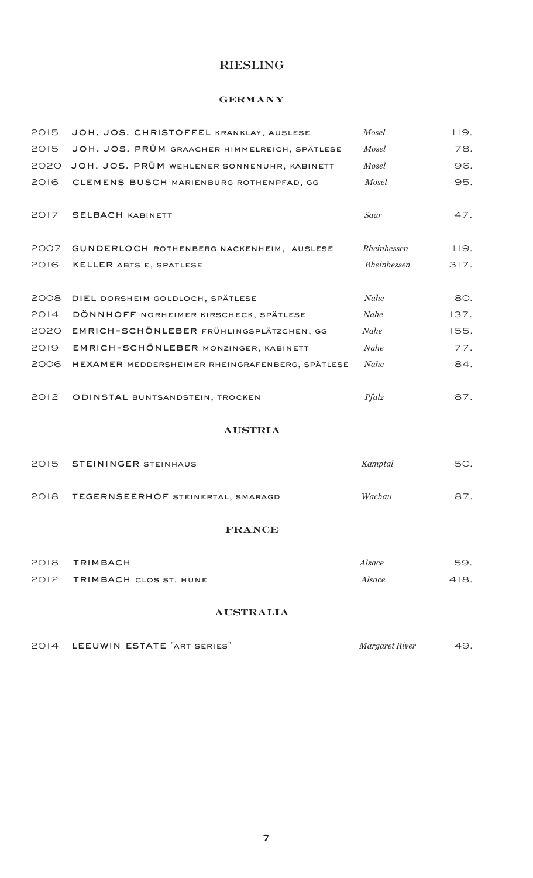# RIESLING

## GERMANY

| | | | |
|---|---|---|---|
| 2015 | **JOH. JOS. CHRISTOFFEL** KRANKLAY, AUSLESE | *Mosel* | 119. |
| 2015 | **JOH. JOS. PRÜM** GRAACHER HIMMELREICH, SPÄTLESE | *Mosel* | 78. |
| 2020 | **JOH. JOS. PRÜM** WEHLENER SONNENUHR, KABINETT | *Mosel* | 96. |
| 2016 | **CLEMENS BUSCH** MARIENBURG ROTHENPFAD, GG | *Mosel* | 95. |
| 2017 | **SELBACH** KABINETT | *Saar* | 47. |
| 2007 | **GUNDERLOCH** ROTHENBERG NACKENHEIM, AUSLESE | *Rheinhessen* | 119. |
| 2016 | **KELLER** ABTS E, SPATLESE | *Rheinhessen* | 317. |
| 2008 | **DIEL** DORSHEIM GOLDLOCH, SPÄTLESE | *Nahe* | 80. |
| 2014 | **DÖNNHOFF** NORHEIMER KIRSCHECK, SPÄTLESE | *Nahe* | 137. |
| 2020 | **EMRICH-SCHÖNLEBER** FRÜHLINGSPLÄTZCHEN, GG | *Nahe* | 155. |
| 2019 | **EMRICH-SCHÖNLEBER** MONZINGER, KABINETT | *Nahe* | 77. |
| 2006 | **HEXAMER** MEDDERSHEIMER RHEINGRAFENBERG, SPÄTLESE | *Nahe* | 84. |
| 2012 | **ODINSTAL** BUNTSANDSTEIN, TROCKEN | *Pfalz* | 87. |

## AUSTRIA

| | | | |
|---|---|---|---|
| 2015 | **STEININGER** STEINHAUS | *Kamptal* | 50. |
| 2018 | **TEGERNSEERHOF** STEINERTAL, SMARAGD | *Wachau* | 87. |

## FRANCE

| | | | |
|---|---|---|---|
| 2018 | **TRIMBACH** | *Alsace* | 59. |
| 2012 | **TRIMBACH** CLOS ST. HUNE | *Alsace* | 418. |

## AUSTRALIA

| | | | |
|---|---|---|---|
| 2014 | **LEEUWIN ESTATE** "ART SERIES" | *Margaret River* | 49. |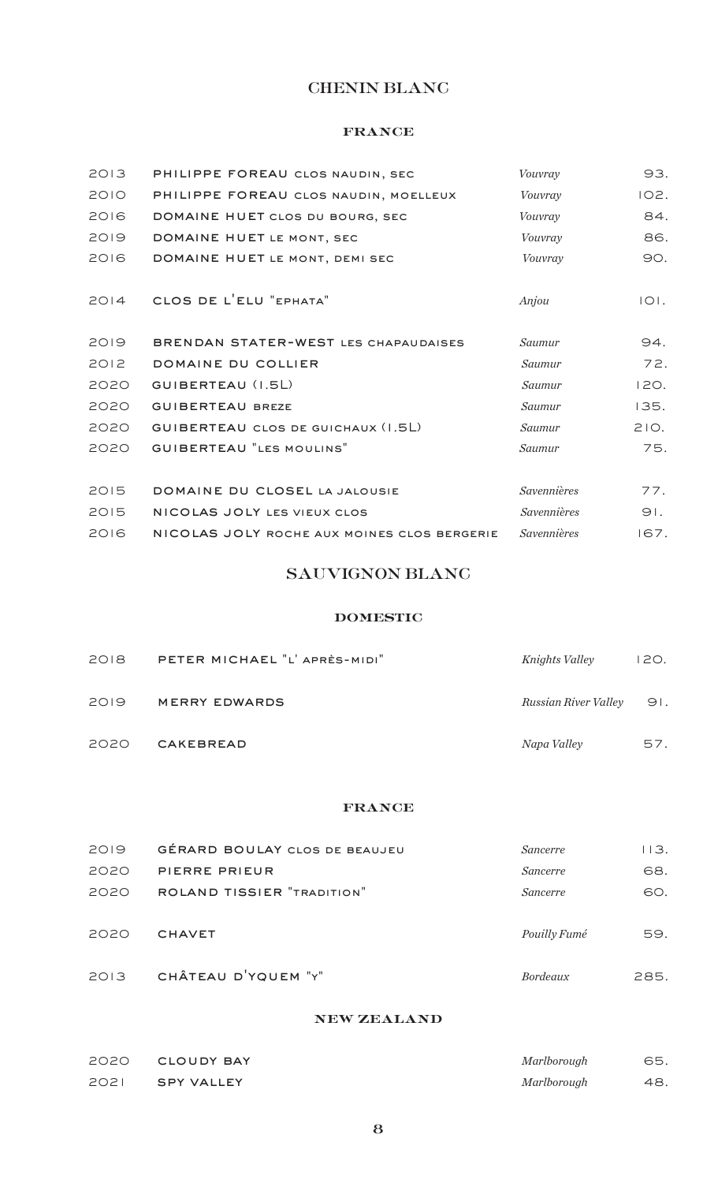# CHENIN BLANC

## FRANCE

| | | | |
|---|---|---|---|
| 2013 | PHILIPPE FOREAU CLOS NAUDIN, SEC | *Vouvray* | 93. |
| 2010 | PHILIPPE FOREAU CLOS NAUDIN, MOELLEUX | *Vouvray* | 102. |
| 2016 | DOMAINE HUET CLOS DU BOURG, SEC | *Vouvray* | 84. |
| 2019 | DOMAINE HUET LE MONT, SEC | *Vouvray* | 86. |
| 2016 | DOMAINE HUET LE MONT, DEMI SEC | *Vouvray* | 90. |
| 2014 | CLOS DE L'ELU "EPHATA" | *Anjou* | 101. |
| 2019 | BRENDAN STATER-WEST LES CHAPAUDAISES | *Saumur* | 94. |
| 2012 | DOMAINE DU COLLIER | *Saumur* | 72. |
| 2020 | GUIBERTEAU (1.5L) | *Saumur* | 120. |
| 2020 | GUIBERTEAU BREZE | *Saumur* | 135. |
| 2020 | GUIBERTEAU CLOS DE GUICHAUX (1.5L) | *Saumur* | 210. |
| 2020 | GUIBERTEAU "LES MOULINS" | *Saumur* | 75. |
| 2015 | DOMAINE DU CLOSEL LA JALOUSIE | *Savennières* | 77. |
| 2015 | NICOLAS JOLY LES VIEUX CLOS | *Savennières* | 91. |
| 2016 | NICOLAS JOLY ROCHE AUX MOINES CLOS BERGERIE | *Savennières* | 167. |

# SAUVIGNON BLANC

## DOMESTIC

| | | | |
|---|---|---|---|
| 2018 | PETER MICHAEL "L' APRÈS-MIDI" | *Knights Valley* | 120. |
| 2019 | MERRY EDWARDS | *Russian River Valley* | 91. |
| 2020 | CAKEBREAD | *Napa Valley* | 57. |

## FRANCE

| | | | |
|---|---|---|---|
| 2019 | GÉRARD BOULAY CLOS DE BEAUJEU | *Sancerre* | 113. |
| 2020 | PIERRE PRIEUR | *Sancerre* | 68. |
| 2020 | ROLAND TISSIER "TRADITION" | *Sancerre* | 60. |
| 2020 | CHAVET | *Pouilly Fumé* | 59. |
| 2013 | CHÂTEAU D'YQUEM "Y" | *Bordeaux* | 285. |

## NEW ZEALAND

| | | | |
|---|---|---|---|
| 2020 | CLOUDY BAY | *Marlborough* | 65. |
| 2021 | SPY VALLEY | *Marlborough* | 48. |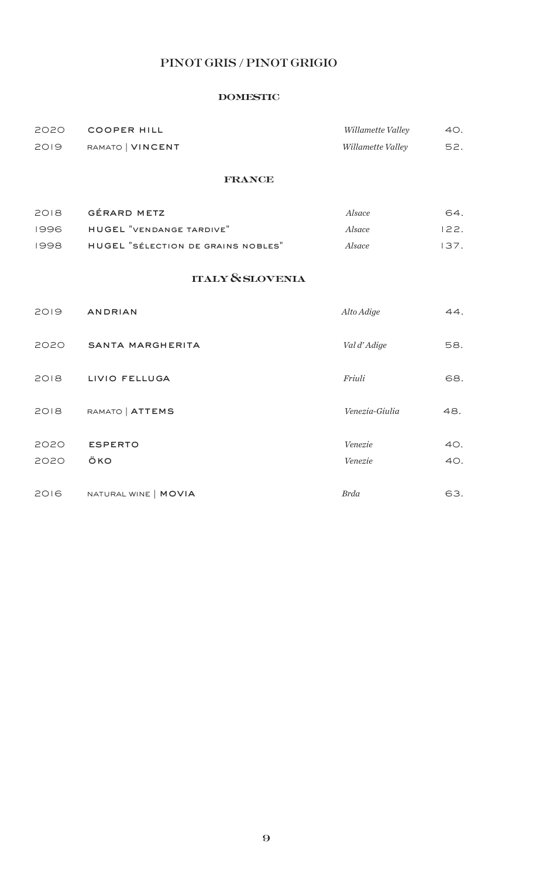# PINOT GRIS / PINOT GRIGIO

## DOMESTIC

| | | | |
|---|---|---|---|
| 2020 | COOPER HILL | *Willamette Valley* | 40. |
| 2019 | RAMATO \| **VINCENT** | *Willamette Valley* | 52. |

## FRANCE

| | | | |
|---|---|---|---|
| 2018 | GÉRARD METZ | *Alsace* | 64. |
| 1996 | HUGEL "VENDANGE TARDIVE" | *Alsace* | 122. |
| 1998 | HUGEL "SÉLECTION DE GRAINS NOBLES" | *Alsace* | 137. |

## ITALY & SLOVENIA

| | | | |
|---|---|---|---|
| 2019 | ANDRIAN | *Alto Adige* | 44. |
| 2020 | SANTA MARGHERITA | *Val d' Adige* | 58. |
| 2018 | LIVIO FELLUGA | *Friuli* | 68. |
| 2018 | RAMATO \| **ATTEMS** | *Venezia-Giulia* | 48. |
| 2020 | ESPERTO | *Venezie* | 40. |
| 2020 | ÖKO | *Venezie* | 40. |
| 2016 | NATURAL WINE \| **MOVIA** | *Brda* | 63. |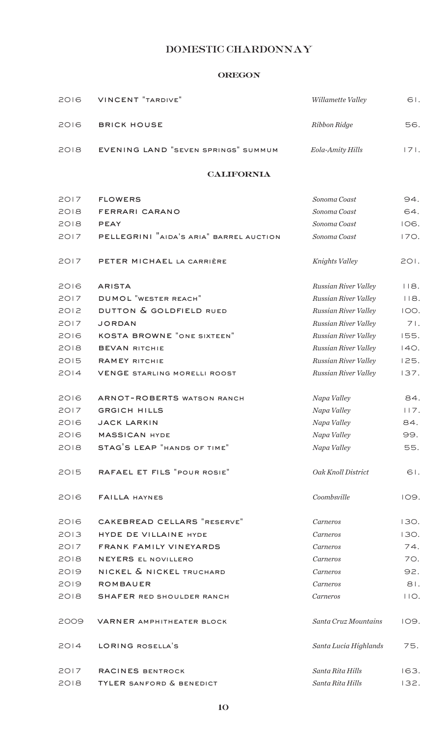# DOMESTIC CHARDONNAY

## OREGON

| | | | |
|---|---|---|---|
| 2016 | VINCENT "TARDIVE" | *Willamette Valley* | 61. |
| 2016 | BRICK HOUSE | *Ribbon Ridge* | 56. |
| 2018 | EVENING LAND "SEVEN SPRINGS" SUMMUM | *Eola-Amity Hills* | 171. |

## CALIFORNIA

| | | | |
|---|---|---|---|
| 2017 | FLOWERS | *Sonoma Coast* | 94. |
| 2018 | FERRARI CARANO | *Sonoma Coast* | 64. |
| 2018 | PEAY | *Sonoma Coast* | 106. |
| 2017 | PELLEGRINI "AIDA'S ARIA" BARREL AUCTION | *Sonoma Coast* | 170. |
| 2017 | PETER MICHAEL LA CARRIÈRE | *Knights Valley* | 201. |
| 2016 | ARISTA | *Russian River Valley* | 118. |
| 2017 | DUMOL "WESTER REACH" | *Russian River Valley* | 118. |
| 2012 | DUTTON & GOLDFIELD RUED | *Russian River Valley* | 100. |
| 2017 | JORDAN | *Russian River Valley* | 71. |
| 2016 | KOSTA BROWNE "ONE SIXTEEN" | *Russian River Valley* | 155. |
| 2018 | BEVAN RITCHIE | *Russian River Valley* | 140. |
| 2015 | RAMEY RITCHIE | *Russian River Valley* | 125. |
| 2014 | VENGE STARLING MORELLI ROOST | *Russian River Valley* | 137. |
| 2016 | ARNOT-ROBERTS WATSON RANCH | *Napa Valley* | 84. |
| 2017 | GRGICH HILLS | *Napa Valley* | 117. |
| 2016 | JACK LARKIN | *Napa Valley* | 84. |
| 2016 | MASSICAN HYDE | *Napa Valley* | 99. |
| 2018 | STAG'S LEAP "HANDS OF TIME" | *Napa Valley* | 55. |
| 2015 | RAFAEL ET FILS "POUR ROSIE" | *Oak Knoll District* | 61. |
| 2016 | FAILLA HAYNES | *Coombsville* | 109. |
| 2016 | CAKEBREAD CELLARS "RESERVE" | *Carneros* | 130. |
| 2013 | HYDE DE VILLAINE HYDE | *Carneros* | 130. |
| 2017 | FRANK FAMILY VINEYARDS | *Carneros* | 74. |
| 2018 | NEYERS EL NOVILLERO | *Carneros* | 70. |
| 2019 | NICKEL & NICKEL TRUCHARD | *Carneros* | 92. |
| 2019 | ROMBAUER | *Carneros* | 81. |
| 2018 | SHAFER RED SHOULDER RANCH | *Carneros* | 110. |
| 2009 | VARNER AMPHITHEATER BLOCK | *Santa Cruz Mountains* | 109. |
| 2014 | LORING ROSELLA'S | *Santa Lucia Highlands* | 75. |
| 2017 | RACINES BENTROCK | *Santa Rita Hills* | 163. |
| 2018 | TYLER SANFORD & BENEDICT | *Santa Rita Hills* | 132. |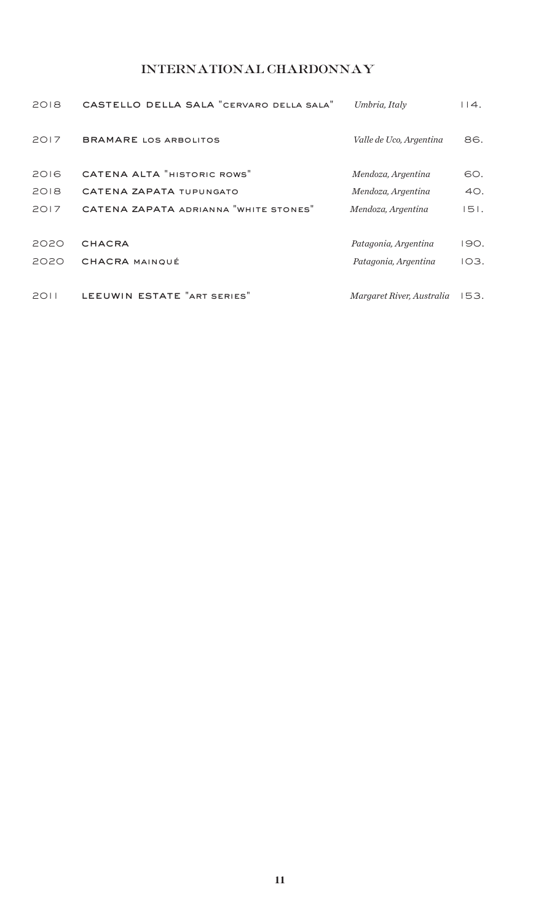## INTERNATIONAL CHARDONNAY

| | | | |
|---|---|---|---|
| 2018 | CASTELLO DELLA SALA "CERVARO DELLA SALA" | *Umbria, Italy* | 114. |
| 2017 | BRAMARE LOS ARBOLITOS | *Valle de Uco, Argentina* | 86. |
| 2016 | CATENA ALTA "HISTORIC ROWS" | *Mendoza, Argentina* | 60. |
| 2018 | CATENA ZAPATA TUPUNGATO | *Mendoza, Argentina* | 40. |
| 2017 | CATENA ZAPATA ADRIANNA "WHITE STONES" | *Mendoza, Argentina* | 151. |
| 2020 | CHACRA | *Patagonia, Argentina* | 190. |
| 2020 | CHACRA MAINQUÉ | *Patagonia, Argentina* | 103. |
| 2011 | LEEUWIN ESTATE "ART SERIES" | *Margaret River, Australia* | 153. |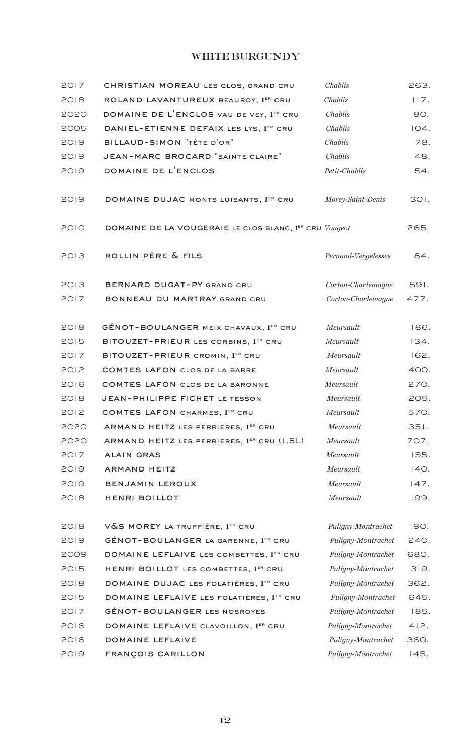## WHITE BURGUNDY

| | | | |
|---|---|---|---|
| 2017 | CHRISTIAN MOREAU LES CLOS, GRAND CRU | *Chablis* | 263. |
| 2018 | ROLAND LAVANTUREUX BEAUROY, 1ER CRU | *Chablis* | 117. |
| 2020 | DOMAINE DE L'ENCLOS VAU DE VEY, 1ER CRU | *Chablis* | 80. |
| 2005 | DANIEL-ETIENNE DEFAIX LES LYS, 1ER CRU | *Chablis* | 104. |
| 2019 | BILLAUD-SIMON "TÊTE D'OR" | *Chablis* | 78. |
| 2019 | JEAN-MARC BROCARD "SAINTE CLAIRE" | *Chablis* | 48. |
| 2019 | DOMAINE DE L'ENCLOS | *Petit-Chablis* | 54. |
| 2019 | DOMAINE DUJAC MONTS LUISANTS, 1ER CRU | *Morey-Saint-Denis* | 301. |
| 2010 | DOMAINE DE LA VOUGERAIE LE CLOS BLANC, 1ER CRU | *Vougeot* | 265. |
| 2013 | ROLLIN PÈRE & FILS | *Pernand-Vergelesses* | 84. |
| 2013 | BERNARD DUGAT-PY GRAND CRU | *Corton-Charlemagne* | 591. |
| 2017 | BONNEAU DU MARTRAY GRAND CRU | *Corton-Charlemagne* | 477. |
| 2018 | GÉNOT-BOULANGER MEIX CHAVAUX, 1ER CRU | *Meursault* | 186. |
| 2015 | BITOUZET-PRIEUR LES CORBINS, 1ER CRU | *Meursault* | 134. |
| 2017 | BITOUZET-PRIEUR CROMIN, 1ER CRU | *Meursault* | 162. |
| 2012 | COMTES LAFON CLOS DE LA BARRE | *Meursault* | 400. |
| 2016 | COMTES LAFON CLOS DE LA BARONNE | *Meursault* | 270. |
| 2018 | JEAN-PHILIPPE FICHET LE TESSON | *Meursault* | 205. |
| 2012 | COMTES LAFON CHARMES, 1ER CRU | *Meursault* | 570. |
| 2020 | ARMAND HEITZ LES PERRIERES, 1ER CRU | *Meursault* | 351. |
| 2020 | ARMAND HEITZ LES PERRIERES, 1ER CRU (1.5L) | *Meursault* | 707. |
| 2017 | ALAIN GRAS | *Meursault* | 155. |
| 2019 | ARMAND HEITZ | *Meursault* | 140. |
| 2019 | BENJAMIN LEROUX | *Meursault* | 147. |
| 2018 | HENRI BOILLOT | *Meursault* | 199. |
| 2018 | V&S MOREY LA TRUFFIÈRE, 1ER CRU | *Puligny-Montrachet* | 190. |
| 2019 | GÉNOT-BOULANGER LA GARENNE, 1ER CRU | *Puligny-Montrachet* | 240. |
| 2009 | DOMAINE LEFLAIVE LES COMBETTES, 1ER CRU | *Puligny-Montrachet* | 680. |
| 2015 | HENRI BOILLOT LES COMBETTES, 1ER CRU | *Puligny-Montrachet* | 319. |
| 2018 | DOMAINE DUJAC LES FOLATIÈRES, 1ER CRU | *Puligny-Montrachet* | 362. |
| 2015 | DOMAINE LEFLAIVE LES FOLATIÈRES, 1ER CRU | *Puligny-Montrachet* | 645. |
| 2017 | GÉNOT-BOULANGER LES NOSROYES | *Puligny-Montrachet* | 185. |
| 2016 | DOMAINE LEFLAIVE CLAVOILLON, 1ER CRU | *Puligny-Montrachet* | 412. |
| 2016 | DOMAINE LEFLAIVE | *Puligny-Montrachet* | 360. |
| 2019 | FRANÇOIS CARILLON | *Puligny-Montrachet* | 145. |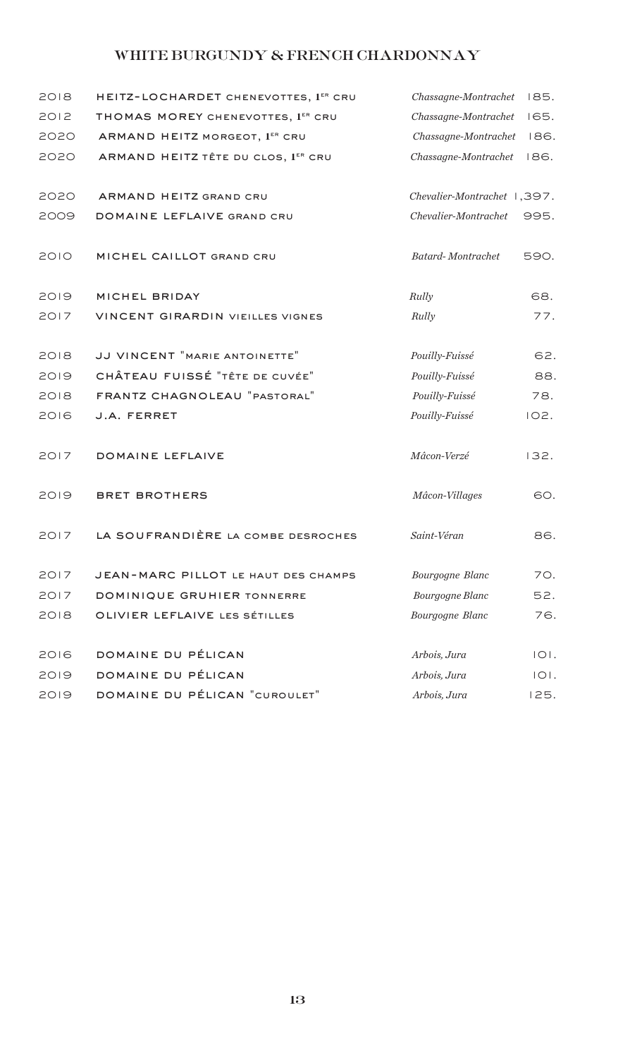## WHITE BURGUNDY & FRENCH CHARDONNAY

| | | | |
|---|---|---|---|
| 2018 | HEITZ-LOCHARDET CHENEVOTTES, 1ER CRU | *Chassagne-Montrachet* | 185. |
| 2012 | THOMAS MOREY CHENEVOTTES, 1ER CRU | *Chassagne-Montrachet* | 165. |
| 2020 | ARMAND HEITZ MORGEOT, 1ER CRU | *Chassagne-Montrachet* | 186. |
| 2020 | ARMAND HEITZ TÊTE DU CLOS, 1ER CRU | *Chassagne-Montrachet* | 186. |
| | | | |
| 2020 | ARMAND HEITZ GRAND CRU | *Chevalier-Montrachet* | 1,397. |
| 2009 | DOMAINE LEFLAIVE GRAND CRU | *Chevalier-Montrachet* | 995. |
| | | | |
| 2010 | MICHEL CAILLOT GRAND CRU | *Batard-Montrachet* | 590. |
| | | | |
| 2019 | MICHEL BRIDAY | *Rully* | 68. |
| 2017 | VINCENT GIRARDIN VIEILLES VIGNES | *Rully* | 77. |
| | | | |
| 2018 | JJ VINCENT "MARIE ANTOINETTE" | *Pouilly-Fuissé* | 62. |
| 2019 | CHÂTEAU FUISSÉ "TÊTE DE CUVÉE" | *Pouilly-Fuissé* | 88. |
| 2018 | FRANTZ CHAGNOLEAU "PASTORAL" | *Pouilly-Fuissé* | 78. |
| 2016 | J.A. FERRET | *Pouilly-Fuissé* | 102. |
| | | | |
| 2017 | DOMAINE LEFLAIVE | *Mâcon-Verzé* | 132. |
| | | | |
| 2019 | BRET BROTHERS | *Mâcon-Villages* | 60. |
| | | | |
| 2017 | LA SOUFRANDIÈRE LA COMBE DESROCHES | *Saint-Véran* | 86. |
| | | | |
| 2017 | JEAN-MARC PILLOT LE HAUT DES CHAMPS | *Bourgogne Blanc* | 70. |
| 2017 | DOMINIQUE GRUHIER TONNERRE | *Bourgogne Blanc* | 52. |
| 2018 | OLIVIER LEFLAIVE LES SÉTILLES | *Bourgogne Blanc* | 76. |
| | | | |
| 2016 | DOMAINE DU PÉLICAN | *Arbois, Jura* | 101. |
| 2019 | DOMAINE DU PÉLICAN | *Arbois, Jura* | 101. |
| 2019 | DOMAINE DU PÉLICAN "CUROULET" | *Arbois, Jura* | 125. |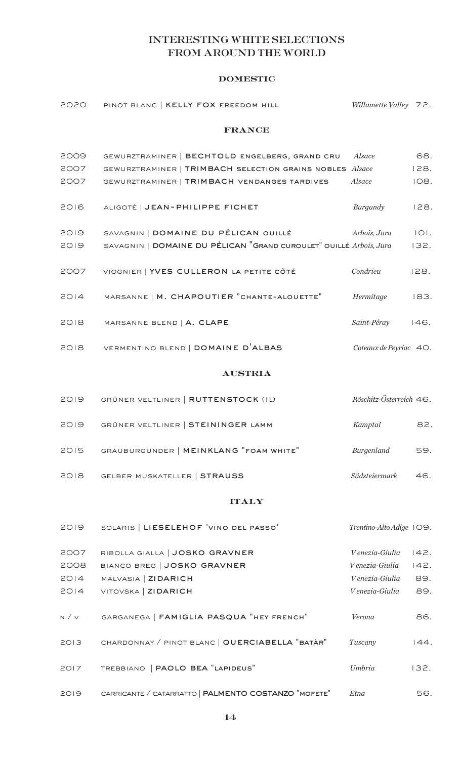# INTERESTING WHITE SELECTIONS FROM AROUND THE WORLD

## DOMESTIC

| | | | |
|---|---|---|---|
| 2020 | PINOT BLANC \| **KELLY FOX** FREEDOM HILL | *Willamette Valley* | 72. |

## FRANCE

| | | | |
|---|---|---|---|
| 2009 | GEWURZTRAMINER \| **BECHTOLD** ENGELBERG, GRAND CRU | *Alsace* | 68. |
| 2007 | GEWURZTRAMINER \| **TRIMBACH** SELECTION GRAINS NOBLES | *Alsace* | 128. |
| 2007 | GEWURZTRAMINER \| **TRIMBACH** VENDANGES TARDIVES | *Alsace* | 108. |
| 2016 | ALIGOTÉ \| **JEAN-PHILIPPE FICHET** | *Burgundy* | 128. |
| 2019 | SAVAGNIN \| **DOMAINE DU PÉLICAN** OUILLÉ | *Arbois, Jura* | 101. |
| 2019 | SAVAGNIN \| **DOMAINE DU PÉLICAN** "GRAND CUROULET" OUILLÉ | *Arbois, Jura* | 132. |
| 2007 | VIOGNIER \| **YVES CULLERON** LA PETITE CÔTÉ | *Condrieu* | 128. |
| 2014 | MARSANNE \| **M. CHAPOUTIER** "CHANTE-ALOUETTE" | *Hermitage* | 183. |
| 2018 | MARSANNE BLEND \| **A. CLAPE** | *Saint-Péray* | 146. |
| 2018 | VERMENTINO BLEND \| **DOMAINE D'ALBAS** | *Coteaux de Peyriac* | 40. |

## AUSTRIA

| | | | |
|---|---|---|---|
| 2019 | GRÜNER VELTLINER \| **RUTTENSTOCK** (1L) | *Röschitz-Österreich* | 46. |
| 2019 | GRÜNER VELTLINER \| **STEININGER** LAMM | *Kamptal* | 82. |
| 2015 | GRAUBURGUNDER \| **MEINKLANG** "FOAM WHITE" | *Burgenland* | 59. |
| 2018 | GELBER MUSKATELLER \| **STRAUSS** | *Südsteiermark* | 46. |

## ITALY

| | | | |
|---|---|---|---|
| 2019 | SOLARIS \| **LIESELEHOF** 'VINO DEL PASSO' | *Trentino-Alto Adige* | 109. |
| 2007 | RIBOLLA GIALLA \| **JOSKO GRAVNER** | *Venezia-Giulia* | 142. |
| 2008 | BIANCO BREG \| **JOSKO GRAVNER** | *Venezia-Giulia* | 142. |
| 2014 | MALVASIA \| **ZIDARICH** | *Venezia-Giulia* | 89. |
| 2014 | VITOVSKA \| **ZIDARICH** | *Venezia-Giulia* | 89. |
| N / V | GARGANEGA \| **FAMIGLIA PASQUA** "HEY FRENCH" | *Verona* | 86. |
| 2013 | CHARDONNAY / PINOT BLANC \| **QUERCIABELLA** "BATÀR" | *Tuscany* | 144. |
| 2017 | TREBBIANO \| **PAOLO BEA** "LAPIDEUS" | *Umbria* | 132. |
| 2019 | CARRICANTE / CATARRATTO \| **PALMENTO COSTANZO** "MOFETE" | *Etna* | 56. |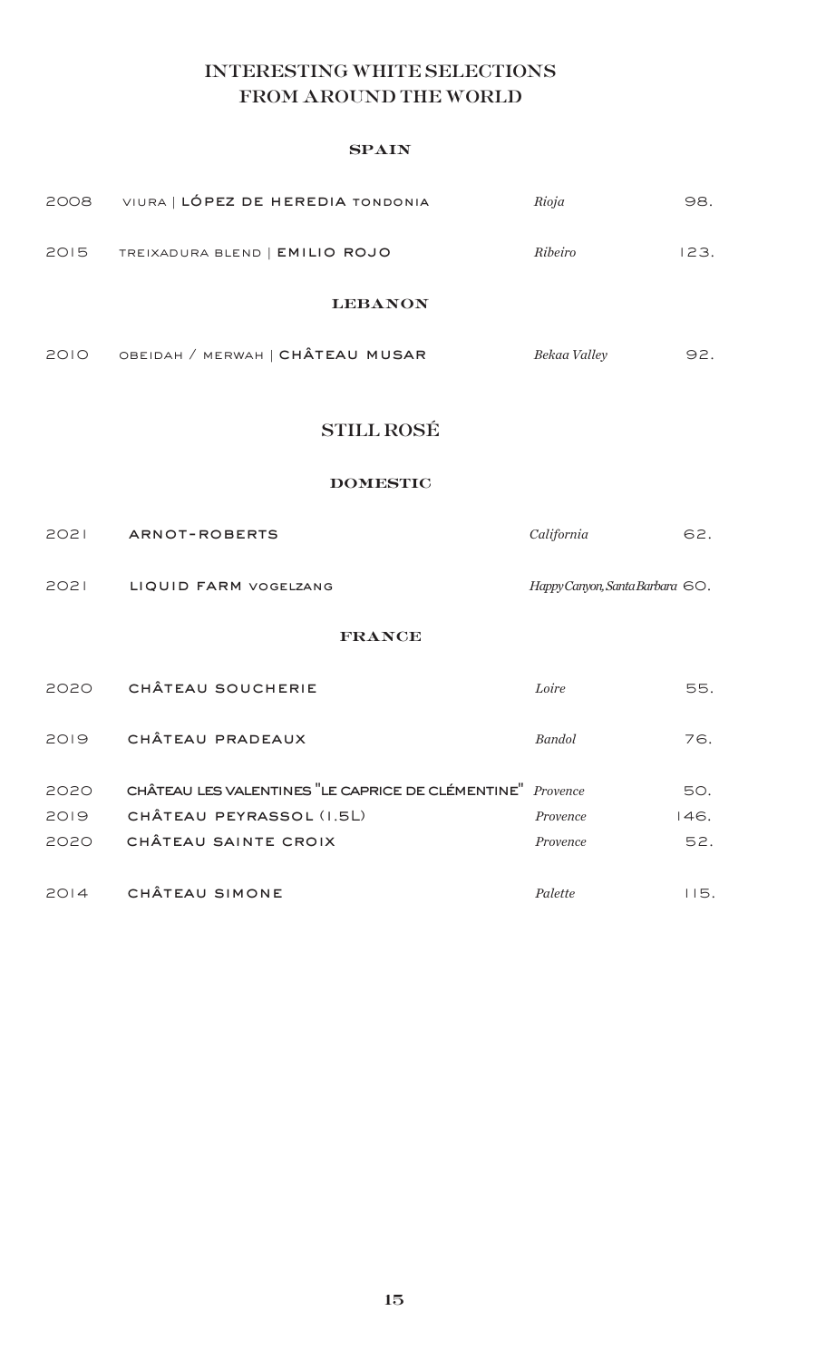## INTERESTING WHITE SELECTIONS FROM AROUND THE WORLD

### SPAIN

| | | | |
|---|---|---|---|
| 2008 | VIURA \| **LÓPEZ DE HEREDIA** TONDONIA | *Rioja* | 98. |
| 2015 | TREIXADURA BLEND \| **EMILIO ROJO** | *Ribeiro* | 123. |

### LEBANON

| | | | |
|---|---|---|---|
| 2010 | OBEIDAH / MERWAH \| **CHÂTEAU MUSAR** | *Bekaa Valley* | 92. |

## STILL ROSÉ

### DOMESTIC

| | | | |
|---|---|---|---|
| 2021 | **ARNOT-ROBERTS** | *California* | 62. |
| 2021 | **LIQUID FARM** VOGELZANG | *Happy Canyon, Santa Barbara* | 60. |

### FRANCE

| | | | |
|---|---|---|---|
| 2020 | **CHÂTEAU SOUCHERIE** | *Loire* | 55. |
| 2019 | **CHÂTEAU PRADEAUX** | *Bandol* | 76. |
| 2020 | **CHÂTEAU LES VALENTINES "LE CAPRICE DE CLÉMENTINE"** | *Provence* | 50. |
| 2019 | **CHÂTEAU PEYRASSOL (1.5L)** | *Provence* | 146. |
| 2020 | **CHÂTEAU SAINTE CROIX** | *Provence* | 52. |
| 2014 | **CHÂTEAU SIMONE** | *Palette* | 115. |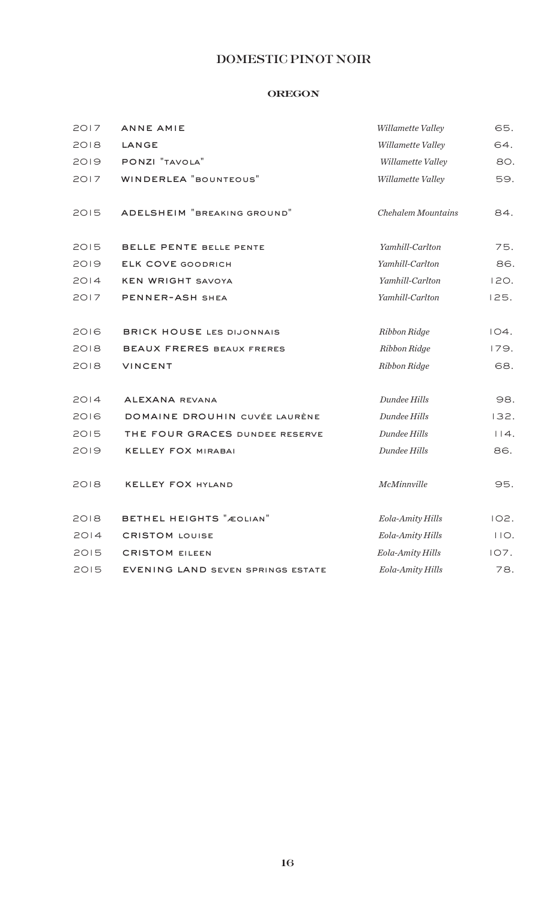# DOMESTIC PINOT NOIR

## OREGON

| | | | |
|---|---|---|---|
| 2017 | ANNE AMIE | *Willamette Valley* | 65. |
| 2018 | LANGE | *Willamette Valley* | 64. |
| 2019 | PONZI "TAVOLA" | *Willamette Valley* | 80. |
| 2017 | WINDERLEA "BOUNTEOUS" | *Willamette Valley* | 59. |
| 2015 | ADELSHEIM "BREAKING GROUND" | *Chehalem Mountains* | 84. |
| 2015 | BELLE PENTE BELLE PENTE | *Yamhill-Carlton* | 75. |
| 2019 | ELK COVE GOODRICH | *Yamhill-Carlton* | 86. |
| 2014 | KEN WRIGHT SAVOYA | *Yamhill-Carlton* | 120. |
| 2017 | PENNER-ASH SHEA | *Yamhill-Carlton* | 125. |
| 2016 | BRICK HOUSE LES DIJONNAIS | *Ribbon Ridge* | 104. |
| 2018 | BEAUX FRERES BEAUX FRERES | *Ribbon Ridge* | 179. |
| 2018 | VINCENT | *Ribbon Ridge* | 68. |
| 2014 | ALEXANA REVANA | *Dundee Hills* | 98. |
| 2016 | DOMAINE DROUHIN CUVÉE LAURÈNE | *Dundee Hills* | 132. |
| 2015 | THE FOUR GRACES DUNDEE RESERVE | *Dundee Hills* | 114. |
| 2019 | KELLEY FOX MIRABAI | *Dundee Hills* | 86. |
| 2018 | KELLEY FOX HYLAND | *McMinnville* | 95. |
| 2018 | BETHEL HEIGHTS "ÆOLIAN" | *Eola-Amity Hills* | 102. |
| 2014 | CRISTOM LOUISE | *Eola-Amity Hills* | 110. |
| 2015 | CRISTOM EILEEN | *Eola-Amity Hills* | 107. |
| 2015 | EVENING LAND SEVEN SPRINGS ESTATE | *Eola-Amity Hills* | 78. |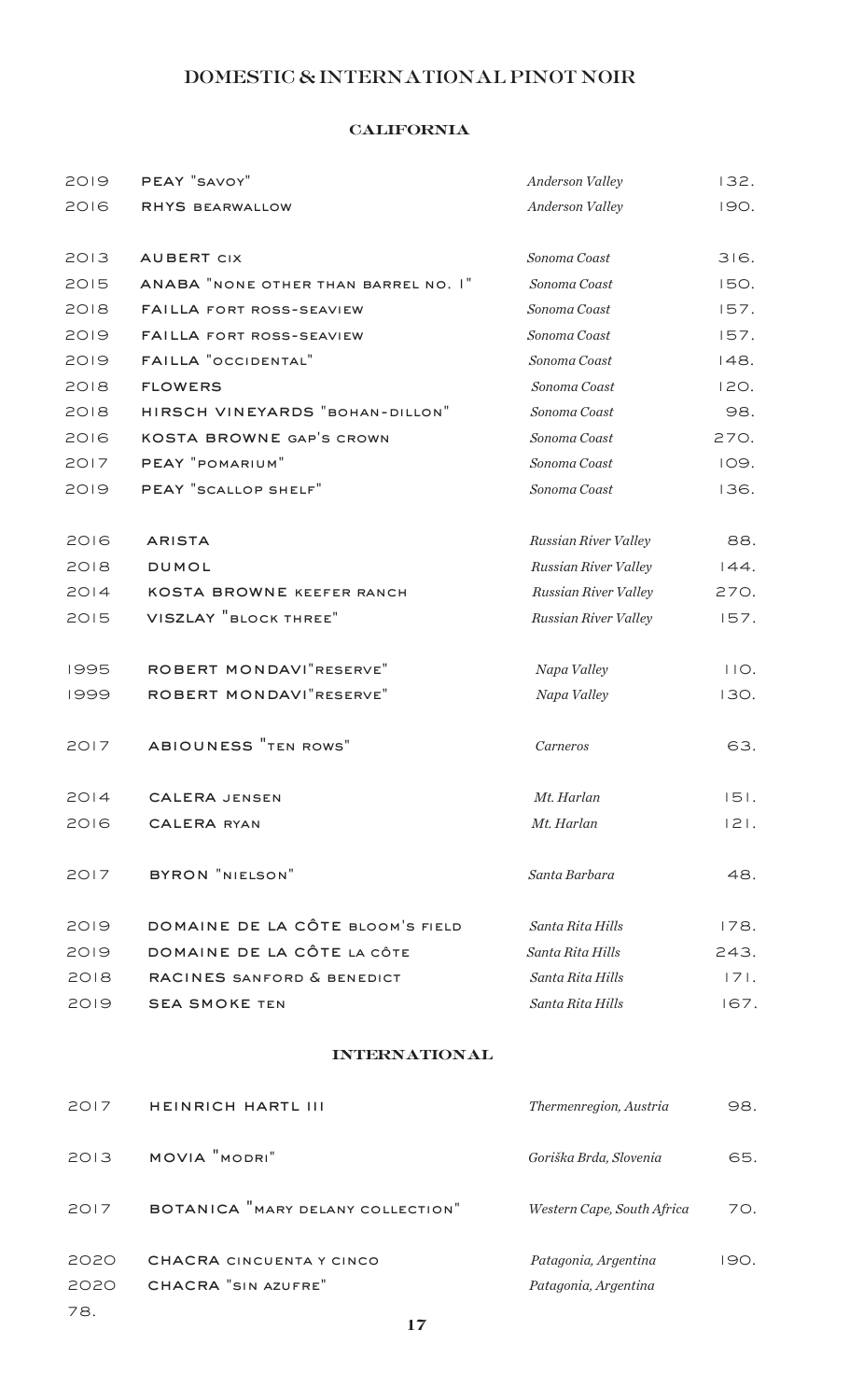# DOMESTIC & INTERNATIONAL PINOT NOIR

## CALIFORNIA

| | | | |
|---|---|---|---|
| 2019 | PEAY "SAVOY" | *Anderson Valley* | 132. |
| 2016 | RHYS BEARWALLOW | *Anderson Valley* | 190. |
| | | | |
| 2013 | AUBERT CIX | *Sonoma Coast* | 316. |
| 2015 | ANABA "NONE OTHER THAN BARREL NO. 1" | *Sonoma Coast* | 150. |
| 2018 | FAILLA FORT ROSS-SEAVIEW | *Sonoma Coast* | 157. |
| 2019 | FAILLA FORT ROSS-SEAVIEW | *Sonoma Coast* | 157. |
| 2019 | FAILLA "OCCIDENTAL" | *Sonoma Coast* | 148. |
| 2018 | FLOWERS | *Sonoma Coast* | 120. |
| 2018 | HIRSCH VINEYARDS "BOHAN-DILLON" | *Sonoma Coast* | 98. |
| 2016 | KOSTA BROWNE GAP'S CROWN | *Sonoma Coast* | 270. |
| 2017 | PEAY "POMARIUM" | *Sonoma Coast* | 109. |
| 2019 | PEAY "SCALLOP SHELF" | *Sonoma Coast* | 136. |
| | | | |
| 2016 | ARISTA | *Russian River Valley* | 88. |
| 2018 | DUMOL | *Russian River Valley* | 144. |
| 2014 | KOSTA BROWNE KEEFER RANCH | *Russian River Valley* | 270. |
| 2015 | VISZLAY "BLOCK THREE" | *Russian River Valley* | 157. |
| | | | |
| 1995 | ROBERT MONDAVI "RESERVE" | *Napa Valley* | 110. |
| 1999 | ROBERT MONDAVI "RESERVE" | *Napa Valley* | 130. |
| | | | |
| 2017 | ABIOUNESS "TEN ROWS" | *Carneros* | 63. |
| | | | |
| 2014 | CALERA JENSEN | *Mt. Harlan* | 151. |
| 2016 | CALERA RYAN | *Mt. Harlan* | 121. |
| | | | |
| 2017 | BYRON "NIELSON" | *Santa Barbara* | 48. |
| | | | |
| 2019 | DOMAINE DE LA CÔTE BLOOM'S FIELD | *Santa Rita Hills* | 178. |
| 2019 | DOMAINE DE LA CÔTE LA CÔTE | *Santa Rita Hills* | 243. |
| 2018 | RACINES SANFORD & BENEDICT | *Santa Rita Hills* | 171. |
| 2019 | SEA SMOKE TEN | *Santa Rita Hills* | 167. |

## INTERNATIONAL

| | | | |
|---|---|---|---|
| 2017 | HEINRICH HARTL III | *Thermenregion, Austria* | 98. |
| 2013 | MOVIA "MODRI" | *Goriška Brda, Slovenia* | 65. |
| 2017 | BOTANICA "MARY DELANY COLLECTION" | *Western Cape, South Africa* | 70. |
| 2020 | CHACRA CINCUENTA Y CINCO | *Patagonia, Argentina* | 190. |
| 2020 | CHACRA "SIN AZUFRE" | *Patagonia, Argentina* | 78. |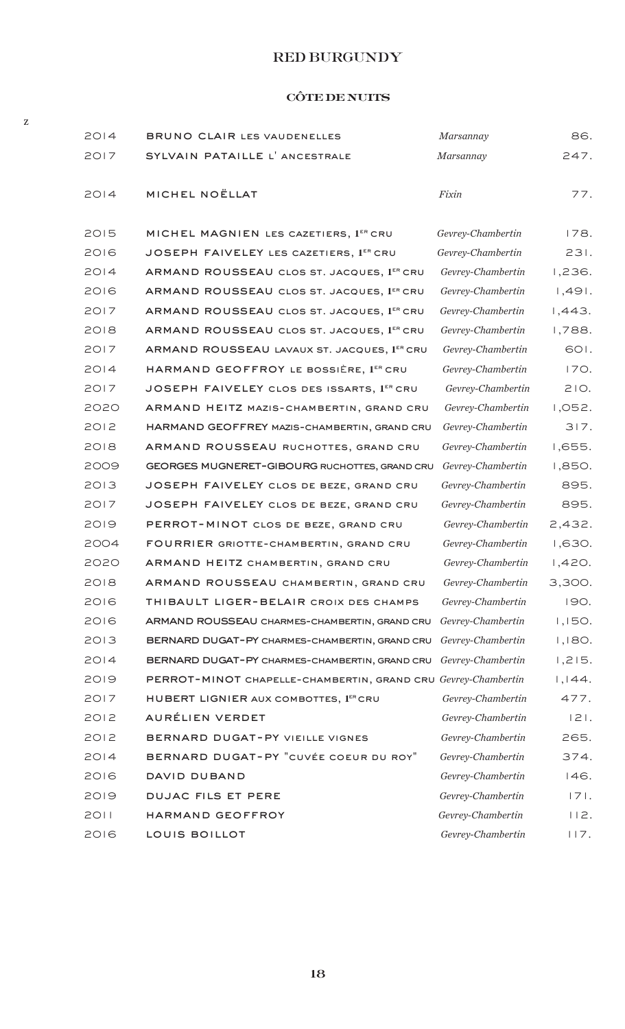# RED BURGUNDY

## CÔTE DE NUITS

z

| | | | |
|---|---|---|---|
| 2014 | BRUNO CLAIR LES VAUDENELLES | *Marsannay* | 86. |
| 2017 | SYLVAIN PATAILLE L' ANCESTRALE | *Marsannay* | 247. |
| 2014 | MICHEL NOËLLAT | *Fixin* | 77. |
| 2015 | MICHEL MAGNIEN LES CAZETIERS, 1ER CRU | *Gevrey-Chambertin* | 178. |
| 2016 | JOSEPH FAIVELEY LES CAZETIERS, 1ER CRU | *Gevrey-Chambertin* | 231. |
| 2014 | ARMAND ROUSSEAU CLOS ST. JACQUES, 1ER CRU | *Gevrey-Chambertin* | 1,236. |
| 2016 | ARMAND ROUSSEAU CLOS ST. JACQUES, 1ER CRU | *Gevrey-Chambertin* | 1,491. |
| 2017 | ARMAND ROUSSEAU CLOS ST. JACQUES, 1ER CRU | *Gevrey-Chambertin* | 1,443. |
| 2018 | ARMAND ROUSSEAU CLOS ST. JACQUES, 1ER CRU | *Gevrey-Chambertin* | 1,788. |
| 2017 | ARMAND ROUSSEAU LAVAUX ST. JACQUES, 1ER CRU | *Gevrey-Chambertin* | 601. |
| 2014 | HARMAND GEOFFROY LE BOSSIÈRE, 1ER CRU | *Gevrey-Chambertin* | 170. |
| 2017 | JOSEPH FAIVELEY CLOS DES ISSARTS, 1ER CRU | *Gevrey-Chambertin* | 210. |
| 2020 | ARMAND HEITZ MAZIS-CHAMBERTIN, GRAND CRU | *Gevrey-Chambertin* | 1,052. |
| 2012 | HARMAND GEOFFREY MAZIS-CHAMBERTIN, GRAND CRU | *Gevrey-Chambertin* | 317. |
| 2018 | ARMAND ROUSSEAU RUCHOTTES, GRAND CRU | *Gevrey-Chambertin* | 1,655. |
| 2009 | GEORGES MUGNERET-GIBOURG RUCHOTTES, GRAND CRU | *Gevrey-Chambertin* | 1,850. |
| 2013 | JOSEPH FAIVELEY CLOS DE BEZE, GRAND CRU | *Gevrey-Chambertin* | 895. |
| 2017 | JOSEPH FAIVELEY CLOS DE BEZE, GRAND CRU | *Gevrey-Chambertin* | 895. |
| 2019 | PERROT-MINOT CLOS DE BEZE, GRAND CRU | *Gevrey-Chambertin* | 2,432. |
| 2004 | FOURRIER GRIOTTE-CHAMBERTIN, GRAND CRU | *Gevrey-Chambertin* | 1,630. |
| 2020 | ARMAND HEITZ CHAMBERTIN, GRAND CRU | *Gevrey-Chambertin* | 1,420. |
| 2018 | ARMAND ROUSSEAU CHAMBERTIN, GRAND CRU | *Gevrey-Chambertin* | 3,300. |
| 2016 | THIBAULT LIGER-BELAIR CROIX DES CHAMPS | *Gevrey-Chambertin* | 190. |
| 2016 | ARMAND ROUSSEAU CHARMES-CHAMBERTIN, GRAND CRU | *Gevrey-Chambertin* | 1,150. |
| 2013 | BERNARD DUGAT-PY CHARMES-CHAMBERTIN, GRAND CRU | *Gevrey-Chambertin* | 1,180. |
| 2014 | BERNARD DUGAT-PY CHARMES-CHAMBERTIN, GRAND CRU | *Gevrey-Chambertin* | 1,215. |
| 2019 | PERROT-MINOT CHAPELLE-CHAMBERTIN, GRAND CRU | *Gevrey-Chambertin* | 1,144. |
| 2017 | HUBERT LIGNIER AUX COMBOTTES, 1ER CRU | *Gevrey-Chambertin* | 477. |
| 2012 | AURÉLIEN VERDET | *Gevrey-Chambertin* | 121. |
| 2012 | BERNARD DUGAT-PY VIEILLE VIGNES | *Gevrey-Chambertin* | 265. |
| 2014 | BERNARD DUGAT-PY "CUVÉE COEUR DU ROY" | *Gevrey-Chambertin* | 374. |
| 2016 | DAVID DUBAND | *Gevrey-Chambertin* | 146. |
| 2019 | DUJAC FILS ET PERE | *Gevrey-Chambertin* | 171. |
| 2011 | HARMAND GEOFFROY | *Gevrey-Chambertin* | 112. |
| 2016 | LOUIS BOILLOT | *Gevrey-Chambertin* | 117. |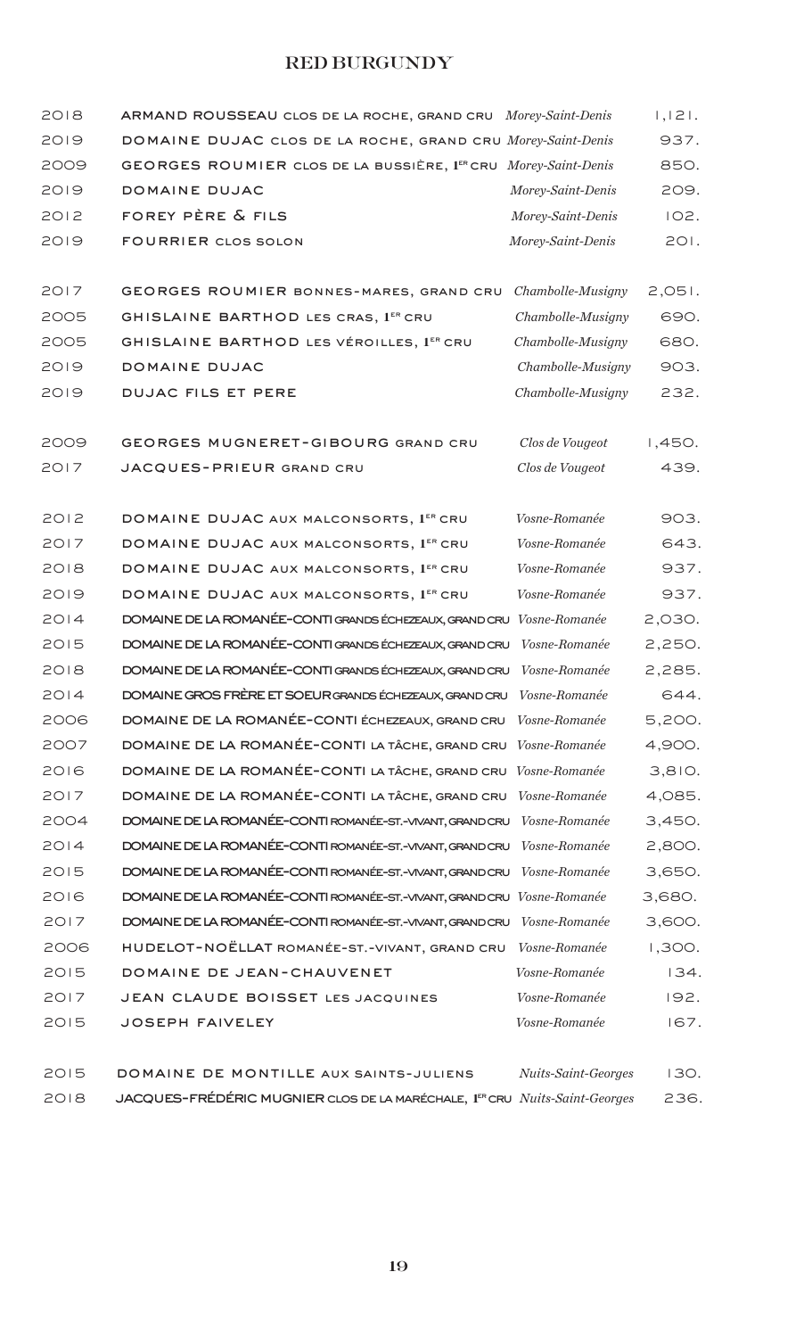# RED BURGUNDY

| | | | |
|---|---|---|---|
| 2018 | ARMAND ROUSSEAU CLOS DE LA ROCHE, GRAND CRU | *Morey-Saint-Denis* | 1,121. |
| 2019 | DOMAINE DUJAC CLOS DE LA ROCHE, GRAND CRU | *Morey-Saint-Denis* | 937. |
| 2009 | GEORGES ROUMIER CLOS DE LA BUSSIÈRE, 1ER CRU | *Morey-Saint-Denis* | 850. |
| 2019 | DOMAINE DUJAC | *Morey-Saint-Denis* | 209. |
| 2012 | FOREY PÈRE & FILS | *Morey-Saint-Denis* | 102. |
| 2019 | FOURRIER CLOS SOLON | *Morey-Saint-Denis* | 201. |
| | | | |
| 2017 | GEORGES ROUMIER BONNES-MARES, GRAND CRU | *Chambolle-Musigny* | 2,051. |
| 2005 | GHISLAINE BARTHOD LES CRAS, 1ER CRU | *Chambolle-Musigny* | 690. |
| 2005 | GHISLAINE BARTHOD LES VÉROILLES, 1ER CRU | *Chambolle-Musigny* | 680. |
| 2019 | DOMAINE DUJAC | *Chambolle-Musigny* | 903. |
| 2019 | DUJAC FILS ET PERE | *Chambolle-Musigny* | 232. |
| | | | |
| 2009 | GEORGES MUGNERET-GIBOURG GRAND CRU | *Clos de Vougeot* | 1,450. |
| 2017 | JACQUES-PRIEUR GRAND CRU | *Clos de Vougeot* | 439. |
| | | | |
| 2012 | DOMAINE DUJAC AUX MALCONSORTS, 1ER CRU | *Vosne-Romanée* | 903. |
| 2017 | DOMAINE DUJAC AUX MALCONSORTS, 1ER CRU | *Vosne-Romanée* | 643. |
| 2018 | DOMAINE DUJAC AUX MALCONSORTS, 1ER CRU | *Vosne-Romanée* | 937. |
| 2019 | DOMAINE DUJAC AUX MALCONSORTS, 1ER CRU | *Vosne-Romanée* | 937. |
| 2014 | DOMAINE DE LA ROMANÉE-CONTI GRANDS ÉCHEZEAUX, GRAND CRU | *Vosne-Romanée* | 2,030. |
| 2015 | DOMAINE DE LA ROMANÉE-CONTI GRANDS ÉCHEZEAUX, GRAND CRU | *Vosne-Romanée* | 2,250. |
| 2018 | DOMAINE DE LA ROMANÉE-CONTI GRANDS ÉCHEZEAUX, GRAND CRU | *Vosne-Romanée* | 2,285. |
| 2014 | DOMAINE GROS FRÈRE ET SOEUR GRANDS ÉCHEZEAUX, GRAND CRU | *Vosne-Romanée* | 644. |
| 2006 | DOMAINE DE LA ROMANÉE-CONTI ÉCHEZEAUX, GRAND CRU | *Vosne-Romanée* | 5,200. |
| 2007 | DOMAINE DE LA ROMANÉE-CONTI LA TÂCHE, GRAND CRU | *Vosne-Romanée* | 4,900. |
| 2016 | DOMAINE DE LA ROMANÉE-CONTI LA TÂCHE, GRAND CRU | *Vosne-Romanée* | 3,810. |
| 2017 | DOMAINE DE LA ROMANÉE-CONTI LA TÂCHE, GRAND CRU | *Vosne-Romanée* | 4,085. |
| 2004 | DOMAINE DE LA ROMANÉE-CONTI ROMANÉE-ST.-VIVANT, GRAND CRU | *Vosne-Romanée* | 3,450. |
| 2014 | DOMAINE DE LA ROMANÉE-CONTI ROMANÉE-ST.-VIVANT, GRAND CRU | *Vosne-Romanée* | 2,800. |
| 2015 | DOMAINE DE LA ROMANÉE-CONTI ROMANÉE-ST.-VIVANT, GRAND CRU | *Vosne-Romanée* | 3,650. |
| 2016 | DOMAINE DE LA ROMANÉE-CONTI ROMANÉE-ST.-VIVANT, GRAND CRU | *Vosne-Romanée* | 3,680. |
| 2017 | DOMAINE DE LA ROMANÉE-CONTI ROMANÉE-ST.-VIVANT, GRAND CRU | *Vosne-Romanée* | 3,600. |
| 2006 | HUDELOT-NOËLLAT ROMANÉE-ST.-VIVANT, GRAND CRU | *Vosne-Romanée* | 1,300. |
| 2015 | DOMAINE DE JEAN-CHAUVENET | *Vosne-Romanée* | 134. |
| 2017 | JEAN CLAUDE BOISSET LES JACQUINES | *Vosne-Romanée* | 192. |
| 2015 | JOSEPH FAIVELEY | *Vosne-Romanée* | 167. |
| | | | |
| 2015 | DOMAINE DE MONTILLE AUX SAINTS-JULIENS | *Nuits-Saint-Georges* | 130. |
| 2018 | JACQUES-FRÉDÉRIC MUGNIER CLOS DE LA MARÉCHALE, 1ER CRU | *Nuits-Saint-Georges* | 236. |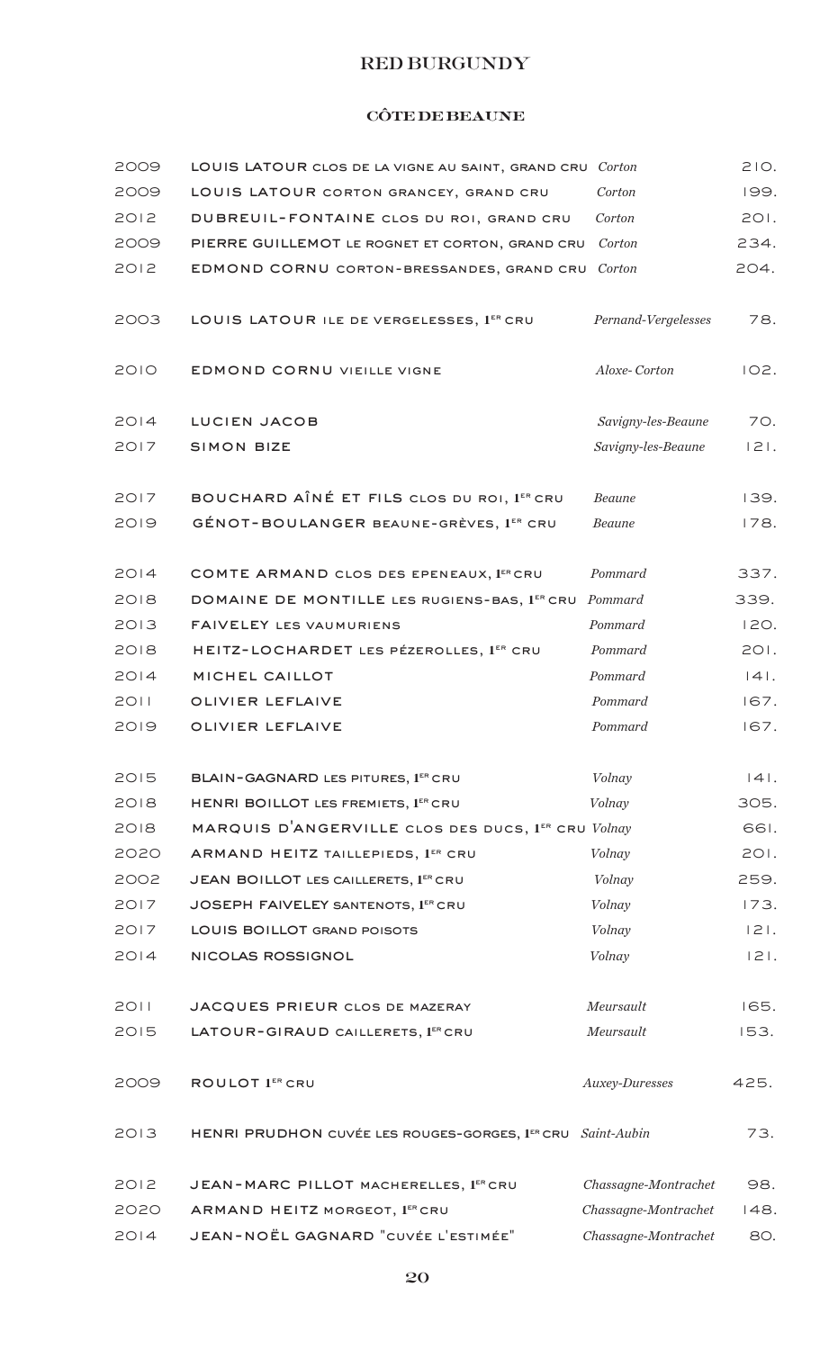# RED BURGUNDY

## CÔTE DE BEAUNE

| | | | |
|---|---|---|---|
| 2009 | LOUIS LATOUR CLOS DE LA VIGNE AU SAINT, GRAND CRU | *Corton* | 210. |
| 2009 | LOUIS LATOUR CORTON GRANCEY, GRAND CRU | *Corton* | 199. |
| 2012 | DUBREUIL-FONTAINE CLOS DU ROI, GRAND CRU | *Corton* | 201. |
| 2009 | PIERRE GUILLEMOT LE ROGNET ET CORTON, GRAND CRU | *Corton* | 234. |
| 2012 | EDMOND CORNU CORTON-BRESSANDES, GRAND CRU | *Corton* | 204. |
| | | | |
| 2003 | LOUIS LATOUR ILE DE VERGELESSES, 1ER CRU | *Pernand-Vergelesses* | 78. |
| | | | |
| 2010 | EDMOND CORNU VIEILLE VIGNE | *Aloxe-Corton* | 102. |
| | | | |
| 2014 | LUCIEN JACOB | *Savigny-les-Beaune* | 70. |
| 2017 | SIMON BIZE | *Savigny-les-Beaune* | 121. |
| | | | |
| 2017 | BOUCHARD AÎNÉ ET FILS CLOS DU ROI, 1ER CRU | *Beaune* | 139. |
| 2019 | GÉNOT-BOULANGER BEAUNE-GRÈVES, 1ER CRU | *Beaune* | 178. |
| | | | |
| 2014 | COMTE ARMAND CLOS DES EPENEAUX, 1ER CRU | *Pommard* | 337. |
| 2018 | DOMAINE DE MONTILLE LES RUGIENS-BAS, 1ER CRU | *Pommard* | 339. |
| 2013 | FAIVELEY LES VAUMURIENS | *Pommard* | 120. |
| 2018 | HEITZ-LOCHARDET LES PÉZEROLLES, 1ER CRU | *Pommard* | 201. |
| 2014 | MICHEL CAILLOT | *Pommard* | 141. |
| 2011 | OLIVIER LEFLAIVE | *Pommard* | 167. |
| 2019 | OLIVIER LEFLAIVE | *Pommard* | 167. |
| | | | |
| 2015 | BLAIN-GAGNARD LES PITURES, 1ER CRU | *Volnay* | 141. |
| 2018 | HENRI BOILLOT LES FREMIETS, 1ER CRU | *Volnay* | 305. |
| 2018 | MARQUIS D'ANGERVILLE CLOS DES DUCS, 1ER CRU | *Volnay* | 661. |
| 2020 | ARMAND HEITZ TAILLEPIEDS, 1ER CRU | *Volnay* | 201. |
| 2002 | JEAN BOILLOT LES CAILLERETS, 1ER CRU | *Volnay* | 259. |
| 2017 | JOSEPH FAIVELEY SANTENOTS, 1ER CRU | *Volnay* | 173. |
| 2017 | LOUIS BOILLOT GRAND POISOTS | *Volnay* | 121. |
| 2014 | NICOLAS ROSSIGNOL | *Volnay* | 121. |
| | | | |
| 2011 | JACQUES PRIEUR CLOS DE MAZERAY | *Meursault* | 165. |
| 2015 | LATOUR-GIRAUD CAILLERETS, 1ER CRU | *Meursault* | 153. |
| | | | |
| 2009 | ROULOT 1ER CRU | *Auxey-Duresses* | 425. |
| | | | |
| 2013 | HENRI PRUDHON CUVÉE LES ROUGES-GORGES, 1ER CRU | *Saint-Aubin* | 73. |
| | | | |
| 2012 | JEAN-MARC PILLOT MACHERELLES, 1ER CRU | *Chassagne-Montrachet* | 98. |
| 2020 | ARMAND HEITZ MORGEOT, 1ER CRU | *Chassagne-Montrachet* | 148. |
| 2014 | JEAN-NOËL GAGNARD "CUVÉE L'ESTIMÉE" | *Chassagne-Montrachet* | 80. |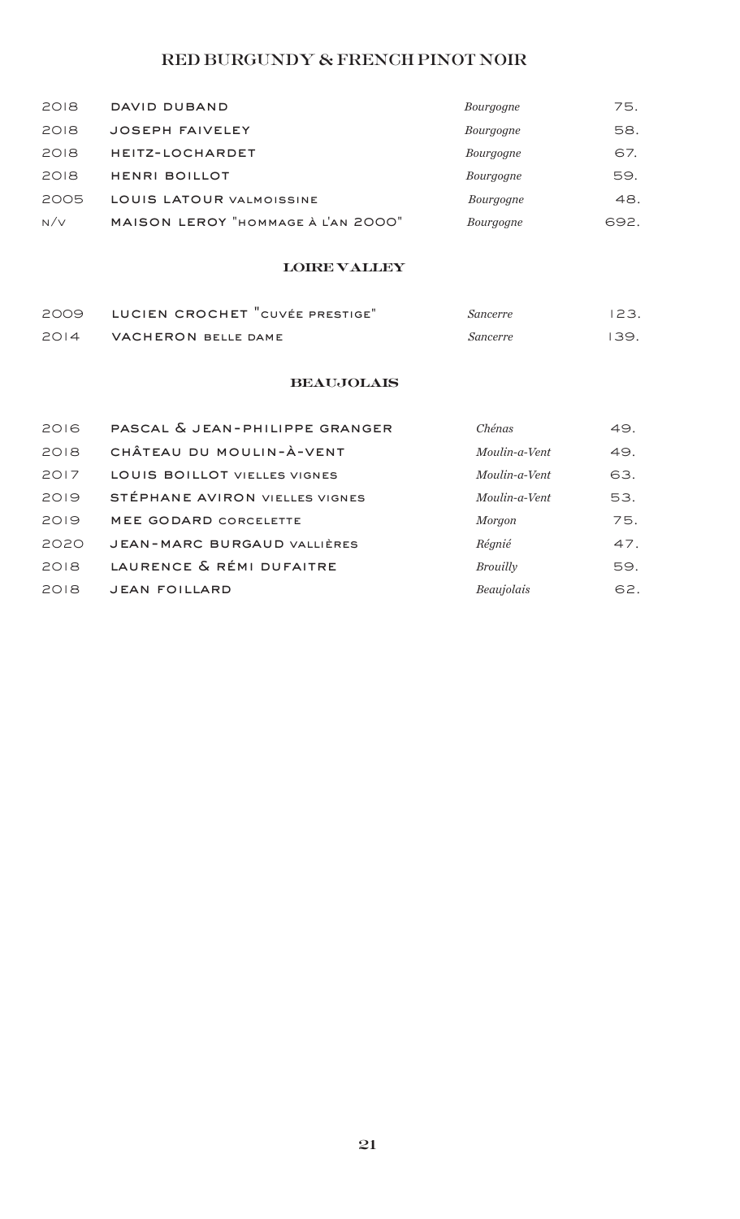# RED BURGUNDY & FRENCH PINOT NOIR

| | | | |
|---|---|---|---|
| 2018 | DAVID DUBAND | *Bourgogne* | 75. |
| 2018 | JOSEPH FAIVELEY | *Bourgogne* | 58. |
| 2018 | HEITZ-LOCHARDET | *Bourgogne* | 67. |
| 2018 | HENRI BOILLOT | *Bourgogne* | 59. |
| 2005 | LOUIS LATOUR VALMOISSINE | *Bourgogne* | 48. |
| N/V | MAISON LEROY "HOMMAGE À L'AN 2000" | *Bourgogne* | 692. |

## LOIRE VALLEY

| | | | |
|---|---|---|---|
| 2009 | LUCIEN CROCHET "CUVÉE PRESTIGE" | *Sancerre* | 123. |
| 2014 | VACHERON BELLE DAME | *Sancerre* | 139. |

## BEAUJOLAIS

| | | | |
|---|---|---|---|
| 2016 | PASCAL & JEAN-PHILIPPE GRANGER | *Chénas* | 49. |
| 2018 | CHÂTEAU DU MOULIN-À-VENT | *Moulin-a-Vent* | 49. |
| 2017 | LOUIS BOILLOT VIELLES VIGNES | *Moulin-a-Vent* | 63. |
| 2019 | STÉPHANE AVIRON VIELLES VIGNES | *Moulin-a-Vent* | 53. |
| 2019 | MEE GODARD CORCELETTE | *Morgon* | 75. |
| 2020 | JEAN-MARC BURGAUD VALLIÈRES | *Régnié* | 47. |
| 2018 | LAURENCE & RÉMI DUFAITRE | *Brouilly* | 59. |
| 2018 | JEAN FOILLARD | *Beaujolais* | 62. |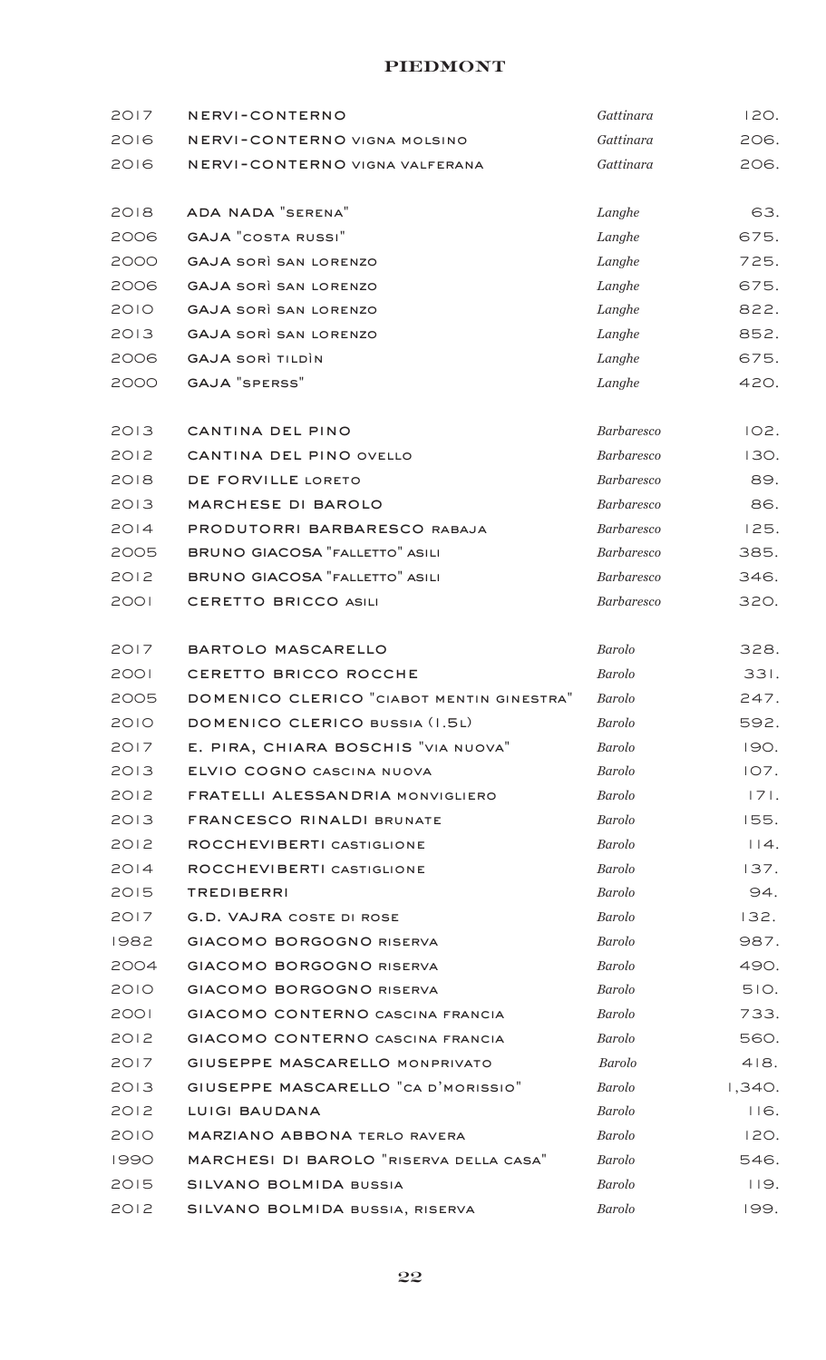## PIEDMONT

| | | | |
|---|---|---|---|
| 2017 | NERVI-CONTERNO | *Gattinara* | 120. |
| 2016 | NERVI-CONTERNO VIGNA MOLSINO | *Gattinara* | 206. |
| 2016 | NERVI-CONTERNO VIGNA VALFERANA | *Gattinara* | 206. |
| | | | |
| 2018 | ADA NADA "SERENA" | *Langhe* | 63. |
| 2006 | GAJA "COSTA RUSSI" | *Langhe* | 675. |
| 2000 | GAJA SORÌ SAN LORENZO | *Langhe* | 725. |
| 2006 | GAJA SORÌ SAN LORENZO | *Langhe* | 675. |
| 2010 | GAJA SORÌ SAN LORENZO | *Langhe* | 822. |
| 2013 | GAJA SORÌ SAN LORENZO | *Langhe* | 852. |
| 2006 | GAJA SORÌ TILDÌN | *Langhe* | 675. |
| 2000 | GAJA "SPERSS" | *Langhe* | 420. |
| | | | |
| 2013 | CANTINA DEL PINO | *Barbaresco* | 102. |
| 2012 | CANTINA DEL PINO OVELLO | *Barbaresco* | 130. |
| 2018 | DE FORVILLE LORETO | *Barbaresco* | 89. |
| 2013 | MARCHESE DI BAROLO | *Barbaresco* | 86. |
| 2014 | PRODUTORRI BARBARESCO RABAJA | *Barbaresco* | 125. |
| 2005 | BRUNO GIACOSA "FALLETTO" ASILI | *Barbaresco* | 385. |
| 2012 | BRUNO GIACOSA "FALLETTO" ASILI | *Barbaresco* | 346. |
| 2001 | CERETTO BRICCO ASILI | *Barbaresco* | 320. |
| | | | |
| 2017 | BARTOLO MASCARELLO | *Barolo* | 328. |
| 2001 | CERETTO BRICCO ROCCHE | *Barolo* | 331. |
| 2005 | DOMENICO CLERICO "CIABOT MENTIN GINESTRA" | *Barolo* | 247. |
| 2010 | DOMENICO CLERICO BUSSIA (1.5L) | *Barolo* | 592. |
| 2017 | E. PIRA, CHIARA BOSCHIS "VIA NUOVA" | *Barolo* | 190. |
| 2013 | ELVIO COGNO CASCINA NUOVA | *Barolo* | 107. |
| 2012 | FRATELLI ALESSANDRIA MONVIGLIERO | *Barolo* | 171. |
| 2013 | FRANCESCO RINALDI BRUNATE | *Barolo* | 155. |
| 2012 | ROCCHEVIBERTI CASTIGLIONE | *Barolo* | 114. |
| 2014 | ROCCHEVIBERTI CASTIGLIONE | *Barolo* | 137. |
| 2015 | TREDIBERRI | *Barolo* | 94. |
| 2017 | G.D. VAJRA COSTE DI ROSE | *Barolo* | 132. |
| 1982 | GIACOMO BORGOGNO RISERVA | *Barolo* | 987. |
| 2004 | GIACOMO BORGOGNO RISERVA | *Barolo* | 490. |
| 2010 | GIACOMO BORGOGNO RISERVA | *Barolo* | 510. |
| 2001 | GIACOMO CONTERNO CASCINA FRANCIA | *Barolo* | 733. |
| 2012 | GIACOMO CONTERNO CASCINA FRANCIA | *Barolo* | 560. |
| 2017 | GIUSEPPE MASCARELLO MONPRIVATO | *Barolo* | 418. |
| 2013 | GIUSEPPE MASCARELLO "CA D'MORISSIO" | *Barolo* | 1,340. |
| 2012 | LUIGI BAUDANA | *Barolo* | 116. |
| 2010 | MARZIANO ABBONA TERLO RAVERA | *Barolo* | 120. |
| 1990 | MARCHESI DI BAROLO "RISERVA DELLA CASA" | *Barolo* | 546. |
| 2015 | SILVANO BOLMIDA BUSSIA | *Barolo* | 119. |
| 2012 | SILVANO BOLMIDA BUSSIA, RISERVA | *Barolo* | 199. |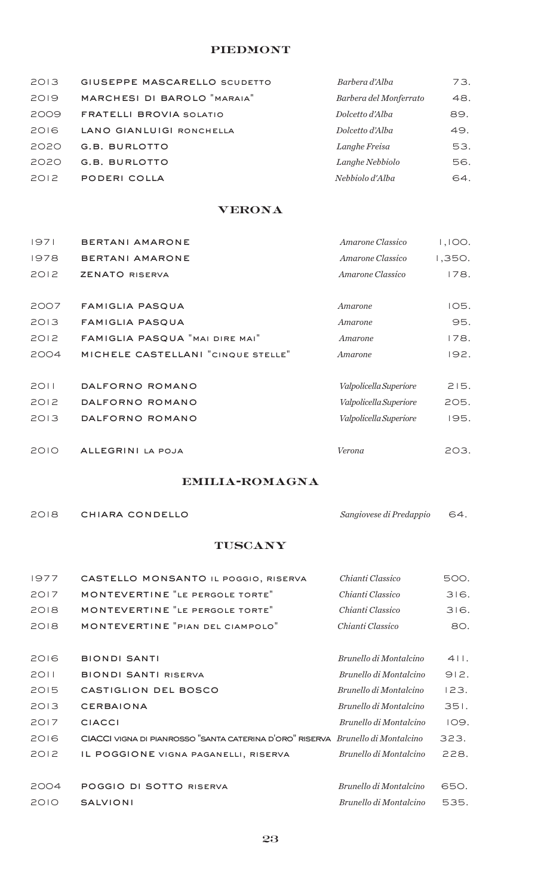## PIEDMONT

| | | | |
|---|---|---|---|
| 2013 | GIUSEPPE MASCARELLO SCUDETTO | *Barbera d'Alba* | 73. |
| 2019 | MARCHESI DI BAROLO "MARAIA" | *Barbera del Monferrato* | 48. |
| 2009 | FRATELLI BROVIA SOLATIO | *Dolcetto d'Alba* | 89. |
| 2016 | LANO GIANLUIGI RONCHELLA | *Dolcetto d'Alba* | 49. |
| 2020 | G.B. BURLOTTO | *Langhe Freisa* | 53. |
| 2020 | G.B. BURLOTTO | *Langhe Nebbiolo* | 56. |
| 2012 | PODERI COLLA | *Nebbiolo d'Alba* | 64. |

## VERONA

| | | | |
|---|---|---|---|
| 1971 | BERTANI AMARONE | *Amarone Classico* | 1,100. |
| 1978 | BERTANI AMARONE | *Amarone Classico* | 1,350. |
| 2012 | ZENATO RISERVA | *Amarone Classico* | 178. |
| 2007 | FAMIGLIA PASQUA | *Amarone* | 105. |
| 2013 | FAMIGLIA PASQUA | *Amarone* | 95. |
| 2012 | FAMIGLIA PASQUA "MAI DIRE MAI" | *Amarone* | 178. |
| 2004 | MICHELE CASTELLANI "CINQUE STELLE" | *Amarone* | 192. |
| 2011 | DALFORNO ROMANO | *Valpolicella Superiore* | 215. |
| 2012 | DALFORNO ROMANO | *Valpolicella Superiore* | 205. |
| 2013 | DALFORNO ROMANO | *Valpolicella Superiore* | 195. |
| 2010 | ALLEGRINI LA POJA | *Verona* | 203. |

## EMILIA-ROMAGNA

| | | | |
|---|---|---|---|
| 2018 | CHIARA CONDELLO | *Sangiovese di Predappio* | 64. |

## TUSCANY

| | | | |
|---|---|---|---|
| 1977 | CASTELLO MONSANTO IL POGGIO, RISERVA | *Chianti Classico* | 500. |
| 2017 | MONTEVERTINE "LE PERGOLE TORTE" | *Chianti Classico* | 316. |
| 2018 | MONTEVERTINE "LE PERGOLE TORTE" | *Chianti Classico* | 316. |
| 2018 | MONTEVERTINE "PIAN DEL CIAMPOLO" | *Chianti Classico* | 80. |
| 2016 | BIONDI SANTI | *Brunello di Montalcino* | 411. |
| 2011 | BIONDI SANTI RISERVA | *Brunello di Montalcino* | 912. |
| 2015 | CASTIGLION DEL BOSCO | *Brunello di Montalcino* | 123. |
| 2013 | CERBAIONA | *Brunello di Montalcino* | 351. |
| 2017 | CIACCI | *Brunello di Montalcino* | 109. |
| 2016 | CIACCI VIGNA DI PIANROSSO "SANTA CATERINA D'ORO" RISERVA | *Brunello di Montalcino* | 323. |
| 2012 | IL POGGIONE VIGNA PAGANELLI, RISERVA | *Brunello di Montalcino* | 228. |
| 2004 | POGGIO DI SOTTO RISERVA | *Brunello di Montalcino* | 650. |
| 2010 | SALVIONI | *Brunello di Montalcino* | 535. |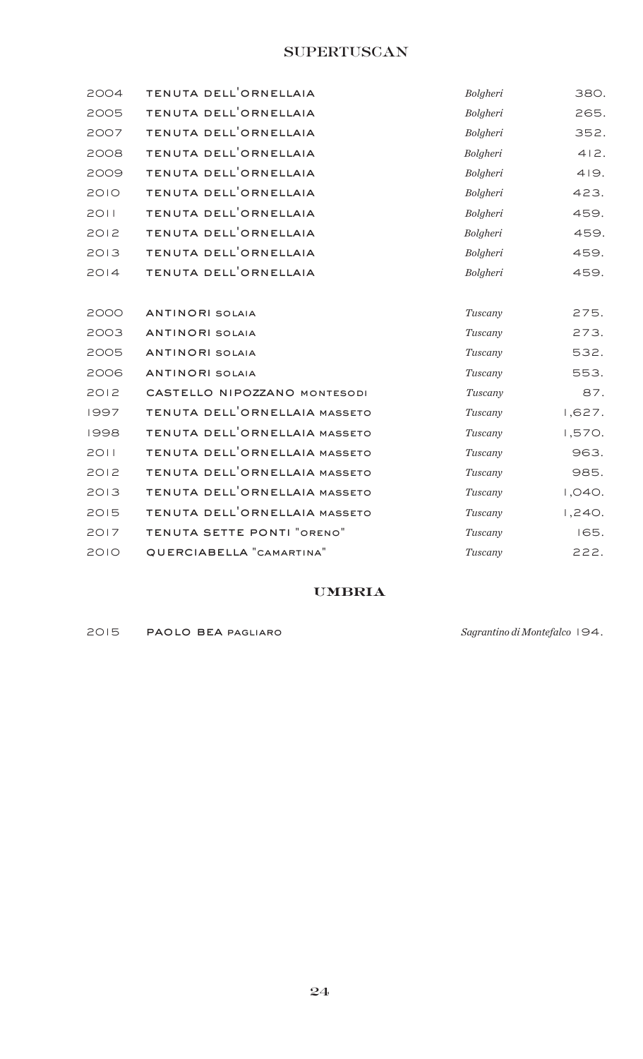## SUPERTUSCAN

| | | | |
|---|---|---|---|
| 2004 | TENUTA DELL'ORNELLAIA | *Bolgheri* | 380. |
| 2005 | TENUTA DELL'ORNELLAIA | *Bolgheri* | 265. |
| 2007 | TENUTA DELL'ORNELLAIA | *Bolgheri* | 352. |
| 2008 | TENUTA DELL'ORNELLAIA | *Bolgheri* | 412. |
| 2009 | TENUTA DELL'ORNELLAIA | *Bolgheri* | 419. |
| 2010 | TENUTA DELL'ORNELLAIA | *Bolgheri* | 423. |
| 2011 | TENUTA DELL'ORNELLAIA | *Bolgheri* | 459. |
| 2012 | TENUTA DELL'ORNELLAIA | *Bolgheri* | 459. |
| 2013 | TENUTA DELL'ORNELLAIA | *Bolgheri* | 459. |
| 2014 | TENUTA DELL'ORNELLAIA | *Bolgheri* | 459. |
| | | | |
| 2000 | ANTINORI SOLAIA | *Tuscany* | 275. |
| 2003 | ANTINORI SOLAIA | *Tuscany* | 273. |
| 2005 | ANTINORI SOLAIA | *Tuscany* | 532. |
| 2006 | ANTINORI SOLAIA | *Tuscany* | 553. |
| 2012 | CASTELLO NIPOZZANO MONTESODI | *Tuscany* | 87. |
| 1997 | TENUTA DELL'ORNELLAIA MASSETO | *Tuscany* | 1,627. |
| 1998 | TENUTA DELL'ORNELLAIA MASSETO | *Tuscany* | 1,570. |
| 2011 | TENUTA DELL'ORNELLAIA MASSETO | *Tuscany* | 963. |
| 2012 | TENUTA DELL'ORNELLAIA MASSETO | *Tuscany* | 985. |
| 2013 | TENUTA DELL'ORNELLAIA MASSETO | *Tuscany* | 1,040. |
| 2015 | TENUTA DELL'ORNELLAIA MASSETO | *Tuscany* | 1,240. |
| 2017 | TENUTA SETTE PONTI "ORENO" | *Tuscany* | 165. |
| 2010 | QUERCIABELLA "CAMARTINA" | *Tuscany* | 222. |

## UMBRIA

| | | | |
|---|---|---|---|
| 2015 | PAOLO BEA PAGLIARO | *Sagrantino di Montefalco* | 194. |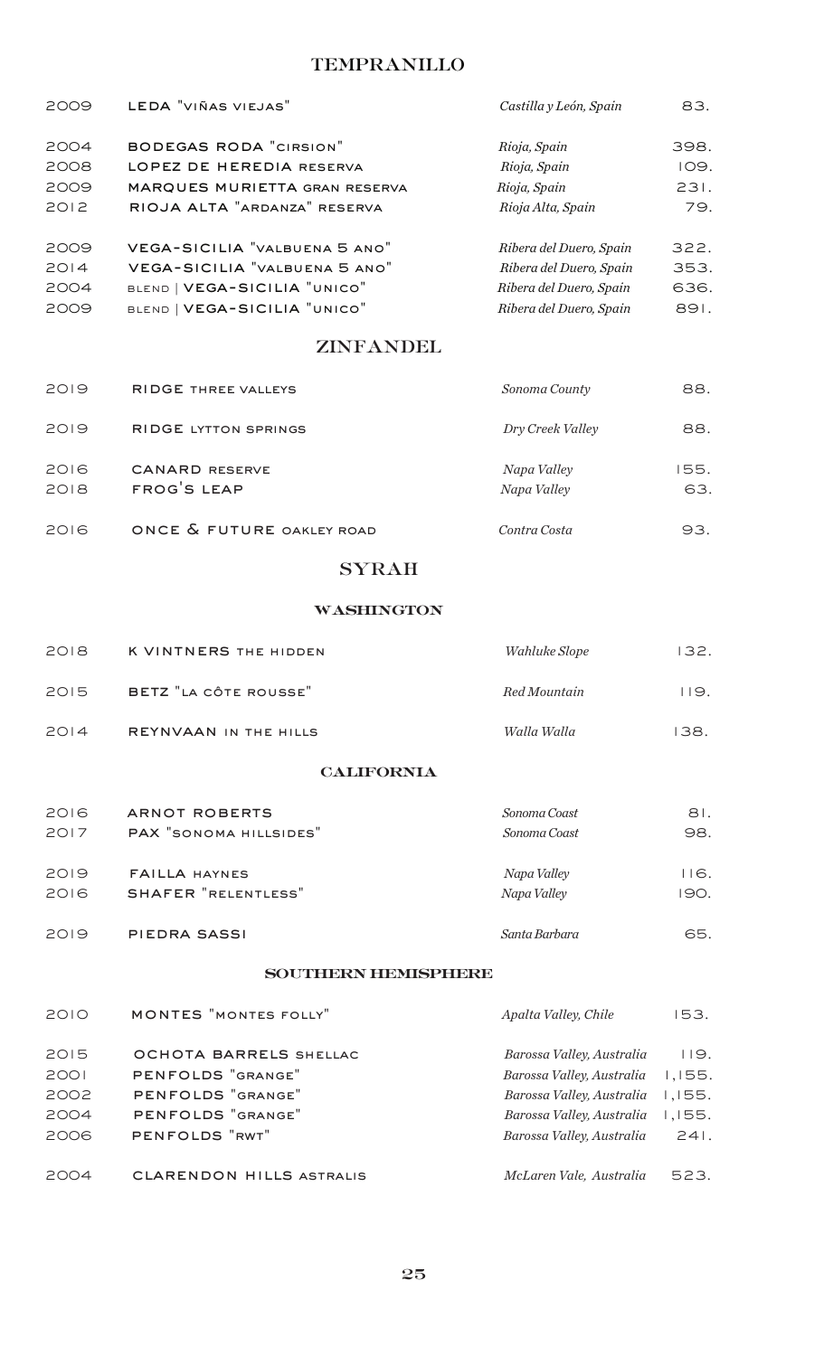## TEMPRANILLO

| | | | |
|---|---|---|---|
| 2009 | LEDA "VIÑAS VIEJAS" | *Castilla y León, Spain* | 83. |
| 2004 | BODEGAS RODA "CIRSION" | *Rioja, Spain* | 398. |
| 2008 | LOPEZ DE HEREDIA RESERVA | *Rioja, Spain* | 109. |
| 2009 | MARQUES MURIETTA GRAN RESERVA | *Rioja, Spain* | 231. |
| 2012 | RIOJA ALTA "ARDANZA" RESERVA | *Rioja Alta, Spain* | 79. |
| 2009 | VEGA-SICILIA "VALBUENA 5 ANO" | *Ribera del Duero, Spain* | 322. |
| 2014 | VEGA-SICILIA "VALBUENA 5 ANO" | *Ribera del Duero, Spain* | 353. |
| 2004 | BLEND \| VEGA-SICILIA "UNICO" | *Ribera del Duero, Spain* | 636. |
| 2009 | BLEND \| VEGA-SICILIA "UNICO" | *Ribera del Duero, Spain* | 891. |

## ZINFANDEL

| | | | |
|---|---|---|---|
| 2019 | RIDGE THREE VALLEYS | *Sonoma County* | 88. |
| 2019 | RIDGE LYTTON SPRINGS | *Dry Creek Valley* | 88. |
| 2016 | CANARD RESERVE | *Napa Valley* | 155. |
| 2018 | FROG'S LEAP | *Napa Valley* | 63. |
| 2016 | ONCE & FUTURE OAKLEY ROAD | *Contra Costa* | 93. |

## SYRAH

### WASHINGTON

| | | | |
|---|---|---|---|
| 2018 | K VINTNERS THE HIDDEN | *Wahluke Slope* | 132. |
| 2015 | BETZ "LA CÔTE ROUSSE" | *Red Mountain* | 119. |
| 2014 | REYNVAAN IN THE HILLS | *Walla Walla* | 138. |

### CALIFORNIA

| | | | |
|---|---|---|---|
| 2016 | ARNOT ROBERTS | *Sonoma Coast* | 81. |
| 2017 | PAX "SONOMA HILLSIDES" | *Sonoma Coast* | 98. |
| 2019 | FAILLA HAYNES | *Napa Valley* | 116. |
| 2016 | SHAFER "RELENTLESS" | *Napa Valley* | 190. |
| 2019 | PIEDRA SASSI | *Santa Barbara* | 65. |

### SOUTHERN HEMISPHERE

| | | | |
|---|---|---|---|
| 2010 | MONTES "MONTES FOLLY" | *Apalta Valley, Chile* | 153. |
| 2015 | OCHOTA BARRELS SHELLAC | *Barossa Valley, Australia* | 119. |
| 2001 | PENFOLDS "GRANGE" | *Barossa Valley, Australia* | 1,155. |
| 2002 | PENFOLDS "GRANGE" | *Barossa Valley, Australia* | 1,155. |
| 2004 | PENFOLDS "GRANGE" | *Barossa Valley, Australia* | 1,155. |
| 2006 | PENFOLDS "RWT" | *Barossa Valley, Australia* | 241. |
| 2004 | CLARENDON HILLS ASTRALIS | *McLaren Vale, Australia* | 523. |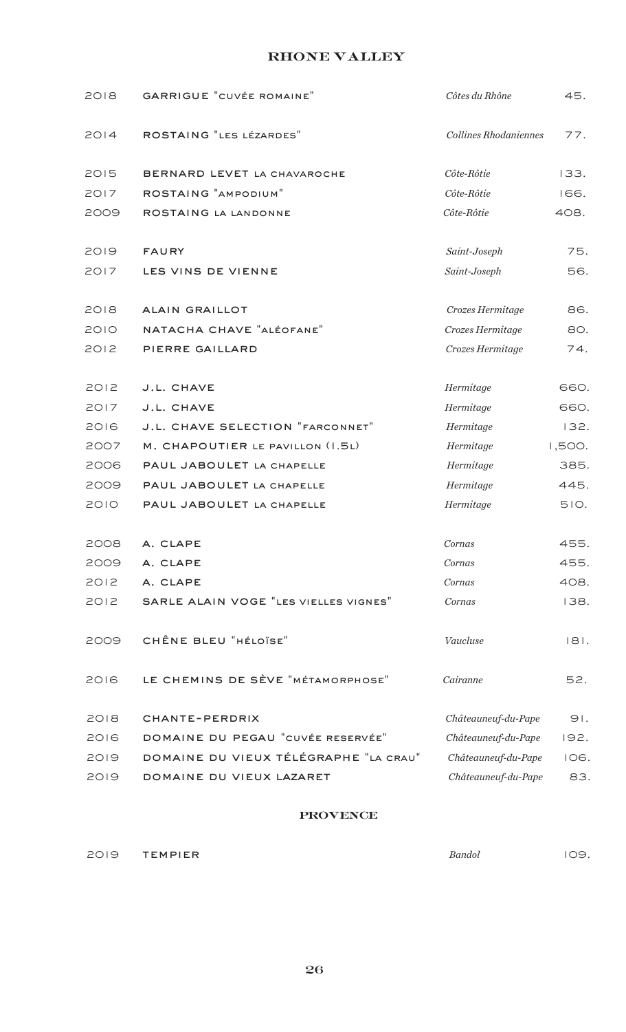## RHONE VALLEY

| Vintage | Wine | Appellation | Price |
|---|---|---|---|
| 2018 | GARRIGUE "CUVÉE ROMAINE" | *Côtes du Rhône* | 45. |
| 2014 | ROSTAING "LES LÉZARDES" | *Collines Rhodaniennes* | 77. |
| 2015 | BERNARD LEVET LA CHAVAROCHE | *Côte-Rôtie* | 133. |
| 2017 | ROSTAING "AMPODIUM" | *Côte-Rôtie* | 166. |
| 2009 | ROSTAING LA LANDONNE | *Côte-Rôtie* | 408. |
| 2019 | FAURY | *Saint-Joseph* | 75. |
| 2017 | LES VINS DE VIENNE | *Saint-Joseph* | 56. |
| 2018 | ALAIN GRAILLOT | *Crozes Hermitage* | 86. |
| 2010 | NATACHA CHAVE "ALÉOFANE" | *Crozes Hermitage* | 80. |
| 2012 | PIERRE GAILLARD | *Crozes Hermitage* | 74. |
| 2012 | J.L. CHAVE | *Hermitage* | 660. |
| 2017 | J.L. CHAVE | *Hermitage* | 660. |
| 2016 | J.L. CHAVE SELECTION "FARCONNET" | *Hermitage* | 132. |
| 2007 | M. CHAPOUTIER LE PAVILLON (1.5L) | *Hermitage* | 1,500. |
| 2006 | PAUL JABOULET LA CHAPELLE | *Hermitage* | 385. |
| 2009 | PAUL JABOULET LA CHAPELLE | *Hermitage* | 445. |
| 2010 | PAUL JABOULET LA CHAPELLE | *Hermitage* | 510. |
| 2008 | A. CLAPE | *Cornas* | 455. |
| 2009 | A. CLAPE | *Cornas* | 455. |
| 2012 | A. CLAPE | *Cornas* | 408. |
| 2012 | SARLE ALAIN VOGE "LES VIELLES VIGNES" | *Cornas* | 138. |
| 2009 | CHÊNE BLEU "HÉLOÏSE" | *Vaucluse* | 181. |
| 2016 | LE CHEMINS DE SÈVE "MÉTAMORPHOSE" | *Cairanne* | 52. |
| 2018 | CHANTE-PERDRIX | *Châteauneuf-du-Pape* | 91. |
| 2016 | DOMAINE DU PEGAU "CUVÉE RESERVÉE" | *Châteauneuf-du-Pape* | 192. |
| 2019 | DOMAINE DU VIEUX TÉLÉGRAPHE "LA CRAU" | *Châteauneuf-du-Pape* | 106. |
| 2019 | DOMAINE DU VIEUX LAZARET | *Châteauneuf-du-Pape* | 83. |

## PROVENCE

| Vintage | Wine | Appellation | Price |
|---|---|---|---|
| 2019 | TEMPIER | *Bandol* | 109. |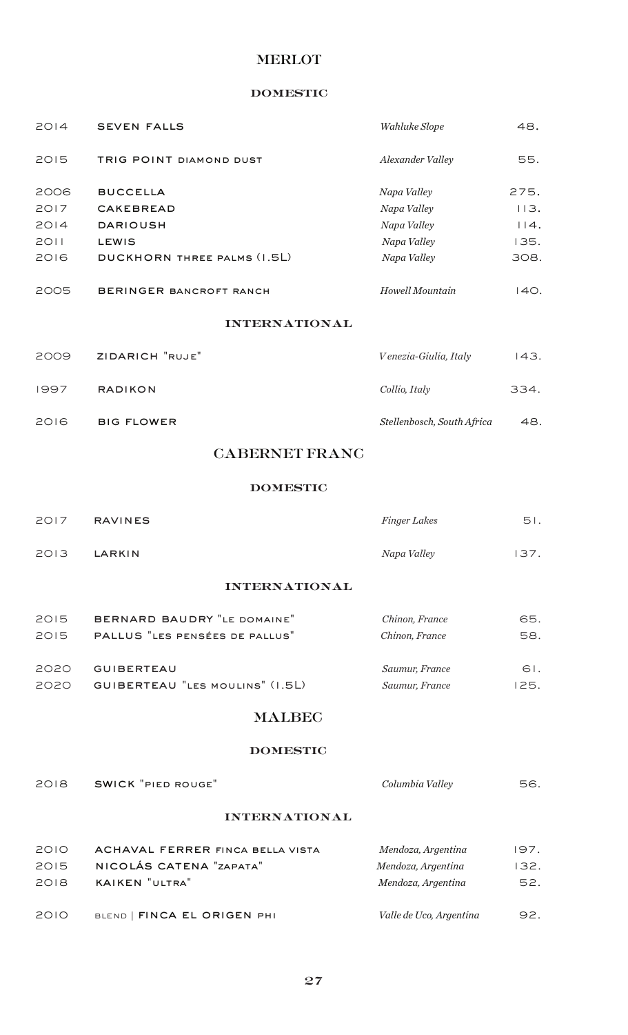# MERLOT

## DOMESTIC

| Vintage | Wine | Region | Price |
|---|---|---|---|
| 2014 | SEVEN FALLS | *Wahluke Slope* | 48. |
| 2015 | TRIG POINT DIAMOND DUST | *Alexander Valley* | 55. |
| 2006 | BUCCELLA | *Napa Valley* | 275. |
| 2017 | CAKEBREAD | *Napa Valley* | 113. |
| 2014 | DARIOUSH | *Napa Valley* | 114. |
| 2011 | LEWIS | *Napa Valley* | 135. |
| 2016 | DUCKHORN THREE PALMS (1.5L) | *Napa Valley* | 308. |
| 2005 | BERINGER BANCROFT RANCH | *Howell Mountain* | 140. |

## INTERNATIONAL

| Vintage | Wine | Region | Price |
|---|---|---|---|
| 2009 | ZIDARICH "RUJE" | *Venezia-Giulia, Italy* | 143. |
| 1997 | RADIKON | *Collio, Italy* | 334. |
| 2016 | BIG FLOWER | *Stellenbosch, South Africa* | 48. |

# CABERNET FRANC

## DOMESTIC

| Vintage | Wine | Region | Price |
|---|---|---|---|
| 2017 | RAVINES | *Finger Lakes* | 51. |
| 2013 | LARKIN | *Napa Valley* | 137. |

## INTERNATIONAL

| Vintage | Wine | Region | Price |
|---|---|---|---|
| 2015 | BERNARD BAUDRY "LE DOMAINE" | *Chinon, France* | 65. |
| 2015 | PALLUS "LES PENSÉES DE PALLUS" | *Chinon, France* | 58. |
| 2020 | GUIBERTEAU | *Saumur, France* | 61. |
| 2020 | GUIBERTEAU "LES MOULINS" (1.5L) | *Saumur, France* | 125. |

# MALBEC

## DOMESTIC

| Vintage | Wine | Region | Price |
|---|---|---|---|
| 2018 | SWICK "PIED ROUGE" | *Columbia Valley* | 56. |

## INTERNATIONAL

| Vintage | Wine | Region | Price |
|---|---|---|---|
| 2010 | ACHAVAL FERRER FINCA BELLA VISTA | *Mendoza, Argentina* | 197. |
| 2015 | NICOLÁS CATENA "ZAPATA" | *Mendoza, Argentina* | 132. |
| 2018 | KAIKEN "ULTRA" | *Mendoza, Argentina* | 52. |
| 2010 | BLEND \| FINCA EL ORIGEN PHI | *Valle de Uco, Argentina* | 92. |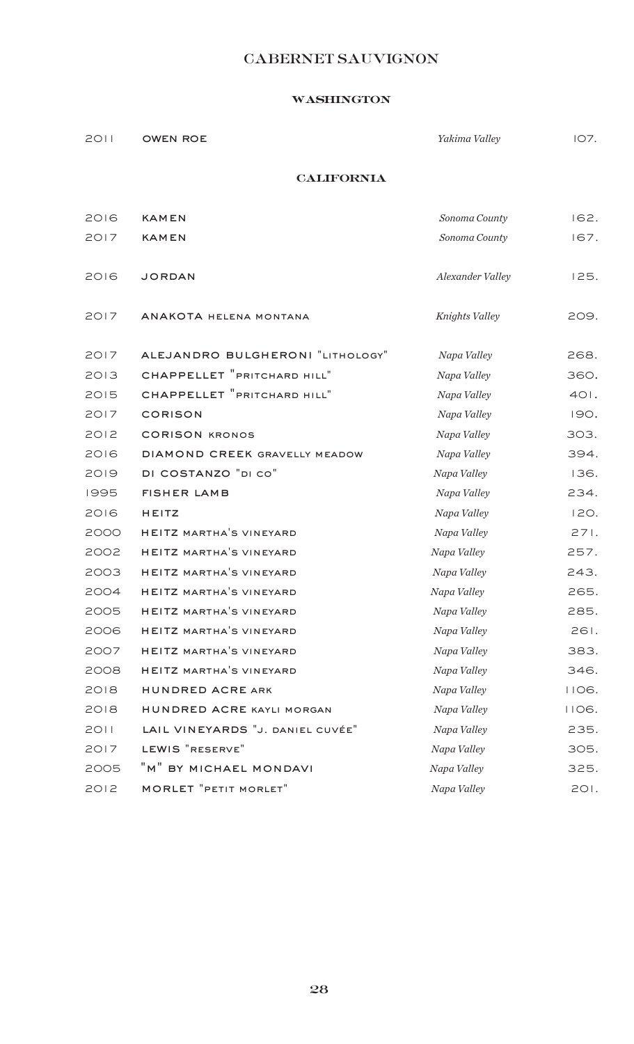# CABERNET SAUVIGNON

## WASHINGTON

| | | | |
|---|---|---|---|
| 2011 | OWEN ROE | *Yakima Valley* | 107. |

## CALIFORNIA

| | | | |
|---|---|---|---|
| 2016 | KAMEN | *Sonoma County* | 162. |
| 2017 | KAMEN | *Sonoma County* | 167. |
| 2016 | JORDAN | *Alexander Valley* | 125. |
| 2017 | ANAKOTA HELENA MONTANA | *Knights Valley* | 209. |
| 2017 | ALEJANDRO BULGHERONI "LITHOLOGY" | *Napa Valley* | 268. |
| 2013 | CHAPPELLET "PRITCHARD HILL" | *Napa Valley* | 360. |
| 2015 | CHAPPELLET "PRITCHARD HILL" | *Napa Valley* | 401. |
| 2017 | CORISON | *Napa Valley* | 190. |
| 2012 | CORISON KRONOS | *Napa Valley* | 303. |
| 2016 | DIAMOND CREEK GRAVELLY MEADOW | *Napa Valley* | 394. |
| 2019 | DI COSTANZO "DI CO" | *Napa Valley* | 136. |
| 1995 | FISHER LAMB | *Napa Valley* | 234. |
| 2016 | HEITZ | *Napa Valley* | 120. |
| 2000 | HEITZ MARTHA'S VINEYARD | *Napa Valley* | 271. |
| 2002 | HEITZ MARTHA'S VINEYARD | *Napa Valley* | 257. |
| 2003 | HEITZ MARTHA'S VINEYARD | *Napa Valley* | 243. |
| 2004 | HEITZ MARTHA'S VINEYARD | *Napa Valley* | 265. |
| 2005 | HEITZ MARTHA'S VINEYARD | *Napa Valley* | 285. |
| 2006 | HEITZ MARTHA'S VINEYARD | *Napa Valley* | 261. |
| 2007 | HEITZ MARTHA'S VINEYARD | *Napa Valley* | 383. |
| 2008 | HEITZ MARTHA'S VINEYARD | *Napa Valley* | 346. |
| 2018 | HUNDRED ACRE ARK | *Napa Valley* | 1106. |
| 2018 | HUNDRED ACRE KAYLI MORGAN | *Napa Valley* | 1106. |
| 2011 | LAIL VINEYARDS "J. DANIEL CUVÉE" | *Napa Valley* | 235. |
| 2017 | LEWIS "RESERVE" | *Napa Valley* | 305. |
| 2005 | "M" BY MICHAEL MONDAVI | *Napa Valley* | 325. |
| 2012 | MORLET "PETIT MORLET" | *Napa Valley* | 201. |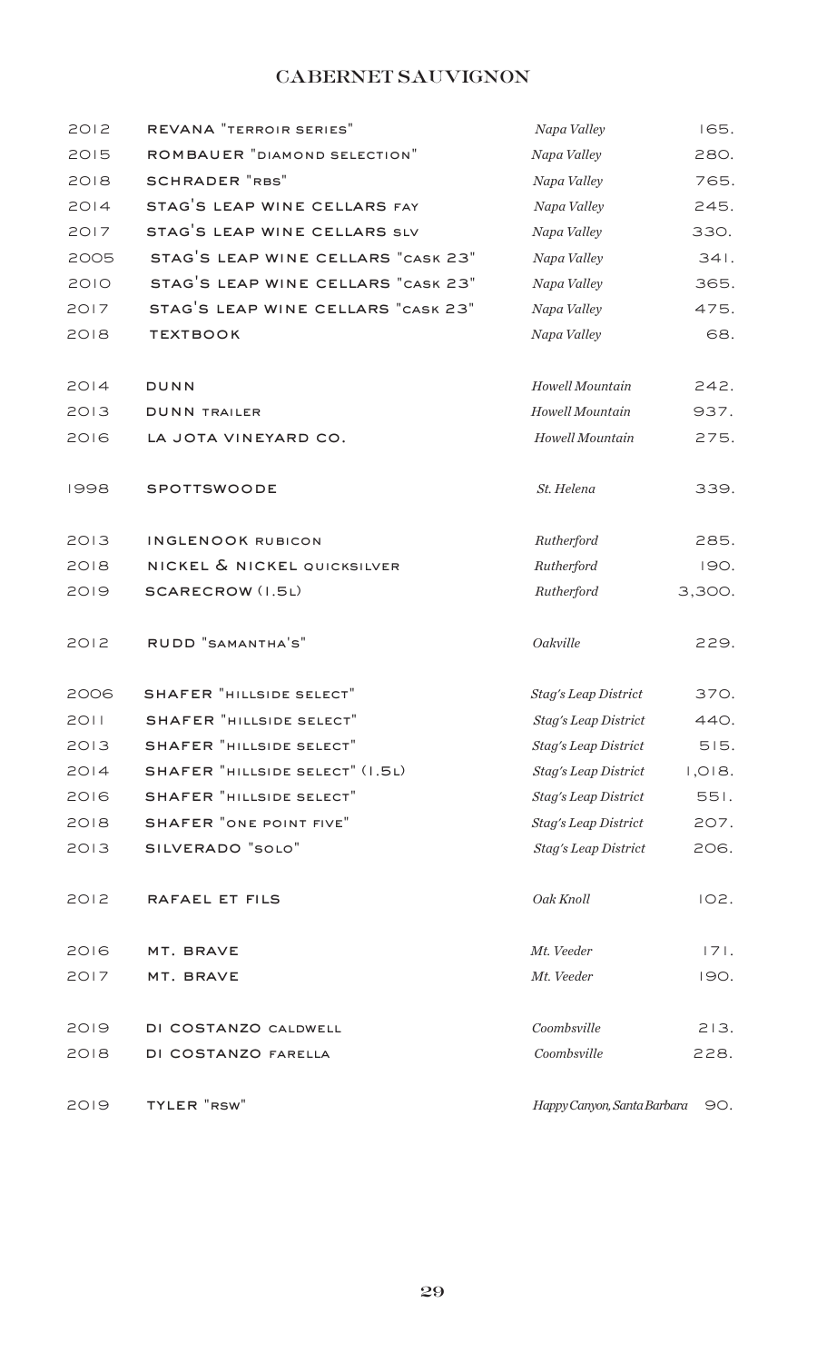## CABERNET SAUVIGNON

| | | | |
|---|---|---|---|
| 2012 | REVANA "TERROIR SERIES" | *Napa Valley* | 165. |
| 2015 | ROMBAUER "DIAMOND SELECTION" | *Napa Valley* | 280. |
| 2018 | SCHRADER "RBS" | *Napa Valley* | 765. |
| 2014 | STAG'S LEAP WINE CELLARS FAY | *Napa Valley* | 245. |
| 2017 | STAG'S LEAP WINE CELLARS SLV | *Napa Valley* | 330. |
| 2005 | STAG'S LEAP WINE CELLARS "CASK 23" | *Napa Valley* | 341. |
| 2010 | STAG'S LEAP WINE CELLARS "CASK 23" | *Napa Valley* | 365. |
| 2017 | STAG'S LEAP WINE CELLARS "CASK 23" | *Napa Valley* | 475. |
| 2018 | TEXTBOOK | *Napa Valley* | 68. |
| | | | |
| 2014 | DUNN | *Howell Mountain* | 242. |
| 2013 | DUNN TRAILER | *Howell Mountain* | 937. |
| 2016 | LA JOTA VINEYARD CO. | *Howell Mountain* | 275. |
| | | | |
| 1998 | SPOTTSWOODE | *St. Helena* | 339. |
| | | | |
| 2013 | INGLENOOK RUBICON | *Rutherford* | 285. |
| 2018 | NICKEL & NICKEL QUICKSILVER | *Rutherford* | 190. |
| 2019 | SCARECROW (1.5L) | *Rutherford* | 3,300. |
| | | | |
| 2012 | RUDD "SAMANTHA'S" | *Oakville* | 229. |
| | | | |
| 2006 | SHAFER "HILLSIDE SELECT" | *Stag's Leap District* | 370. |
| 2011 | SHAFER "HILLSIDE SELECT" | *Stag's Leap District* | 440. |
| 2013 | SHAFER "HILLSIDE SELECT" | *Stag's Leap District* | 515. |
| 2014 | SHAFER "HILLSIDE SELECT" (1.5L) | *Stag's Leap District* | 1,018. |
| 2016 | SHAFER "HILLSIDE SELECT" | *Stag's Leap District* | 551. |
| 2018 | SHAFER "ONE POINT FIVE" | *Stag's Leap District* | 207. |
| 2013 | SILVERADO "SOLO" | *Stag's Leap District* | 206. |
| | | | |
| 2012 | RAFAEL ET FILS | *Oak Knoll* | 102. |
| | | | |
| 2016 | MT. BRAVE | *Mt. Veeder* | 171. |
| 2017 | MT. BRAVE | *Mt. Veeder* | 190. |
| | | | |
| 2019 | DI COSTANZO CALDWELL | *Coombsville* | 213. |
| 2018 | DI COSTANZO FARELLA | *Coombsville* | 228. |
| | | | |
| 2019 | TYLER "RSW" | *Happy Canyon, Santa Barbara* | 90. |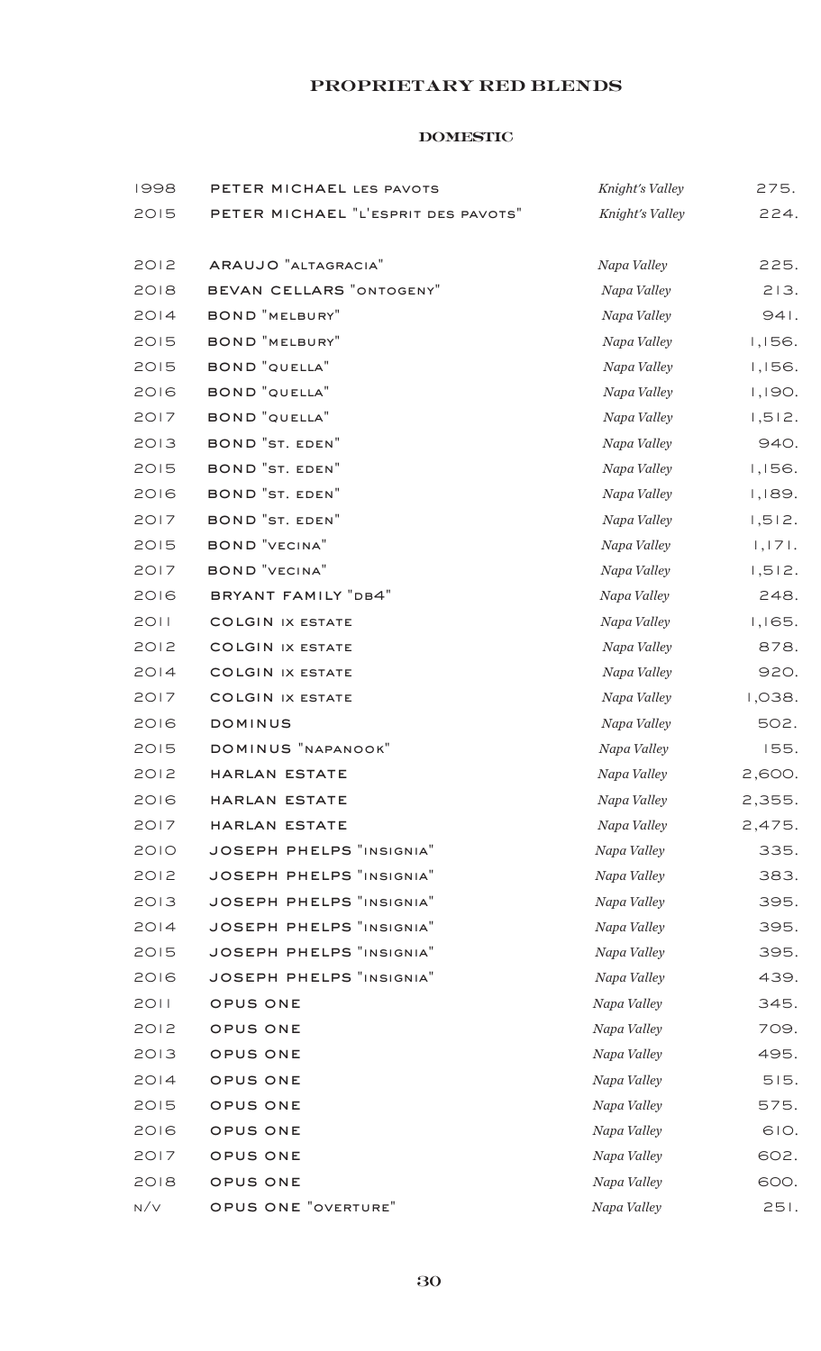# PROPRIETARY RED BLENDS

## DOMESTIC

| | | | |
|---|---|---|---|
| 1998 | PETER MICHAEL LES PAVOTS | *Knight's Valley* | 275. |
| 2015 | PETER MICHAEL "L'ESPRIT DES PAVOTS" | *Knight's Valley* | 224. |
| | | | |
| 2012 | ARAUJO "ALTAGRACIA" | *Napa Valley* | 225. |
| 2018 | BEVAN CELLARS "ONTOGENY" | *Napa Valley* | 213. |
| 2014 | BOND "MELBURY" | *Napa Valley* | 941. |
| 2015 | BOND "MELBURY" | *Napa Valley* | 1,156. |
| 2015 | BOND "QUELLA" | *Napa Valley* | 1,156. |
| 2016 | BOND "QUELLA" | *Napa Valley* | 1,190. |
| 2017 | BOND "QUELLA" | *Napa Valley* | 1,512. |
| 2013 | BOND "ST. EDEN" | *Napa Valley* | 940. |
| 2015 | BOND "ST. EDEN" | *Napa Valley* | 1,156. |
| 2016 | BOND "ST. EDEN" | *Napa Valley* | 1,189. |
| 2017 | BOND "ST. EDEN" | *Napa Valley* | 1,512. |
| 2015 | BOND "VECINA" | *Napa Valley* | 1,171. |
| 2017 | BOND "VECINA" | *Napa Valley* | 1,512. |
| 2016 | BRYANT FAMILY "DB4" | *Napa Valley* | 248. |
| 2011 | COLGIN IX ESTATE | *Napa Valley* | 1,165. |
| 2012 | COLGIN IX ESTATE | *Napa Valley* | 878. |
| 2014 | COLGIN IX ESTATE | *Napa Valley* | 920. |
| 2017 | COLGIN IX ESTATE | *Napa Valley* | 1,038. |
| 2016 | DOMINUS | *Napa Valley* | 502. |
| 2015 | DOMINUS "NAPANOOK" | *Napa Valley* | 155. |
| 2012 | HARLAN ESTATE | *Napa Valley* | 2,600. |
| 2016 | HARLAN ESTATE | *Napa Valley* | 2,355. |
| 2017 | HARLAN ESTATE | *Napa Valley* | 2,475. |
| 2010 | JOSEPH PHELPS "INSIGNIA" | *Napa Valley* | 335. |
| 2012 | JOSEPH PHELPS "INSIGNIA" | *Napa Valley* | 383. |
| 2013 | JOSEPH PHELPS "INSIGNIA" | *Napa Valley* | 395. |
| 2014 | JOSEPH PHELPS "INSIGNIA" | *Napa Valley* | 395. |
| 2015 | JOSEPH PHELPS "INSIGNIA" | *Napa Valley* | 395. |
| 2016 | JOSEPH PHELPS "INSIGNIA" | *Napa Valley* | 439. |
| 2011 | OPUS ONE | *Napa Valley* | 345. |
| 2012 | OPUS ONE | *Napa Valley* | 709. |
| 2013 | OPUS ONE | *Napa Valley* | 495. |
| 2014 | OPUS ONE | *Napa Valley* | 515. |
| 2015 | OPUS ONE | *Napa Valley* | 575. |
| 2016 | OPUS ONE | *Napa Valley* | 610. |
| 2017 | OPUS ONE | *Napa Valley* | 602. |
| 2018 | OPUS ONE | *Napa Valley* | 600. |
| N/V | OPUS ONE "OVERTURE" | *Napa Valley* | 251. |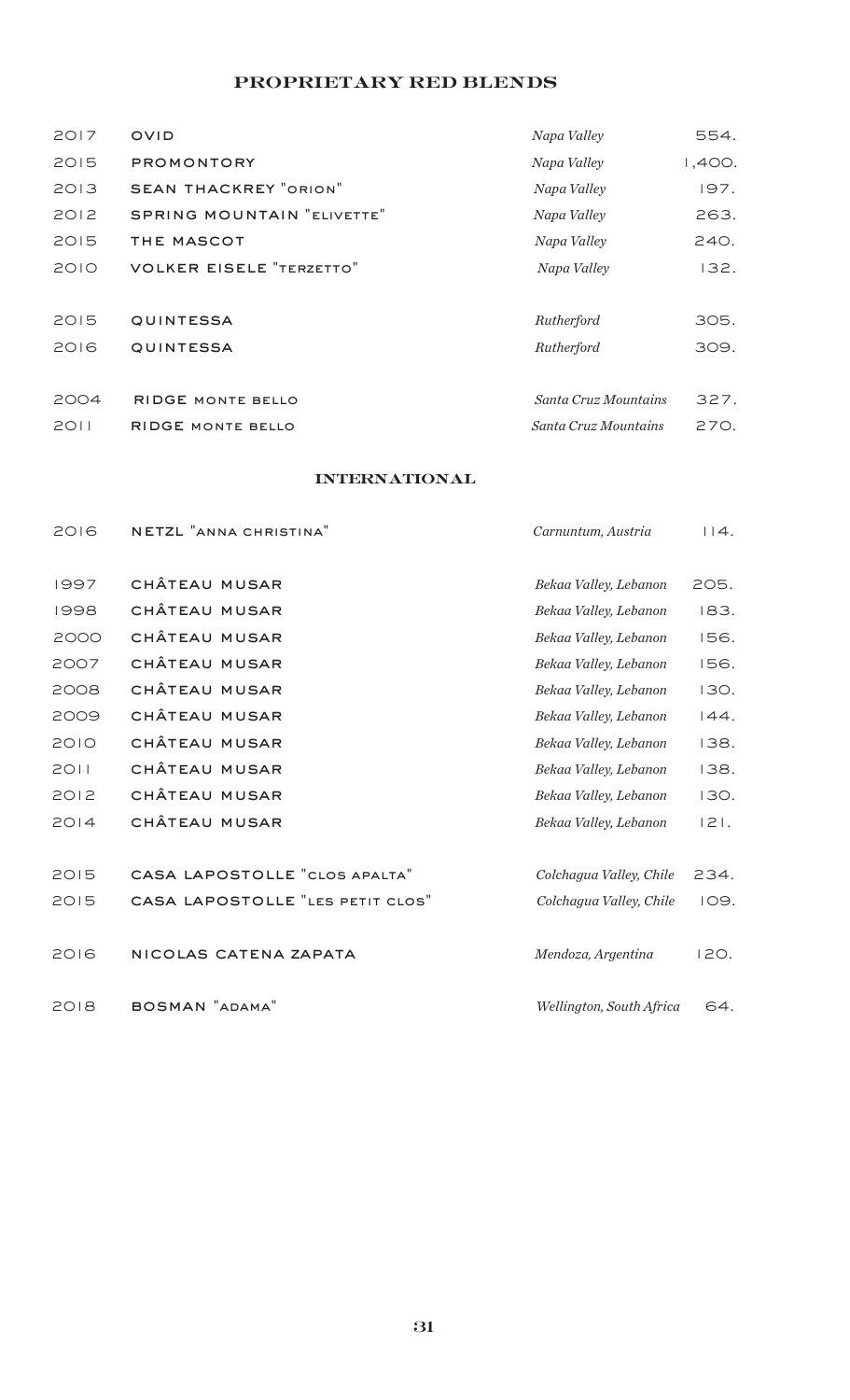## PROPRIETARY RED BLENDS

| | | | |
|---|---|---|---|
| 2017 | OVID | *Napa Valley* | 554. |
| 2015 | PROMONTORY | *Napa Valley* | 1,400. |
| 2013 | SEAN THACKREY "ORION" | *Napa Valley* | 197. |
| 2012 | SPRING MOUNTAIN "ELIVETTE" | *Napa Valley* | 263. |
| 2015 | THE MASCOT | *Napa Valley* | 240. |
| 2010 | VOLKER EISELE "TERZETTO" | *Napa Valley* | 132. |
| 2015 | QUINTESSA | *Rutherford* | 305. |
| 2016 | QUINTESSA | *Rutherford* | 309. |
| 2004 | RIDGE MONTE BELLO | *Santa Cruz Mountains* | 327. |
| 2011 | RIDGE MONTE BELLO | *Santa Cruz Mountains* | 270. |

## INTERNATIONAL

| | | | |
|---|---|---|---|
| 2016 | NETZL "ANNA CHRISTINA" | *Carnuntum, Austria* | 114. |
| 1997 | CHÂTEAU MUSAR | *Bekaa Valley, Lebanon* | 205. |
| 1998 | CHÂTEAU MUSAR | *Bekaa Valley, Lebanon* | 183. |
| 2000 | CHÂTEAU MUSAR | *Bekaa Valley, Lebanon* | 156. |
| 2007 | CHÂTEAU MUSAR | *Bekaa Valley, Lebanon* | 156. |
| 2008 | CHÂTEAU MUSAR | *Bekaa Valley, Lebanon* | 130. |
| 2009 | CHÂTEAU MUSAR | *Bekaa Valley, Lebanon* | 144. |
| 2010 | CHÂTEAU MUSAR | *Bekaa Valley, Lebanon* | 138. |
| 2011 | CHÂTEAU MUSAR | *Bekaa Valley, Lebanon* | 138. |
| 2012 | CHÂTEAU MUSAR | *Bekaa Valley, Lebanon* | 130. |
| 2014 | CHÂTEAU MUSAR | *Bekaa Valley, Lebanon* | 121. |
| 2015 | CASA LAPOSTOLLE "CLOS APALTA" | *Colchagua Valley, Chile* | 234. |
| 2015 | CASA LAPOSTOLLE "LES PETIT CLOS" | *Colchagua Valley, Chile* | 109. |
| 2016 | NICOLAS CATENA ZAPATA | *Mendoza, Argentina* | 120. |
| 2018 | BOSMAN "ADAMA" | *Wellington, South Africa* | 64. |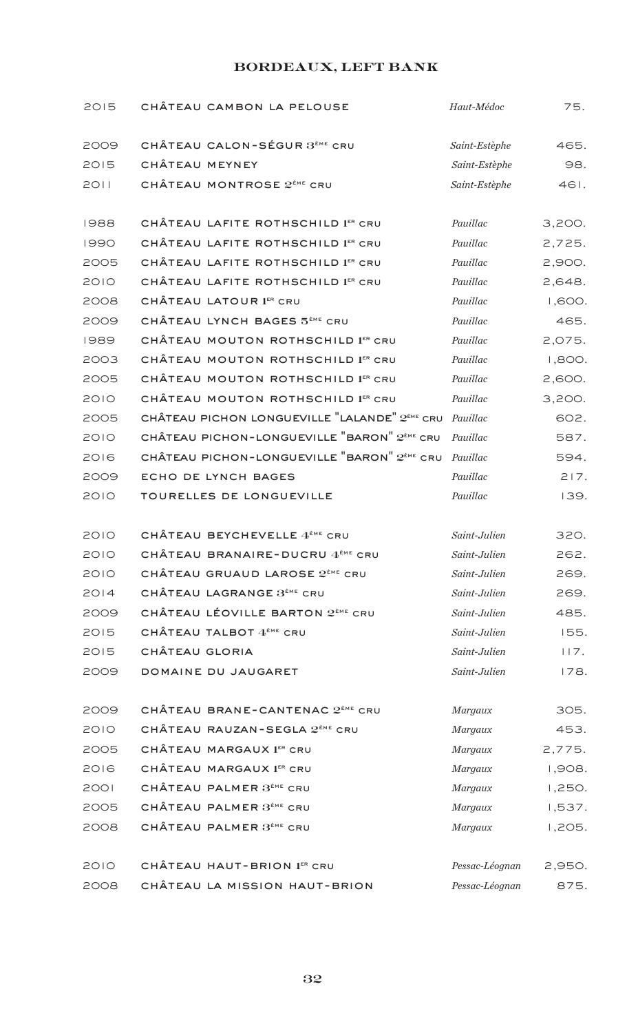# BORDEAUX, LEFT BANK

| | | | |
|---|---|---|---|
| 2015 | CHÂTEAU CAMBON LA PELOUSE | *Haut-Médoc* | 75. |
| | | | |
| 2009 | CHÂTEAU CALON-SÉGUR 3ÈME CRU | *Saint-Estèphe* | 465. |
| 2015 | CHÂTEAU MEYNEY | *Saint-Estèphe* | 98. |
| 2011 | CHÂTEAU MONTROSE 2ÈME CRU | *Saint-Estèphe* | 461. |
| | | | |
| 1988 | CHÂTEAU LAFITE ROTHSCHILD 1ER CRU | *Pauillac* | 3,200. |
| 1990 | CHÂTEAU LAFITE ROTHSCHILD 1ER CRU | *Pauillac* | 2,725. |
| 2005 | CHÂTEAU LAFITE ROTHSCHILD 1ER CRU | *Pauillac* | 2,900. |
| 2010 | CHÂTEAU LAFITE ROTHSCHILD 1ER CRU | *Pauillac* | 2,648. |
| 2008 | CHÂTEAU LATOUR 1ER CRU | *Pauillac* | 1,600. |
| 2009 | CHÂTEAU LYNCH BAGES 5ÈME CRU | *Pauillac* | 465. |
| 1989 | CHÂTEAU MOUTON ROTHSCHILD 1ER CRU | *Pauillac* | 2,075. |
| 2003 | CHÂTEAU MOUTON ROTHSCHILD 1ER CRU | *Pauillac* | 1,800. |
| 2005 | CHÂTEAU MOUTON ROTHSCHILD 1ER CRU | *Pauillac* | 2,600. |
| 2010 | CHÂTEAU MOUTON ROTHSCHILD 1ER CRU | *Pauillac* | 3,200. |
| 2005 | CHÂTEAU PICHON LONGUEVILLE "LALANDE" 2ÈME CRU | *Pauillac* | 602. |
| 2010 | CHÂTEAU PICHON-LONGUEVILLE "BARON" 2ÈME CRU | *Pauillac* | 587. |
| 2016 | CHÂTEAU PICHON-LONGUEVILLE "BARON" 2ÈME CRU | *Pauillac* | 594. |
| 2009 | ECHO DE LYNCH BAGES | *Pauillac* | 217. |
| 2010 | TOURELLES DE LONGUEVILLE | *Pauillac* | 139. |
| | | | |
| 2010 | CHÂTEAU BEYCHEVELLE 4ÈME CRU | *Saint-Julien* | 320. |
| 2010 | CHÂTEAU BRANAIRE-DUCRU 4ÈME CRU | *Saint-Julien* | 262. |
| 2010 | CHÂTEAU GRUAUD LAROSE 2ÈME CRU | *Saint-Julien* | 269. |
| 2014 | CHÂTEAU LAGRANGE 3ÈME CRU | *Saint-Julien* | 269. |
| 2009 | CHÂTEAU LÉOVILLE BARTON 2ÈME CRU | *Saint-Julien* | 485. |
| 2015 | CHÂTEAU TALBOT 4ÈME CRU | *Saint-Julien* | 155. |
| 2015 | CHÂTEAU GLORIA | *Saint-Julien* | 117. |
| 2009 | DOMAINE DU JAUGARET | *Saint-Julien* | 178. |
| | | | |
| 2009 | CHÂTEAU BRANE-CANTENAC 2ÈME CRU | *Margaux* | 305. |
| 2010 | CHÂTEAU RAUZAN-SEGLA 2ÈME CRU | *Margaux* | 453. |
| 2005 | CHÂTEAU MARGAUX 1ER CRU | *Margaux* | 2,775. |
| 2016 | CHÂTEAU MARGAUX 1ER CRU | *Margaux* | 1,908. |
| 2001 | CHÂTEAU PALMER 3ÈME CRU | *Margaux* | 1,250. |
| 2005 | CHÂTEAU PALMER 3ÈME CRU | *Margaux* | 1,537. |
| 2008 | CHÂTEAU PALMER 3ÈME CRU | *Margaux* | 1,205. |
| | | | |
| 2010 | CHÂTEAU HAUT-BRION 1ER CRU | *Pessac-Léognan* | 2,950. |
| 2008 | CHÂTEAU LA MISSION HAUT-BRION | *Pessac-Léognan* | 875. |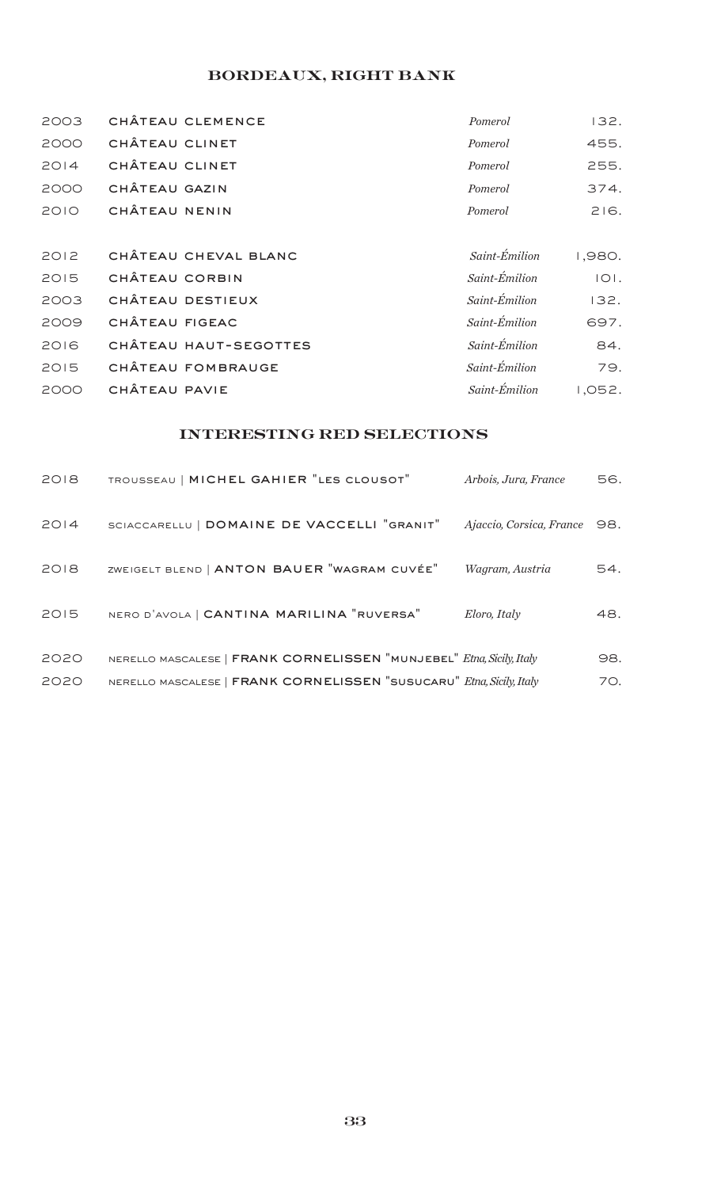## BORDEAUX, RIGHT BANK

| | | | |
|---|---|---|---|
| 2003 | CHÂTEAU CLEMENCE | *Pomerol* | 132. |
| 2000 | CHÂTEAU CLINET | *Pomerol* | 455. |
| 2014 | CHÂTEAU CLINET | *Pomerol* | 255. |
| 2000 | CHÂTEAU GAZIN | *Pomerol* | 374. |
| 2010 | CHÂTEAU NENIN | *Pomerol* | 216. |
| 2012 | CHÂTEAU CHEVAL BLANC | *Saint-Émilion* | 1,980. |
| 2015 | CHÂTEAU CORBIN | *Saint-Émilion* | 101. |
| 2003 | CHÂTEAU DESTIEUX | *Saint-Émilion* | 132. |
| 2009 | CHÂTEAU FIGEAC | *Saint-Émilion* | 697. |
| 2016 | CHÂTEAU HAUT-SEGOTTES | *Saint-Émilion* | 84. |
| 2015 | CHÂTEAU FOMBRAUGE | *Saint-Émilion* | 79. |
| 2000 | CHÂTEAU PAVIE | *Saint-Émilion* | 1,052. |

## INTERESTING RED SELECTIONS

| | | | |
|---|---|---|---|
| 2018 | TROUSSEAU \| MICHEL GAHIER "LES CLOUSOT" | *Arbois, Jura, France* | 56. |
| 2014 | SCIACCARELLU \| DOMAINE DE VACCELLI "GRANIT" | *Ajaccio, Corsica, France* | 98. |
| 2018 | ZWEIGELT BLEND \| ANTON BAUER "WAGRAM CUVÉE" | *Wagram, Austria* | 54. |
| 2015 | NERO D'AVOLA \| CANTINA MARILINA "RUVERSA" | *Eloro, Italy* | 48. |
| 2020 | NERELLO MASCALESE \| FRANK CORNELISSEN "MUNJEBEL" | *Etna, Sicily, Italy* | 98. |
| 2020 | NERELLO MASCALESE \| FRANK CORNELISSEN "SUSUCARU" | *Etna, Sicily, Italy* | 70. |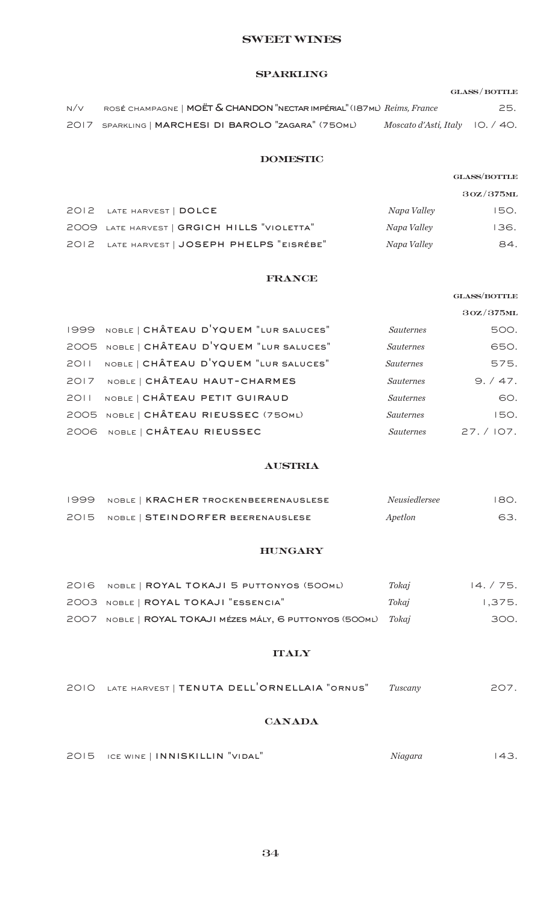# SWEET WINES

## SPARKLING

| | | | GLASS / BOTTLE |
|---|---|---|---|
| N/V | ROSÉ CHAMPAGNE \| **MOËT & CHANDON "NECTAR IMPÉRIAL"** (187ML) | *Reims, France* | 25. |
| 2017 | SPARKLING \| **MARCHESI DI BAROLO "ZAGARA"** (750ML) | *Moscato d'Asti, Italy* | 10. / 40. |

## DOMESTIC

| | | | GLASS/BOTTLE<br>3OZ/375ML |
|---|---|---|---|
| 2012 | LATE HARVEST \| **DOLCE** | *Napa Valley* | 150. |
| 2009 | LATE HARVEST \| **GRGICH HILLS "VIOLETTA"** | *Napa Valley* | 136. |
| 2012 | LATE HARVEST \| **JOSEPH PHELPS "EISRÉBE"** | *Napa Valley* | 84. |

## FRANCE

| | | | GLASS/BOTTLE<br>3OZ/375ML |
|---|---|---|---|
| 1999 | NOBLE \| **CHÂTEAU D'YQUEM "LUR SALUCES"** | *Sauternes* | 500. |
| 2005 | NOBLE \| **CHÂTEAU D'YQUEM "LUR SALUCES"** | *Sauternes* | 650. |
| 2011 | NOBLE \| **CHÂTEAU D'YQUEM "LUR SALUCES"** | *Sauternes* | 575. |
| 2017 | NOBLE \| **CHÂTEAU HAUT-CHARMES** | *Sauternes* | 9. / 47. |
| 2011 | NOBLE \| **CHÂTEAU PETIT GUIRAUD** | *Sauternes* | 60. |
| 2005 | NOBLE \| **CHÂTEAU RIEUSSEC** (750ML) | *Sauternes* | 150. |
| 2006 | NOBLE \| **CHÂTEAU RIEUSSEC** | *Sauternes* | 27. / 107. |

## AUSTRIA

| | | | |
|---|---|---|---|
| 1999 | NOBLE \| **KRACHER** TROCKENBEERENAUSLESE | *Neusiedlersee* | 180. |
| 2015 | NOBLE \| **STEINDORFER** BEERENAUSLESE | *Apetlon* | 63. |

## HUNGARY

| | | | |
|---|---|---|---|
| 2016 | NOBLE \| **ROYAL TOKAJI 5 PUTTONYOS** (500ML) | *Tokaj* | 14. / 75. |
| 2003 | NOBLE \| **ROYAL TOKAJI "ESSENCIA"** | *Tokaj* | 1,375. |
| 2007 | NOBLE \| **ROYAL TOKAJI** MÉZES MÁLY, 6 PUTTONYOS (500ML) | *Tokaj* | 300. |

## ITALY

| | | | |
|---|---|---|---|
| 2010 | LATE HARVEST \| **TENUTA DELL'ORNELLAIA "ORNUS"** | *Tuscany* | 207. |

## CANADA

| | | | |
|---|---|---|---|
| 2015 | ICE WINE \| **INNISKILLIN "VIDAL"** | *Niagara* | 143. |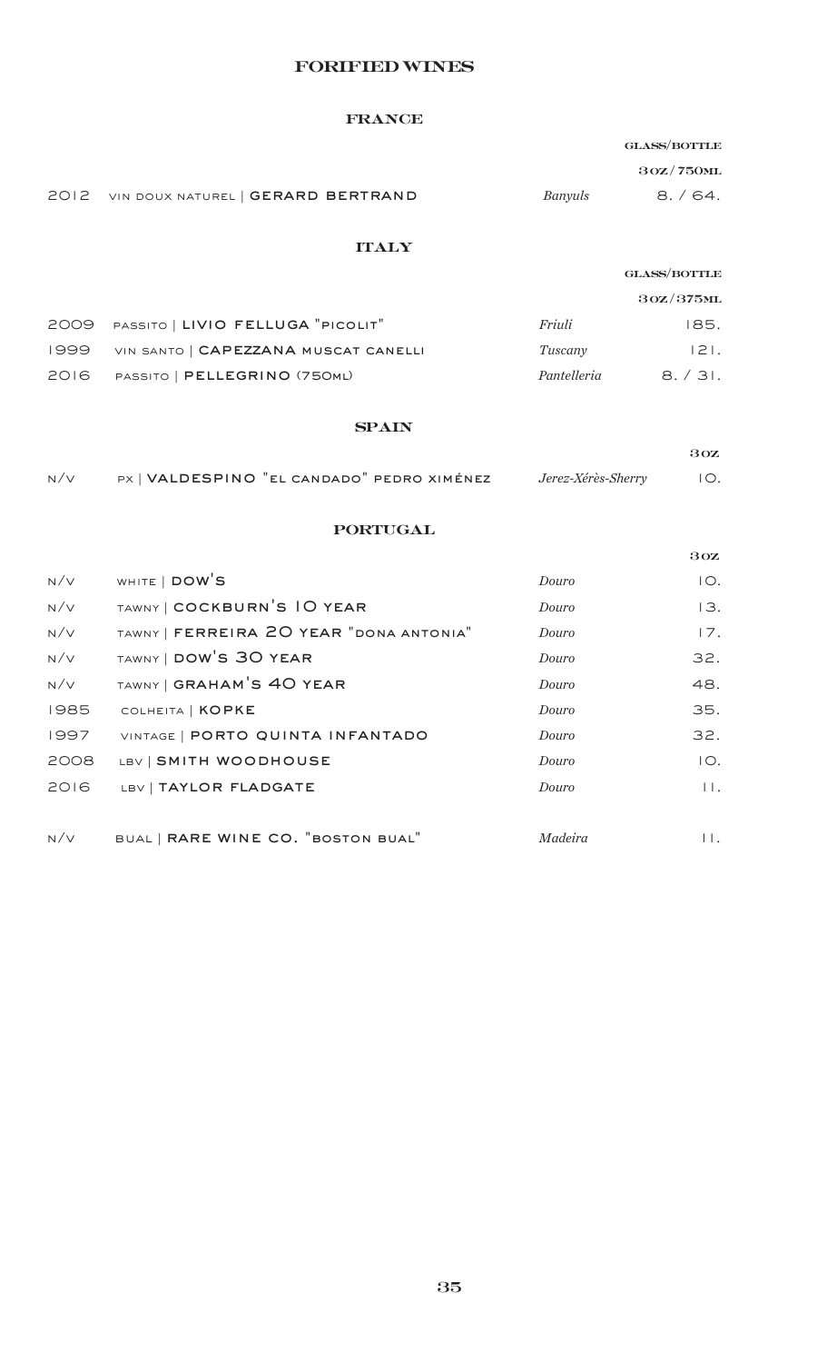# FORIFIED WINES

## FRANCE

| | | | GLASS/BOTTLE 3OZ/750ML |
|---|---|---|---|
| 2012 | VIN DOUX NATUREL \| **GERARD BERTRAND** | *Banyuls* | 8. / 64. |

## ITALY

| | | | GLASS/BOTTLE 3OZ/375ML |
|---|---|---|---|
| 2009 | PASSITO \| **LIVIO FELLUGA "PICOLIT"** | *Friuli* | 185. |
| 1999 | VIN SANTO \| **CAPEZZANA MUSCAT CANELLI** | *Tuscany* | 121. |
| 2016 | PASSITO \| **PELLEGRINO** (750ML) | *Pantelleria* | 8. / 31. |

## SPAIN

| | | | 3OZ |
|---|---|---|---|
| N/V | PX \| **VALDESPINO "EL CANDADO" PEDRO XIMÉNEZ** | *Jerez-Xérès-Sherry* | 10. |

## PORTUGAL

| | | | 3OZ |
|---|---|---|---|
| N/V | WHITE \| **DOW'S** | *Douro* | 10. |
| N/V | TAWNY \| **COCKBURN'S 10 YEAR** | *Douro* | 13. |
| N/V | TAWNY \| **FERREIRA 20 YEAR "DONA ANTONIA"** | *Douro* | 17. |
| N/V | TAWNY \| **DOW'S 30 YEAR** | *Douro* | 32. |
| N/V | TAWNY \| **GRAHAM'S 40 YEAR** | *Douro* | 48. |
| 1985 | COLHEITA \| **KOPKE** | *Douro* | 35. |
| 1997 | VINTAGE \| **PORTO QUINTA INFANTADO** | *Douro* | 32. |
| 2008 | LBV \| **SMITH WOODHOUSE** | *Douro* | 10. |
| 2016 | LBV \| **TAYLOR FLADGATE** | *Douro* | 11. |
| N/V | BUAL \| **RARE WINE CO. "BOSTON BUAL"** | *Madeira* | 11. |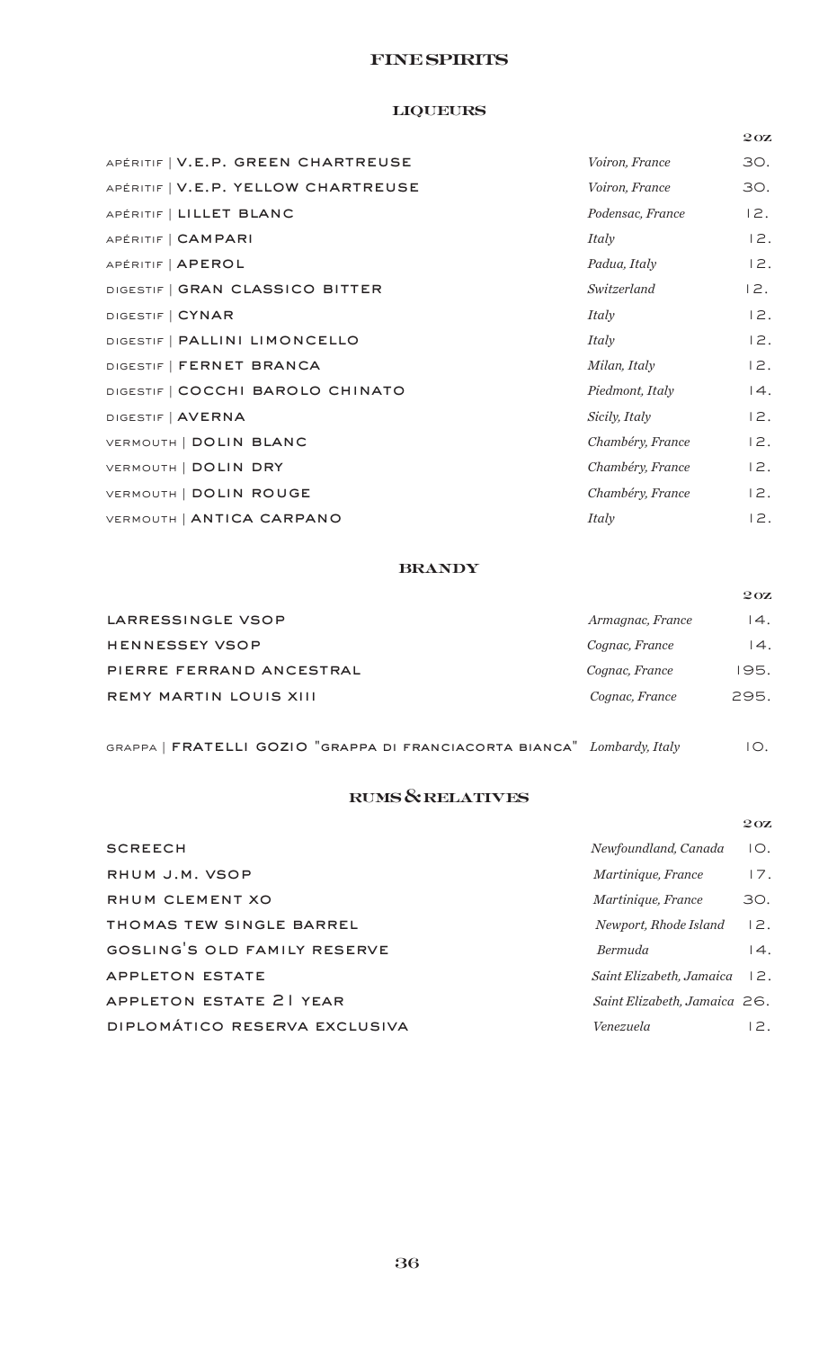# FINE SPIRITS

## LIQUEURS

| | | 2 OZ |
|---|---|---|
| APÉRITIF \| V.E.P. GREEN CHARTREUSE | *Voiron, France* | 30. |
| APÉRITIF \| V.E.P. YELLOW CHARTREUSE | *Voiron, France* | 30. |
| APÉRITIF \| LILLET BLANC | *Podensac, France* | 12. |
| APÉRITIF \| CAMPARI | *Italy* | 12. |
| APÉRITIF \| APEROL | *Padua, Italy* | 12. |
| DIGESTIF \| GRAN CLASSICO BITTER | *Switzerland* | 12. |
| DIGESTIF \| CYNAR | *Italy* | 12. |
| DIGESTIF \| PALLINI LIMONCELLO | *Italy* | 12. |
| DIGESTIF \| FERNET BRANCA | *Milan, Italy* | 12. |
| DIGESTIF \| COCCHI BAROLO CHINATO | *Piedmont, Italy* | 14. |
| DIGESTIF \| AVERNA | *Sicily, Italy* | 12. |
| VERMOUTH \| DOLIN BLANC | *Chambéry, France* | 12. |
| VERMOUTH \| DOLIN DRY | *Chambéry, France* | 12. |
| VERMOUTH \| DOLIN ROUGE | *Chambéry, France* | 12. |
| VERMOUTH \| ANTICA CARPANO | *Italy* | 12. |

## BRANDY

| | | 2 OZ |
|---|---|---|
| LARRESSINGLE VSOP | *Armagnac, France* | 14. |
| HENNESSEY VSOP | *Cognac, France* | 14. |
| PIERRE FERRAND ANCESTRAL | *Cognac, France* | 195. |
| REMY MARTIN LOUIS XIII | *Cognac, France* | 295. |
| GRAPPA \| FRATELLI GOZIO "GRAPPA DI FRANCIACORTA BIANCA" | *Lombardy, Italy* | 10. |

## RUMS & RELATIVES

| | | 2 OZ |
|---|---|---|
| SCREECH | *Newfoundland, Canada* | 10. |
| RHUM J.M. VSOP | *Martinique, France* | 17. |
| RHUM CLEMENT XO | *Martinique, France* | 30. |
| THOMAS TEW SINGLE BARREL | *Newport, Rhode Island* | 12. |
| GOSLING'S OLD FAMILY RESERVE | *Bermuda* | 14. |
| APPLETON ESTATE | *Saint Elizabeth, Jamaica* | 12. |
| APPLETON ESTATE 21 YEAR | *Saint Elizabeth, Jamaica* | 26. |
| DIPLOMÁTICO RESERVA EXCLUSIVA | *Venezuela* | 12. |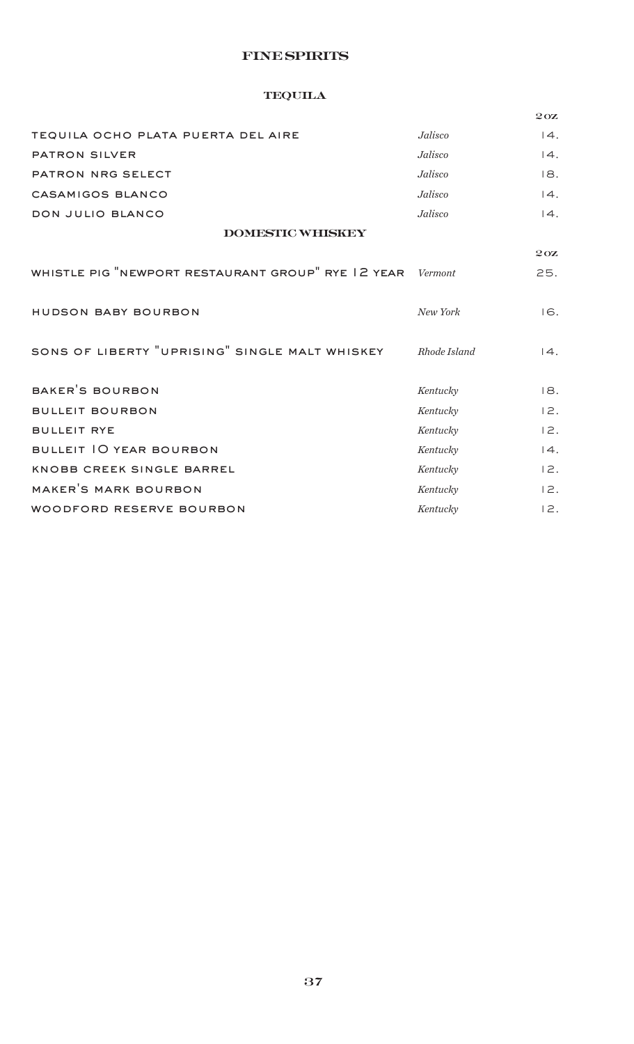# FINE SPIRITS

## TEQUILA

| | | 2oz |
|---|---|---|
| TEQUILA OCHO PLATA PUERTA DEL AIRE | *Jalisco* | 14. |
| PATRON SILVER | *Jalisco* | 14. |
| PATRON NRG SELECT | *Jalisco* | 18. |
| CASAMIGOS BLANCO | *Jalisco* | 14. |
| DON JULIO BLANCO | *Jalisco* | 14. |

## DOMESTIC WHISKEY

| | | 2oz |
|---|---|---|
| WHISTLE PIG "NEWPORT RESTAURANT GROUP" RYE 12 YEAR | *Vermont* | 25. |
| HUDSON BABY BOURBON | *New York* | 16. |
| SONS OF LIBERTY "UPRISING" SINGLE MALT WHISKEY | *Rhode Island* | 14. |
| BAKER'S BOURBON | *Kentucky* | 18. |
| BULLEIT BOURBON | *Kentucky* | 12. |
| BULLEIT RYE | *Kentucky* | 12. |
| BULLEIT 10 YEAR BOURBON | *Kentucky* | 14. |
| KNOBB CREEK SINGLE BARREL | *Kentucky* | 12. |
| MAKER'S MARK BOURBON | *Kentucky* | 12. |
| WOODFORD RESERVE BOURBON | *Kentucky* | 12. |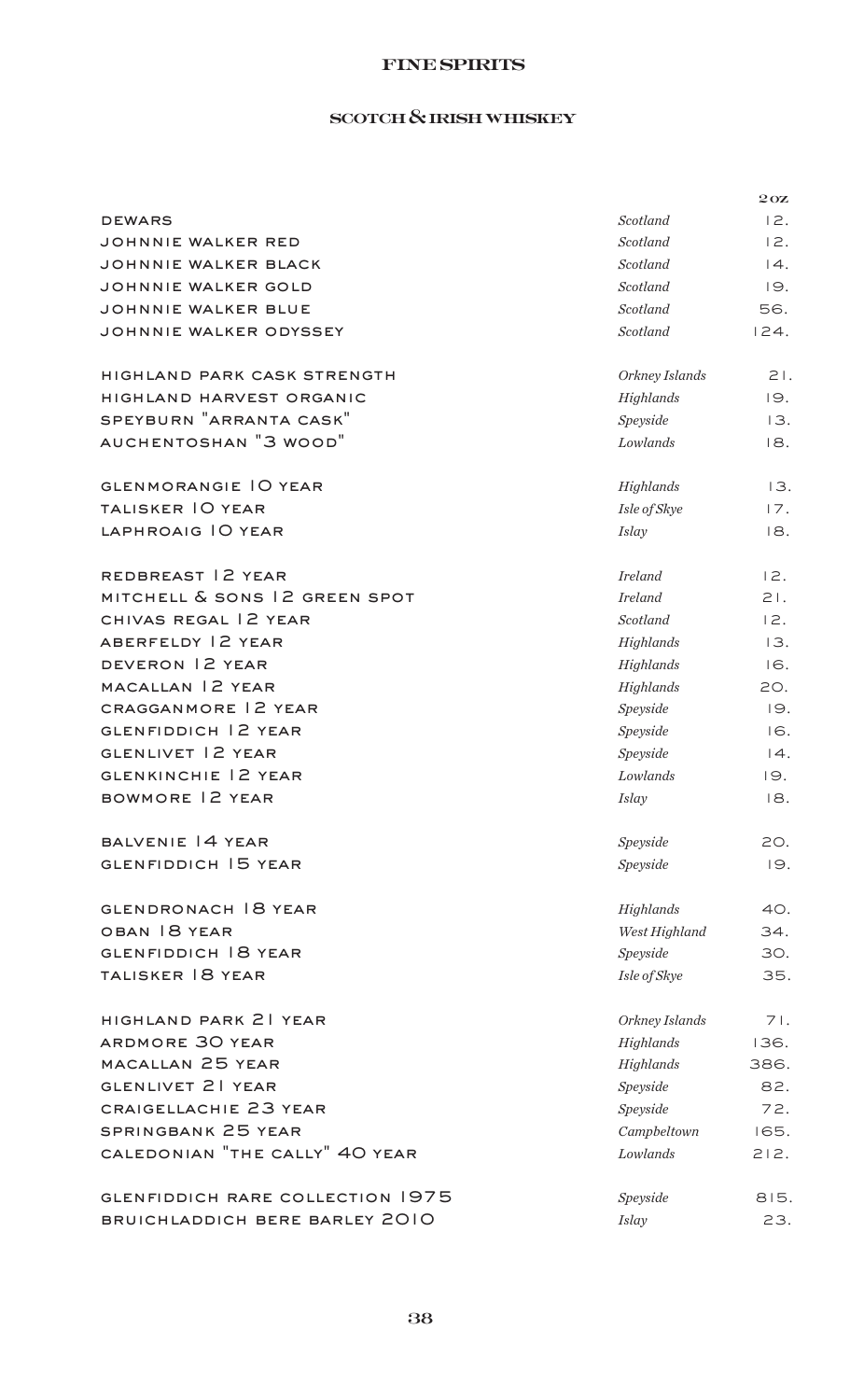# FINE SPIRITS

## SCOTCH & IRISH WHISKEY

| | | 2oz |
|---|---|---|
| DEWARS | *Scotland* | 12. |
| JOHNNIE WALKER RED | *Scotland* | 12. |
| JOHNNIE WALKER BLACK | *Scotland* | 14. |
| JOHNNIE WALKER GOLD | *Scotland* | 19. |
| JOHNNIE WALKER BLUE | *Scotland* | 56. |
| JOHNNIE WALKER ODYSSEY | *Scotland* | 124. |
| | | |
| HIGHLAND PARK CASK STRENGTH | *Orkney Islands* | 21. |
| HIGHLAND HARVEST ORGANIC | *Highlands* | 19. |
| SPEYBURN "ARRANTA CASK" | *Speyside* | 13. |
| AUCHENTOSHAN "3 WOOD" | *Lowlands* | 18. |
| | | |
| GLENMORANGIE 10 YEAR | *Highlands* | 13. |
| TALISKER 10 YEAR | *Isle of Skye* | 17. |
| LAPHROAIG 10 YEAR | *Islay* | 18. |
| | | |
| REDBREAST 12 YEAR | *Ireland* | 12. |
| MITCHELL & SONS 12 GREEN SPOT | *Ireland* | 21. |
| CHIVAS REGAL 12 YEAR | *Scotland* | 12. |
| ABERFELDY 12 YEAR | *Highlands* | 13. |
| DEVERON 12 YEAR | *Highlands* | 16. |
| MACALLAN 12 YEAR | *Highlands* | 20. |
| CRAGGANMORE 12 YEAR | *Speyside* | 19. |
| GLENFIDDICH 12 YEAR | *Speyside* | 16. |
| GLENLIVET 12 YEAR | *Speyside* | 14. |
| GLENKINCHIE 12 YEAR | *Lowlands* | 19. |
| BOWMORE 12 YEAR | *Islay* | 18. |
| | | |
| BALVENIE 14 YEAR | *Speyside* | 20. |
| GLENFIDDICH 15 YEAR | *Speyside* | 19. |
| | | |
| GLENDRONACH 18 YEAR | *Highlands* | 40. |
| OBAN 18 YEAR | *West Highland* | 34. |
| GLENFIDDICH 18 YEAR | *Speyside* | 30. |
| TALISKER 18 YEAR | *Isle of Skye* | 35. |
| | | |
| HIGHLAND PARK 21 YEAR | *Orkney Islands* | 71. |
| ARDMORE 30 YEAR | *Highlands* | 136. |
| MACALLAN 25 YEAR | *Highlands* | 386. |
| GLENLIVET 21 YEAR | *Speyside* | 82. |
| CRAIGELLACHIE 23 YEAR | *Speyside* | 72. |
| SPRINGBANK 25 YEAR | *Campbeltown* | 165. |
| CALEDONIAN "THE CALLY" 40 YEAR | *Lowlands* | 212. |
| | | |
| GLENFIDDICH RARE COLLECTION 1975 | *Speyside* | 815. |
| BRUICHLADDICH BERE BARLEY 2010 | *Islay* | 23. |